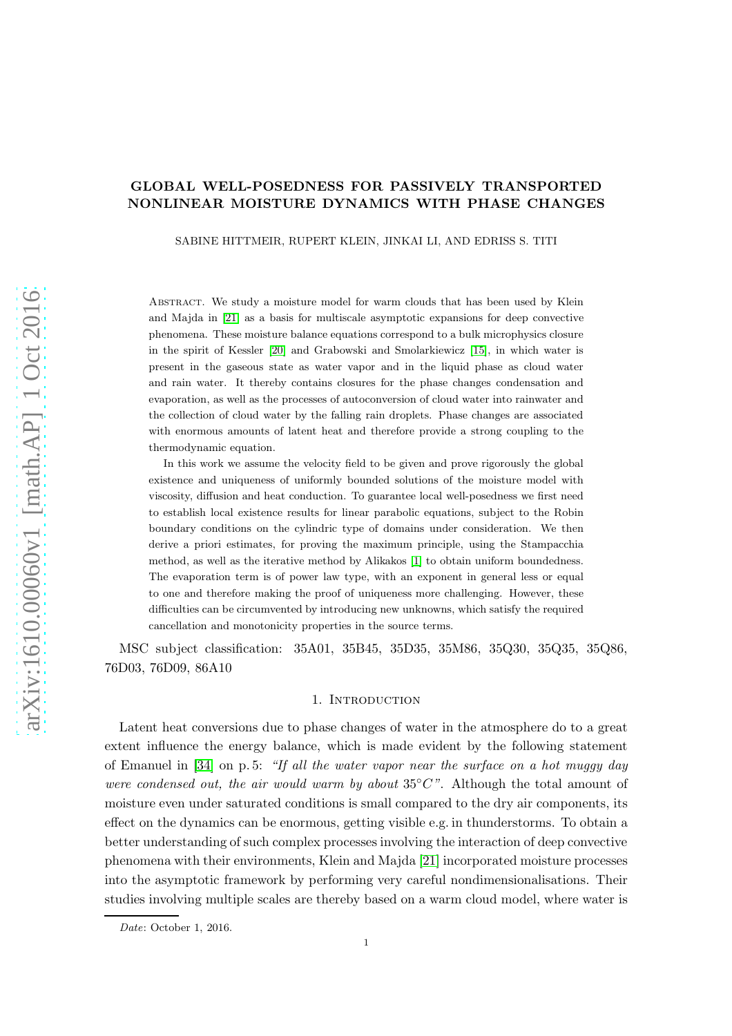# GLOBAL WELL-POSEDNESS FOR PASSIVELY TRANSPORTED NONLINEAR MOISTURE DYNAMICS WITH PHASE CHANGES

SABINE HITTMEIR, RUPERT KLEIN, JINKAI LI, AND EDRISS S. TITI

Abstract. We study a moisture model for warm clouds that has been used by Klein and Majda in [21] as a basis for multiscale asymptotic expansions for deep convective phenomena. These moisture balance equations correspond to a bulk microphysics closure in the spirit of Kessler [20] and Grabowski and Smolarkiewicz [15], in which water is present in the gaseous state as water vapor and in the liquid phase as cloud water and rain water. It thereby contains closures for the phase changes condensation and evaporation, as well as the processes of autoconversion of cloud water into rainwater and the collection of cloud water by the falling rain droplets. Phase changes are associated with enormous amounts of latent heat and therefore provide a strong coupling to the thermodynamic equation.

In this work we assume the velocity field to be given and prove rigorously the global existence and uniqueness of uniformly bounded solutions of the moisture model with viscosity, diffusion and heat conduction. To guarantee local well-posedness we first need to establish local existence results for linear parabolic equations, subject to the Robin boundary conditions on the cylindric type of domains under consideration. We then derive a priori estimates, for proving the maximum principle, using the Stampacchia method, as well as the iterative method by Alikakos [1] to obtain uniform boundedness. The evaporation term is of power law type, with an exponent in general less or equal to one and therefore making the proof of uniqueness more challenging. However, these difficulties can be circumvented by introducing new unknowns, which satisfy the required cancellation and monotonicity properties in the source terms.

MSC subject classification: 35A01, 35B45, 35D35, 35M86, 35Q30, 35Q35, 35Q86, 76D03, 76D09, 86A10

## 1. Introduction

Latent heat conversions due to phase changes of water in the atmosphere do to a great extent influence the energy balance, which is made evident by the following statement of Emanuel in [34] on p. 5: *"If all the water vapor near the surface on a hot muggy day were condensed out, the air would warm by about 35°C"*. Although the total amount of moisture even under saturated conditions is small compared to the dry air components, its effect on the dynamics can be enormous, getting visible e.g. in thunderstorms. To obtain a better understanding of such complex processes involving the interaction of deep convective phenomena with their environments, Klein and Majda [21] incorporated moisture processes into the asymptotic framework by performing very careful nondimensionalisations. Their studies involving multiple scales are thereby based on a warm cloud model, where water is

*Date*: October 1, 2016.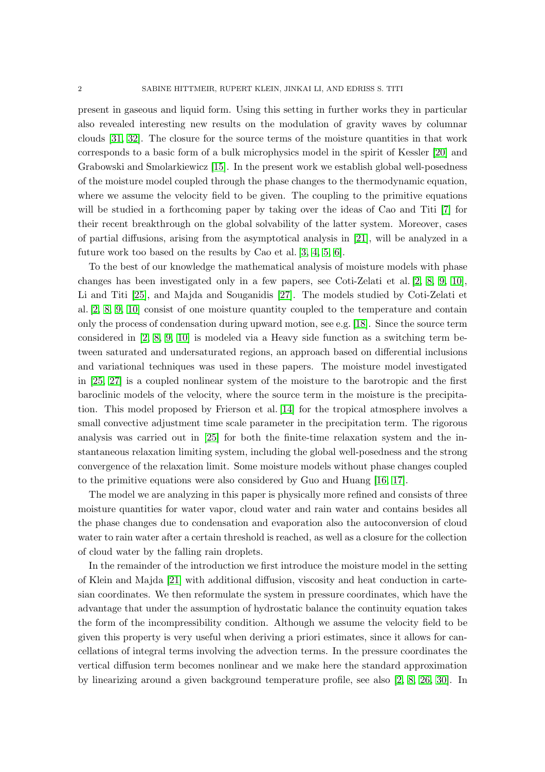present in gaseous and liquid form. Using this setting in further works they in particular also revealed interesting new results on the modulation of gravity waves by columnar clouds [31, 32]. The closure for the source terms of the moisture quantities in that work corresponds to a basic form of a bulk microphysics model in the spirit of Kessler [20] and Grabowski and Smolarkiewicz [15]. In the present work we establish global well-posedness of the moisture model coupled through the phase changes to the thermodynamic equation, where we assume the velocity field to be given. The coupling to the primitive equations will be studied in a forthcoming paper by taking over the ideas of Cao and Titi [7] for their recent breakthrough on the global solvability of the latter system. Moreover, cases of partial diffusions, arising from the asymptotical analysis in [21], will be analyzed in a future work too based on the results by Cao et al. [3, 4, 5, 6].

To the best of our knowledge the mathematical analysis of moisture models with phase changes has been investigated only in a few papers, see Coti-Zelati et al. [2, 8, 9, 10], Li and Titi [25], and Majda and Souganidis [27]. The models studied by Coti-Zelati et al. [2, 8, 9, 10] consist of one moisture quantity coupled to the temperature and contain only the process of condensation during upward motion, see e.g. [18]. Since the source term considered in [2, 8, 9, 10] is modeled via a Heavy side function as a switching term between saturated and undersaturated regions, an approach based on differential inclusions and variational techniques was used in these papers. The moisture model investigated in [25, 27] is a coupled nonlinear system of the moisture to the barotropic and the first baroclinic models of the velocity, where the source term in the moisture is the precipitation. This model proposed by Frierson et al. [14] for the tropical atmosphere involves a small convective adjustment time scale parameter in the precipitation term. The rigorous analysis was carried out in [25] for both the finite-time relaxation system and the instantaneous relaxation limiting system, including the global well-posedness and the strong convergence of the relaxation limit. Some moisture models without phase changes coupled to the primitive equations were also considered by Guo and Huang [16, 17].

The model we are analyzing in this paper is physically more refined and consists of three moisture quantities for water vapor, cloud water and rain water and contains besides all the phase changes due to condensation and evaporation also the autoconversion of cloud water to rain water after a certain threshold is reached, as well as a closure for the collection of cloud water by the falling rain droplets.

In the remainder of the introduction we first introduce the moisture model in the setting of Klein and Majda [21] with additional diffusion, viscosity and heat conduction in cartesian coordinates. We then reformulate the system in pressure coordinates, which have the advantage that under the assumption of hydrostatic balance the continuity equation takes the form of the incompressibility condition. Although we assume the velocity field to be given this property is very useful when deriving a priori estimates, since it allows for cancellations of integral terms involving the advection terms. In the pressure coordinates the vertical diffusion term becomes nonlinear and we make here the standard approximation by linearizing around a given background temperature profile, see also [2, 8, 26, 30]. In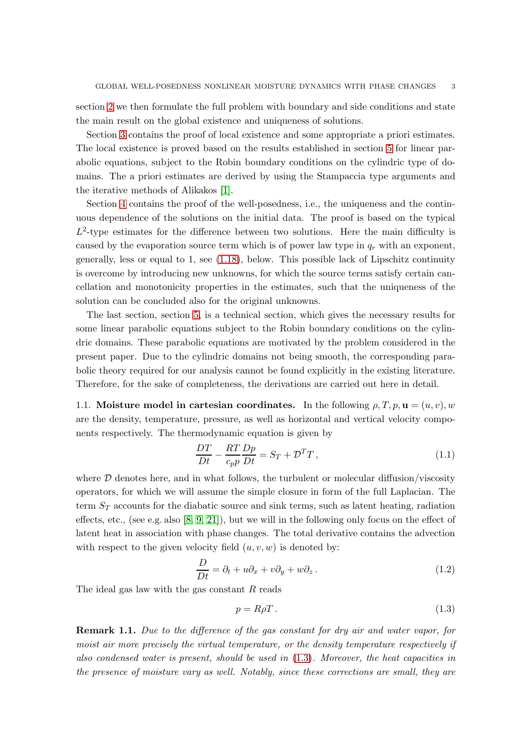section 2 we then formulate the full problem with boundary and side conditions and state the main result on the global existence and uniqueness of solutions.

Section 3 contains the proof of local existence and some appropriate a priori estimates. The local existence is proved based on the results established in section 5 for linear parabolic equations, subject to the Robin boundary conditions on the cylindric type of domains. The a priori estimates are derived by using the Stampaccia type arguments and the iterative methods of Alikakos [1].

Section 4 contains the proof of the well-posedness, i.e., the uniqueness and the continuous dependence of the solutions on the initial data. The proof is based on the typical $L^2$-type estimates for the difference between two solutions. Here the main difficulty is caused by the evaporation source term which is of power law type in $q_r$ with an exponent, generally, less or equal to 1, see (1.18), below. This possible lack of Lipschitz continuity is overcome by introducing new unknowns, for which the source terms satisfy certain cancellation and monotonicity properties in the estimates, such that the uniqueness of the solution can be concluded also for the original unknowns.

The last section, section 5, is a technical section, which gives the necessary results for some linear parabolic equations subject to the Robin boundary conditions on the cylindric domains. These parabolic equations are motivated by the problem considered in the present paper. Due to the cylindric domains not being smooth, the corresponding parabolic theory required for our analysis cannot be found explicitly in the existing literature. Therefore, for the sake of completeness, the derivations are carried out here in detail.

### 1.1. Moisture model in cartesian coordinates.

In the following $\rho, T, p, \mathbf{u} = (u, v), w$ are the density, temperature, pressure, as well as horizontal and vertical velocity components respectively. The thermodynamic equation is given by

$$\frac{DT}{Dt} - \frac{RT}{c_p p}\frac{Dp}{Dt} = S_T + \mathcal{D}^T T\,, \tag{1.1}$$

where $\mathcal{D}$ denotes here, and in what follows, the turbulent or molecular diffusion/viscosity operators, for which we will assume the simple closure in form of the full Laplacian. The term $S_T$ accounts for the diabatic source and sink terms, such as latent heating, radiation effects, etc., (see e.g. also [8, 9, 21]), but we will in the following only focus on the effect of latent heat in association with phase changes. The total derivative contains the advection with respect to the given velocity field $(u, v, w)$ is denoted by:

$$\frac{D}{Dt} = \partial_t + u\partial_x + v\partial_y + w\partial_z\,. \tag{1.2}$$

The ideal gas law with the gas constant $R$ reads

$$p = R\rho T\,. \tag{1.3}$$

**Remark 1.1.** *Due to the difference of the gas constant for dry air and water vapor, for moist air more precisely the virtual temperature, or the density temperature respectively if also condensed water is present, should be used in (1.3). Moreover, the heat capacities in the presence of moisture vary as well. Notably, since these corrections are small, they are*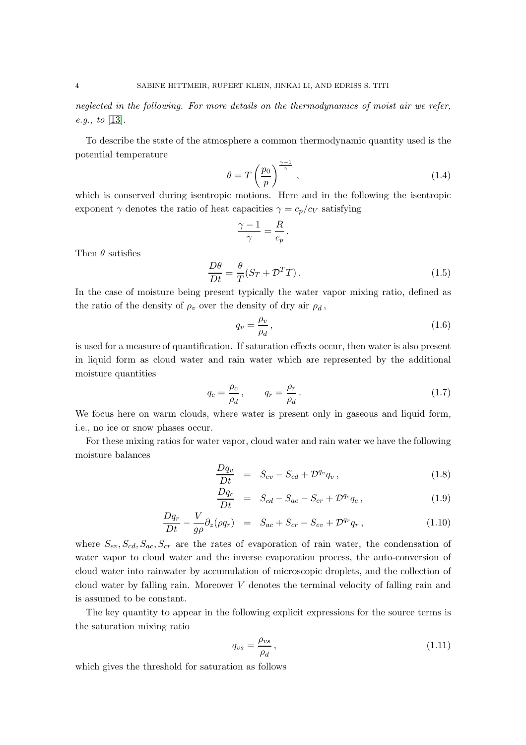*neglected in the following. For more details on the thermodynamics of moist air we refer, e.g., to* [13].

To describe the state of the atmosphere a common thermodynamic quantity used is the potential temperature

$$\theta = T\left(\frac{p_0}{p}\right)^{\frac{\gamma-1}{\gamma}}, \tag{1.4}$$

which is conserved during isentropic motions. Here and in the following the isentropic exponent $\gamma$ denotes the ratio of heat capacities $\gamma = c_p/c_V$ satisfying

$$\frac{\gamma-1}{\gamma} = \frac{R}{c_p}.$$

Then $\theta$ satisfies

$$\frac{D\theta}{Dt} = \frac{\theta}{T}(S_T + \mathcal{D}^T T). \tag{1.5}$$

In the case of moisture being present typically the water vapor mixing ratio, defined as the ratio of the density of $\rho_v$ over the density of dry air $\rho_d$,

$$q_v = \frac{\rho_v}{\rho_d}, \tag{1.6}$$

is used for a measure of quantification. If saturation effects occur, then water is also present in liquid form as cloud water and rain water which are represented by the additional moisture quantities

$$q_c = \frac{\rho_c}{\rho_d}, \qquad q_r = \frac{\rho_r}{\rho_d}. \tag{1.7}$$

We focus here on warm clouds, where water is present only in gaseous and liquid form, i.e., no ice or snow phases occur.

For these mixing ratios for water vapor, cloud water and rain water we have the following moisture balances

$$\frac{Dq_v}{Dt} = S_{ev} - S_{cd} + \mathcal{D}^{q_v} q_v, \tag{1.8}$$

$$\frac{Dq_c}{Dt} = S_{cd} - S_{ac} - S_{cr} + \mathcal{D}^{q_c} q_c, \tag{1.9}$$

$$\frac{Dq_r}{Dt} - \frac{V}{g\rho}\partial_z(\rho q_r) = S_{ac} + S_{cr} - S_{ev} + \mathcal{D}^{q_r} q_r, \tag{1.10}$$

where $S_{ev}, S_{cd}, S_{ac}, S_{cr}$ are the rates of evaporation of rain water, the condensation of water vapor to cloud water and the inverse evaporation process, the auto-conversion of cloud water into rainwater by accumulation of microscopic droplets, and the collection of cloud water by falling rain. Moreover $V$ denotes the terminal velocity of falling rain and is assumed to be constant.

The key quantity to appear in the following explicit expressions for the source terms is the saturation mixing ratio

$$q_{vs} = \frac{\rho_{vs}}{\rho_d}, \tag{1.11}$$

which gives the threshold for saturation as follows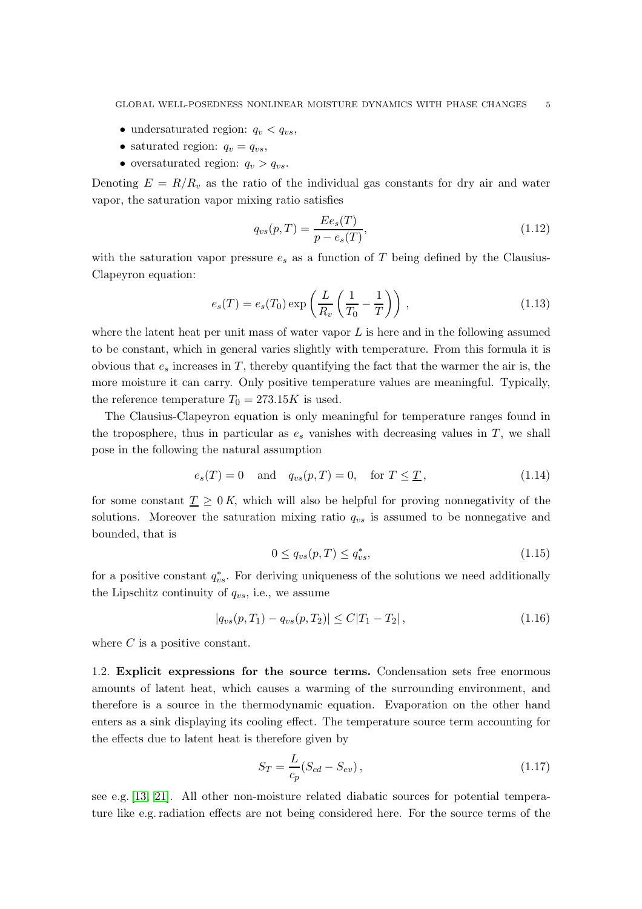- undersaturated region: $q_v < q_{vs}$,
- saturated region: $q_v = q_{vs}$,
- oversaturated region: $q_v > q_{vs}$.

Denoting $E = R/R_v$ as the ratio of the individual gas constants for dry air and water vapor, the saturation vapor mixing ratio satisfies

$$q_{vs}(p,T) = \frac{E e_s(T)}{p - e_s(T)}, \tag{1.12}$$

with the saturation vapor pressure $e_s$ as a function of $T$ being defined by the Clausius-Clapeyron equation:

$$e_s(T) = e_s(T_0) \exp\left(\frac{L}{R_v}\left(\frac{1}{T_0} - \frac{1}{T}\right)\right), \tag{1.13}$$

where the latent heat per unit mass of water vapor $L$ is here and in the following assumed to be constant, which in general varies slightly with temperature. From this formula it is obvious that $e_s$ increases in $T$, thereby quantifying the fact that the warmer the air is, the more moisture it can carry. Only positive temperature values are meaningful. Typically, the reference temperature $T_0 = 273.15K$ is used.

The Clausius-Clapeyron equation is only meaningful for temperature ranges found in the troposphere, thus in particular as $e_s$ vanishes with decreasing values in $T$, we shall pose in the following the natural assumption

$$e_s(T) = 0 \quad \text{and} \quad q_{vs}(p,T) = 0, \quad \text{for } T \leq \underline{T}, \tag{1.14}$$

for some constant $\underline{T} \geq 0\,K$, which will also be helpful for proving nonnegativity of the solutions. Moreover the saturation mixing ratio $q_{vs}$ is assumed to be nonnegative and bounded, that is

$$0 \leq q_{vs}(p,T) \leq q_{vs}^*, \tag{1.15}$$

for a positive constant $q_{vs}^*$. For deriving uniqueness of the solutions we need additionally the Lipschitz continuity of $q_{vs}$, i.e., we assume

$$|q_{vs}(p,T_1) - q_{vs}(p,T_2)| \leq C|T_1 - T_2|, \tag{1.16}$$

where $C$ is a positive constant.

## 1.2. Explicit expressions for the source terms.

Condensation sets free enormous amounts of latent heat, which causes a warming of the surrounding environment, and therefore is a source in the thermodynamic equation. Evaporation on the other hand enters as a sink displaying its cooling effect. The temperature source term accounting for the effects due to latent heat is therefore given by

$$S_T = \frac{L}{c_p}(S_{cd} - S_{ev}), \tag{1.17}$$

see e.g. [13, 21]. All other non-moisture related diabatic sources for potential temperature like e.g. radiation effects are not being considered here. For the source terms of the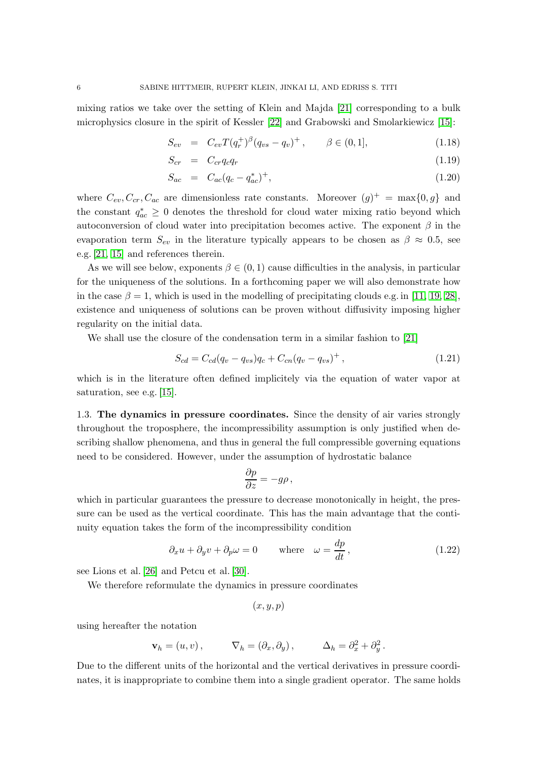mixing ratios we take over the setting of Klein and Majda [21] corresponding to a bulk microphysics closure in the spirit of Kessler [22] and Grabowski and Smolarkiewicz [15]:

$$S_{ev} = C_{ev} T (q_r^+)^\beta (q_{vs} - q_v)^+ , \qquad \beta \in (0, 1], \tag{1.18}$$

$$S_{cr} = C_{cr} q_c q_r \tag{1.19}$$

$$S_{ac} = C_{ac}(q_c - q_{ac}^*)^+, \tag{1.20}$$

where $C_{ev}, C_{cr}, C_{ac}$ are dimensionless rate constants. Moreover $(g)^+ = \max\{0, g\}$ and the constant $q_{ac}^* \geq 0$ denotes the threshold for cloud water mixing ratio beyond which autoconversion of cloud water into precipitation becomes active. The exponent $\beta$ in the evaporation term $S_{ev}$ in the literature typically appears to be chosen as $\beta \approx 0.5$, see e.g. [21, 15] and references therein.

As we will see below, exponents $\beta \in (0, 1)$ cause difficulties in the analysis, in particular for the uniqueness of the solutions. In a forthcoming paper we will also demonstrate how in the case $\beta = 1$, which is used in the modelling of precipitating clouds e.g. in [11, 19, 28], existence and uniqueness of solutions can be proven without diffusivity imposing higher regularity on the initial data.

We shall use the closure of the condensation term in a similar fashion to [21]

$$S_{cd} = C_{cd}(q_v - q_{vs}) q_c + C_{cn}(q_v - q_{vs})^+ , \tag{1.21}$$

which is in the literature often defined implicitely via the equation of water vapor at saturation, see e.g. [15].

1.3. **The dynamics in pressure coordinates.** Since the density of air varies strongly throughout the troposphere, the incompressibility assumption is only justified when describing shallow phenomena, and thus in general the full compressible governing equations need to be considered. However, under the assumption of hydrostatic balance

$$\frac{\partial p}{\partial z} = -g\rho ,$$

which in particular guarantees the pressure to decrease monotonically in height, the pressure can be used as the vertical coordinate. This has the main advantage that the continuity equation takes the form of the incompressibility condition

$$\partial_x u + \partial_y v + \partial_p \omega = 0 \qquad \text{where} \quad \omega = \frac{dp}{dt} , \tag{1.22}$$

see Lions et al. [26] and Petcu et al. [30].

We therefore reformulate the dynamics in pressure coordinates

$$(x, y, p)$$

using hereafter the notation

$$\mathbf{v}_h = (u, v) , \qquad \nabla_h = (\partial_x, \partial_y) , \qquad \Delta_h = \partial_x^2 + \partial_y^2 .$$

Due to the different units of the horizontal and the vertical derivatives in pressure coordinates, it is inappropriate to combine them into a single gradient operator. The same holds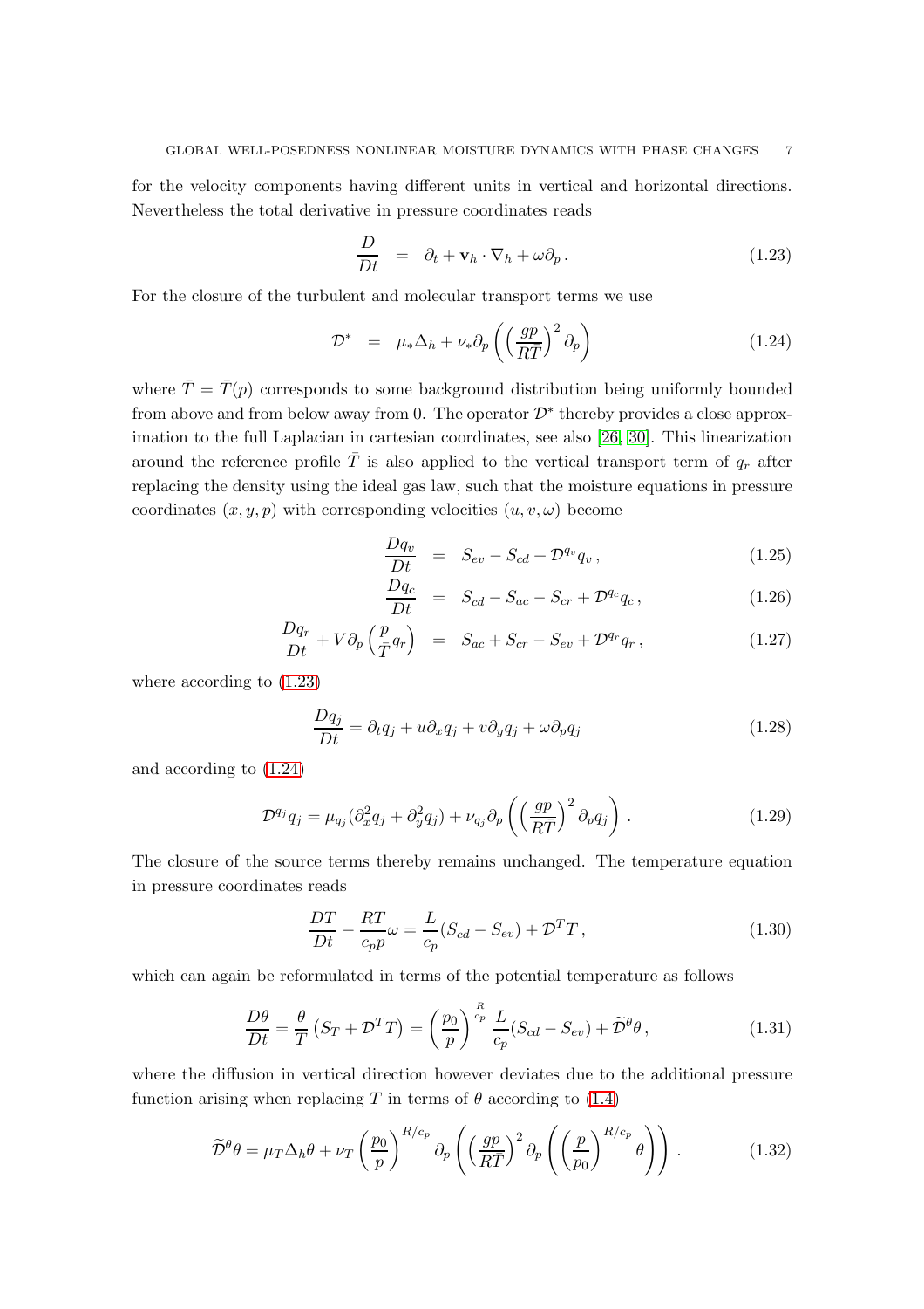for the velocity components having different units in vertical and horizontal directions. Nevertheless the total derivative in pressure coordinates reads

$$\frac{D}{Dt} \;\; = \;\; \partial_t + \mathbf{v}_h \cdot \nabla_h + \omega \partial_p \,. \tag{1.23}$$

For the closure of the turbulent and molecular transport terms we use

$$\mathcal{D}^* \;\; = \;\; \mu_* \Delta_h + \nu_* \partial_p \left( \Big(\frac{gp}{R\bar{T}}\Big)^2 \partial_p \right) \tag{1.24}$$

where $\bar{T} = \bar{T}(p)$ corresponds to some background distribution being uniformly bounded from above and from below away from 0. The operator $\mathcal{D}^*$ thereby provides a close approximation to the full Laplacian in cartesian coordinates, see also [26, 30]. This linearization around the reference profile $\bar{T}$ is also applied to the vertical transport term of $q_r$ after replacing the density using the ideal gas law, such that the moisture equations in pressure coordinates $(x, y, p)$ with corresponding velocities $(u, v, \omega)$ become

$$\frac{Dq_v}{Dt} \;\; = \;\; S_{ev} - S_{cd} + \mathcal{D}^{q_v} q_v \,, \tag{1.25}$$

$$\frac{Dq_c}{Dt} \;\; = \;\; S_{cd} - S_{ac} - S_{cr} + \mathcal{D}^{q_c} q_c \,, \tag{1.26}$$

$$\frac{Dq_r}{Dt} + V \partial_p \Big(\frac{p}{\bar{T}} q_r\Big) \;\; = \;\; S_{ac} + S_{cr} - S_{ev} + \mathcal{D}^{q_r} q_r \,, \tag{1.27}$$

where according to (1.23)

$$\frac{Dq_j}{Dt} = \partial_t q_j + u \partial_x q_j + v \partial_y q_j + \omega \partial_p q_j \tag{1.28}$$

and according to (1.24)

$$\mathcal{D}^{q_j} q_j = \mu_{q_j} (\partial_x^2 q_j + \partial_y^2 q_j) + \nu_{q_j} \partial_p \left( \Big(\frac{gp}{R\bar{T}}\Big)^2 \partial_p q_j \right) \,. \tag{1.29}$$

The closure of the source terms thereby remains unchanged. The temperature equation in pressure coordinates reads

$$\frac{DT}{Dt} - \frac{RT}{c_p p} \omega = \frac{L}{c_p} (S_{cd} - S_{ev}) + \mathcal{D}^T T \,, \tag{1.30}$$

which can again be reformulated in terms of the potential temperature as follows

$$\frac{D\theta}{Dt} = \frac{\theta}{T} \left( S_T + \mathcal{D}^T T \right) = \left( \frac{p_0}{p} \right)^{\frac{R}{c_p}} \frac{L}{c_p} (S_{cd} - S_{ev}) + \widetilde{\mathcal{D}}^\theta \theta \,, \tag{1.31}$$

where the diffusion in vertical direction however deviates due to the additional pressure function arising when replacing $T$ in terms of $\theta$ according to (1.4)

$$\widetilde{\mathcal{D}}^\theta \theta = \mu_T \Delta_h \theta + \nu_T \left( \frac{p_0}{p} \right)^{R/c_p} \partial_p \left( \Big( \frac{gp}{R\bar{T}} \Big)^2 \partial_p \left( \left( \frac{p}{p_0} \right)^{R/c_p} \theta \right) \right) \,. \tag{1.32}$$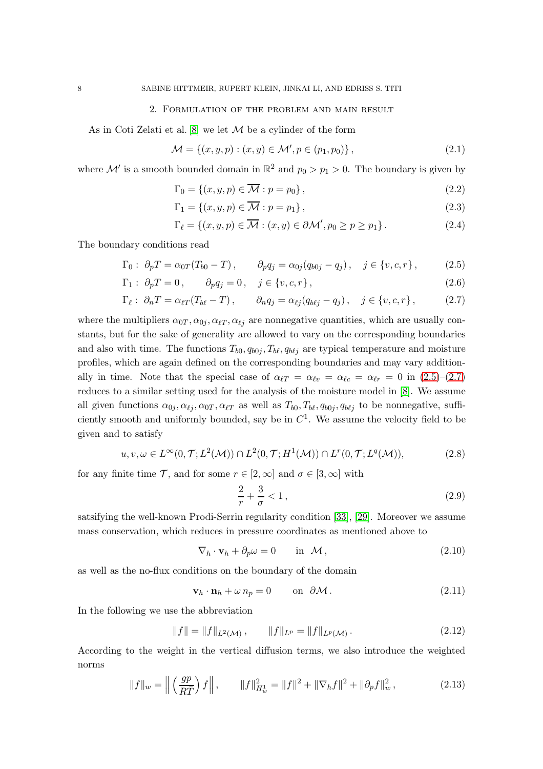## 2. Formulation of the problem and main result

As in Coti Zelati et al. [8] we let $\mathcal{M}$ be a cylinder of the form

$$\mathcal{M} = \{(x, y, p) : (x, y) \in \mathcal{M}', p \in (p_1, p_0)\}, \tag{2.1}$$

where $\mathcal{M}'$ is a smooth bounded domain in $\mathbb{R}^2$ and $p_0 > p_1 > 0$. The boundary is given by

$$\Gamma_0 = \{(x, y, p) \in \overline{\mathcal{M}} : p = p_0\}, \tag{2.2}$$

$$\Gamma_1 = \{(x, y, p) \in \overline{\mathcal{M}} : p = p_1\}, \tag{2.3}$$

$$\Gamma_\ell = \{(x, y, p) \in \overline{\mathcal{M}} : (x, y) \in \partial\mathcal{M}', p_0 \geq p \geq p_1\}. \tag{2.4}$$

The boundary conditions read

$$\Gamma_0 : \ \partial_p T = \alpha_{0T}(T_{b0} - T), \qquad \partial_p q_j = \alpha_{0j}(q_{b0j} - q_j), \quad j \in \{v, c, r\}, \tag{2.5}$$

$$\Gamma_1 : \ \partial_p T = 0, \qquad \partial_p q_j = 0, \quad j \in \{v, c, r\}, \tag{2.6}$$

$$\Gamma_\ell : \ \partial_n T = \alpha_{\ell T}(T_{b\ell} - T), \qquad \partial_n q_j = \alpha_{\ell j}(q_{b\ell j} - q_j), \quad j \in \{v, c, r\}, \tag{2.7}$$

where the multipliers $\alpha_{0T}, \alpha_{0j}, \alpha_{\ell T}, \alpha_{\ell j}$ are nonnegative quantities, which are usually constants, but for the sake of generality are allowed to vary on the corresponding boundaries and also with time. The functions $T_{b0}, q_{b0j}, T_{b\ell}, q_{b\ell j}$ are typical temperature and moisture profiles, which are again defined on the corresponding boundaries and may vary additionally in time. Note that the special case of $\alpha_{\ell T} = \alpha_{\ell v} = \alpha_{\ell c} = \alpha_{\ell r} = 0$ in (2.5)–(2.7) reduces to a similar setting used for the analysis of the moisture model in [8]. We assume all given functions $\alpha_{0j}, \alpha_{\ell j}, \alpha_{0T}, \alpha_{\ell T}$ as well as $T_{b0}, T_{b\ell}, q_{b0j}, q_{b\ell j}$ to be nonnegative, sufficiently smooth and uniformly bounded, say be in $C^1$. We assume the velocity field to be given and to satisfy

$$u, v, \omega \in L^\infty(0, \mathcal{T}; L^2(\mathcal{M})) \cap L^2(0, \mathcal{T}; H^1(\mathcal{M})) \cap L^r(0, \mathcal{T}; L^q(\mathcal{M})), \tag{2.8}$$

for any finite time $\mathcal{T}$, and for some $r \in [2, \infty]$ and $\sigma \in [3, \infty]$ with

$$\frac{2}{r} + \frac{3}{\sigma} < 1, \tag{2.9}$$

satsifying the well-known Prodi-Serrin regularity condition [33], [29]. Moreover we assume mass conservation, which reduces in pressure coordinates as mentioned above to

$$\nabla_h \cdot \mathbf{v}_h + \partial_p \omega = 0 \qquad \text{in } \mathcal{M}, \tag{2.10}$$

as well as the no-flux conditions on the boundary of the domain

$$\mathbf{v}_h \cdot \mathbf{n}_h + \omega\, n_p = 0 \qquad \text{on } \partial\mathcal{M}. \tag{2.11}$$

In the following we use the abbreviation

$$\|f\| = \|f\|_{L^2(\mathcal{M})}, \qquad \|f\|_{L^p} = \|f\|_{L^p(\mathcal{M})}. \tag{2.12}$$

According to the weight in the vertical diffusion terms, we also introduce the weighted norms

$$\|f\|_w = \left\| \left(\frac{gp}{R\overline{T}}\right) f \right\|, \qquad \|f\|^2_{H^1_w} = \|f\|^2 + \|\nabla_h f\|^2 + \|\partial_p f\|^2_w, \tag{2.13}$$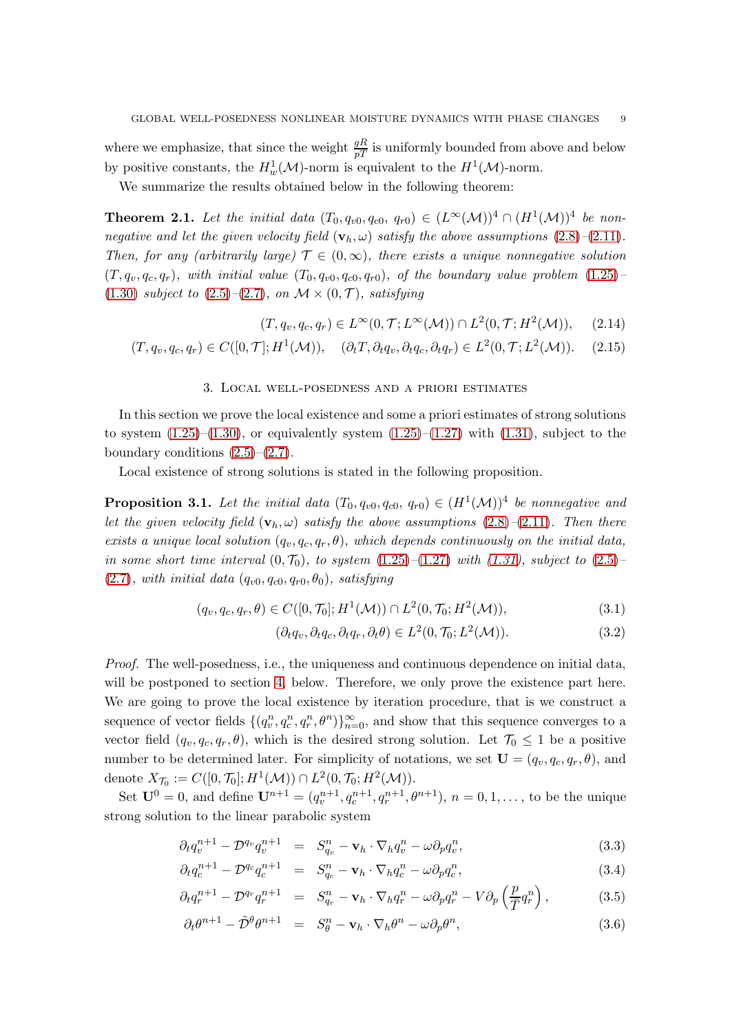where we emphasize, that since the weight $\frac{gR}{pT}$ is uniformly bounded from above and below by positive constants, the $H^1_w(\mathcal{M})$-norm is equivalent to the $H^1(\mathcal{M})$-norm.

We summarize the results obtained below in the following theorem:

**Theorem 2.1.** *Let the initial data $(T_0, q_{v0}, q_{c0}, q_{r0}) \in (L^\infty(\mathcal{M}))^4 \cap (H^1(\mathcal{M}))^4$ be nonnegative and let the given velocity field $(\mathbf{v}_h, \omega)$ satisfy the above assumptions (2.8)–(2.11). Then, for any (arbitrarily large) $\mathcal{T} \in (0, \infty)$, there exists a unique nonnegative solution $(T, q_v, q_c, q_r)$, with initial value $(T_0, q_{v0}, q_{c0}, q_{r0})$, of the boundary value problem (1.25)–(1.30) subject to (2.5)–(2.7), on $\mathcal{M} \times (0, \mathcal{T})$, satisfying*

$$(T, q_v, q_c, q_r) \in L^\infty(0, \mathcal{T}; L^\infty(\mathcal{M})) \cap L^2(0, \mathcal{T}; H^2(\mathcal{M})), \tag{2.14}$$

$$(T, q_v, q_c, q_r) \in C([0, \mathcal{T}]; H^1(\mathcal{M})), \quad (\partial_t T, \partial_t q_v, \partial_t q_c, \partial_t q_r) \in L^2(0, \mathcal{T}; L^2(\mathcal{M})). \tag{2.15}$$

## 3. Local well-posedness and a priori estimates

In this section we prove the local existence and some a priori estimates of strong solutions to system (1.25)–(1.30), or equivalently system (1.25)–(1.27) with (1.31), subject to the boundary conditions (2.5)–(2.7).

Local existence of strong solutions is stated in the following proposition.

**Proposition 3.1.** *Let the initial data $(T_0, q_{v0}, q_{c0}, q_{r0}) \in (H^1(\mathcal{M}))^4$ be nonnegative and let the given velocity field $(\mathbf{v}_h, \omega)$ satisfy the above assumptions (2.8)–(2.11). Then there exists a unique local solution $(q_v, q_c, q_r, \theta)$, which depends continuously on the initial data, in some short time interval $(0, \mathcal{T}_0)$, to system (1.25)–(1.27) with (1.31), subject to (2.5)–(2.7), with initial data $(q_{v0}, q_{c0}, q_{r0}, \theta_0)$, satisfying*

$$(q_v, q_c, q_r, \theta) \in C([0, \mathcal{T}_0]; H^1(\mathcal{M})) \cap L^2(0, \mathcal{T}_0; H^2(\mathcal{M})), \tag{3.1}$$

$$(\partial_t q_v, \partial_t q_c, \partial_t q_r, \partial_t \theta) \in L^2(0, \mathcal{T}_0; L^2(\mathcal{M})). \tag{3.2}$$

*Proof.* The well-posedness, i.e., the uniqueness and continuous dependence on initial data, will be postponed to section 4, below. Therefore, we only prove the existence part here. We are going to prove the local existence by iteration procedure, that is we construct a sequence of vector fields $\{(q_v^n, q_c^n, q_r^n, \theta^n)\}_{n=0}^\infty$, and show that this sequence converges to a vector field $(q_v, q_c, q_r, \theta)$, which is the desired strong solution. Let $\mathcal{T}_0 \le 1$ be a positive number to be determined later. For simplicity of notations, we set $\mathbf{U} = (q_v, q_c, q_r, \theta)$, and denote $X_{\mathcal{T}_0} := C([0, \mathcal{T}_0]; H^1(\mathcal{M})) \cap L^2(0, \mathcal{T}_0; H^2(\mathcal{M}))$.

Set $\mathbf{U}^0 = 0$, and define $\mathbf{U}^{n+1} = (q_v^{n+1}, q_c^{n+1}, q_r^{n+1}, \theta^{n+1})$, $n = 0, 1, \ldots$, to be the unique strong solution to the linear parabolic system

$$\partial_t q_v^{n+1} - \mathcal{D}^{q_v} q_v^{n+1} = S_{q_v}^n - \mathbf{v}_h \cdot \nabla_h q_v^n - \omega \partial_p q_v^n, \tag{3.3}$$

$$\partial_t q_c^{n+1} - \mathcal{D}^{q_c} q_c^{n+1} = S_{q_c}^n - \mathbf{v}_h \cdot \nabla_h q_c^n - \omega \partial_p q_c^n, \tag{3.4}$$

$$\partial_t q_r^{n+1} - \mathcal{D}^{q_r} q_r^{n+1} = S_{q_r}^n - \mathbf{v}_h \cdot \nabla_h q_r^n - \omega \partial_p q_r^n - V \partial_p \left( \frac{p}{T} q_r^n \right), \tag{3.5}$$

$$\partial_t \theta^{n+1} - \tilde{\mathcal{D}}^\theta \theta^{n+1} = S_\theta^n - \mathbf{v}_h \cdot \nabla_h \theta^n - \omega \partial_p \theta^n, \tag{3.6}$$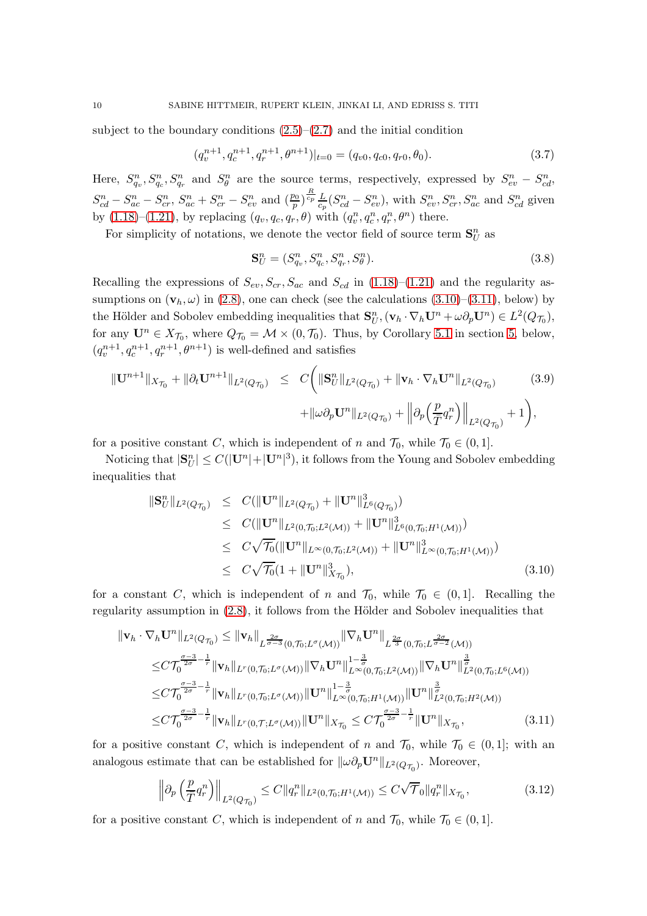subject to the boundary conditions (2.5)–(2.7) and the initial condition

$$(q_v^{n+1}, q_c^{n+1}, q_r^{n+1}, \theta^{n+1})|_{t=0} = (q_{v0}, q_{c0}, q_{r0}, \theta_0). \tag{3.7}$$

Here, $S_{q_v}^n, S_{q_c}^n, S_{q_r}^n$ and $S_\theta^n$ are the source terms, respectively, expressed by $S_{ev}^n - S_{cd}^n$, $S_{cd}^n - S_{ac}^n - S_{cr}^n$, $S_{ac}^n + S_{cr}^n - S_{ev}^n$ and $(\frac{p_0}{p})^{\frac{R}{c_p}} \frac{L}{c_p}(S_{cd}^n - S_{ev}^n)$, with $S_{ev}^n, S_{cr}^n, S_{ac}^n$ and $S_{cd}^n$ given by (1.18)–(1.21), by replacing $(q_v, q_c, q_r, \theta)$ with $(q_v^n, q_c^n, q_r^n, \theta^n)$ there.

For simplicity of notations, we denote the vector field of source term $\mathbf{S}_U^n$ as

$$\mathbf{S}_U^n = (S_{q_v}^n, S_{q_c}^n, S_{q_r}^n, S_\theta^n). \tag{3.8}$$

Recalling the expressions of $S_{ev}, S_{cr}, S_{ac}$ and $S_{cd}$ in (1.18)–(1.21) and the regularity assumptions on $(\mathbf{v}_h, \omega)$ in (2.8), one can check (see the calculations (3.10)–(3.11), below) by the Hölder and Sobolev embedding inequalities that $\mathbf{S}_U^n, (\mathbf{v}_h \cdot \nabla_h \mathbf{U}^n + \omega \partial_p \mathbf{U}^n) \in L^2(Q_{\mathcal{T}_0})$, for any $\mathbf{U}^n \in X_{\mathcal{T}_0}$, where $Q_{\mathcal{T}_0} = \mathcal{M} \times (0, \mathcal{T}_0)$. Thus, by Corollary 5.1 in section 5, below, $(q_v^{n+1}, q_c^{n+1}, q_r^{n+1}, \theta^{n+1})$ is well-defined and satisfies

$$\begin{aligned} \|\mathbf{U}^{n+1}\|_{X_{\mathcal{T}_0}} + \|\partial_t \mathbf{U}^{n+1}\|_{L^2(Q_{\mathcal{T}_0})} \leq\ & C\bigg( \|\mathbf{S}_U^n\|_{L^2(Q_{\mathcal{T}_0})} + \|\mathbf{v}_h \cdot \nabla_h \mathbf{U}^n\|_{L^2(Q_{\mathcal{T}_0})} \\ & + \|\omega \partial_p \mathbf{U}^n\|_{L^2(Q_{\mathcal{T}_0})} + \Big\|\partial_p\Big(\frac{p}{T} q_r^n\Big)\Big\|_{L^2(Q_{\mathcal{T}_0})} + 1 \bigg), \end{aligned} \tag{3.9}$$

for a positive constant $C$, which is independent of $n$ and $\mathcal{T}_0$, while $\mathcal{T}_0 \in (0,1]$.

Noticing that $|\mathbf{S}_U^n| \leq C(|\mathbf{U}^n| + |\mathbf{U}^n|^3)$, it follows from the Young and Sobolev embedding inequalities that

$$\begin{aligned} \|\mathbf{S}_U^n\|_{L^2(Q_{\mathcal{T}_0})} &\leq C(\|\mathbf{U}^n\|_{L^2(Q_{\mathcal{T}_0})} + \|\mathbf{U}^n\|_{L^6(Q_{\mathcal{T}_0})}^3) \\ &\leq C(\|\mathbf{U}^n\|_{L^2(0,\mathcal{T}_0;L^2(\mathcal{M}))} + \|\mathbf{U}^n\|_{L^6(0,\mathcal{T}_0;H^1(\mathcal{M}))}^3) \\ &\leq C\sqrt{\mathcal{T}_0}(\|\mathbf{U}^n\|_{L^\infty(0,\mathcal{T}_0;L^2(\mathcal{M}))} + \|\mathbf{U}^n\|_{L^\infty(0,\mathcal{T}_0;H^1(\mathcal{M}))}^3) \\ &\leq C\sqrt{\mathcal{T}_0}(1 + \|\mathbf{U}^n\|_{X_{\mathcal{T}_0}}^3), \end{aligned} \tag{3.10}$$

for a constant $C$, which is independent of $n$ and $\mathcal{T}_0$, while $\mathcal{T}_0 \in (0,1]$. Recalling the regularity assumption in (2.8), it follows from the Hölder and Sobolev inequalities that

$$\begin{aligned} &\|\mathbf{v}_h \cdot \nabla_h \mathbf{U}^n\|_{L^2(Q_{\mathcal{T}_0})} \leq \|\mathbf{v}_h\|_{L^{\frac{2\sigma}{\sigma-3}}(0,\mathcal{T}_0;L^\sigma(\mathcal{M}))} \|\nabla_h \mathbf{U}^n\|_{L^{\frac{2\sigma}{3}}(0,\mathcal{T}_0;L^{\frac{2\sigma}{\sigma-2}}(\mathcal{M}))} \\ \leq & C\mathcal{T}_0^{\frac{\sigma-3}{2\sigma}-\frac{1}{r}} \|\mathbf{v}_h\|_{L^r(0,\mathcal{T}_0;L^\sigma(\mathcal{M}))} \|\nabla_h \mathbf{U}^n\|_{L^\infty(0,\mathcal{T}_0;L^2(\mathcal{M}))}^{1-\frac{3}{\sigma}} \|\nabla_h \mathbf{U}^n\|_{L^2(0,\mathcal{T}_0;L^6(\mathcal{M}))}^{\frac{3}{\sigma}} \\ \leq & C\mathcal{T}_0^{\frac{\sigma-3}{2\sigma}-\frac{1}{r}} \|\mathbf{v}_h\|_{L^r(0,\mathcal{T}_0;L^\sigma(\mathcal{M}))} \|\mathbf{U}^n\|_{L^\infty(0,\mathcal{T}_0;H^1(\mathcal{M}))}^{1-\frac{3}{\sigma}} \|\mathbf{U}^n\|_{L^2(0,\mathcal{T}_0;H^2(\mathcal{M}))}^{\frac{3}{\sigma}} \\ \leq & C\mathcal{T}_0^{\frac{\sigma-3}{2\sigma}-\frac{1}{r}} \|\mathbf{v}_h\|_{L^r(0,\mathcal{T};L^\sigma(\mathcal{M}))} \|\mathbf{U}^n\|_{X_{\mathcal{T}_0}} \leq C\mathcal{T}_0^{\frac{\sigma-3}{2\sigma}-\frac{1}{r}} \|\mathbf{U}^n\|_{X_{\mathcal{T}_0}}, \end{aligned} \tag{3.11}$$

for a positive constant $C$, which is independent of $n$ and $\mathcal{T}_0$, while $\mathcal{T}_0 \in (0,1]$; with an analogous estimate that can be established for $\|\omega \partial_p \mathbf{U}^n\|_{L^2(Q_{\mathcal{T}_0})}$. Moreover,

$$\Big\|\partial_p\Big(\frac{p}{T} q_r^n\Big)\Big\|_{L^2(Q_{\mathcal{T}_0})} \leq C\|q_r^n\|_{L^2(0,\mathcal{T}_0;H^1(\mathcal{M}))} \leq C\sqrt{\mathcal{T}_0}\|q_r^n\|_{X_{\mathcal{T}_0}}, \tag{3.12}$$

for a positive constant $C$, which is independent of $n$ and $\mathcal{T}_0$, while $\mathcal{T}_0 \in (0,1]$.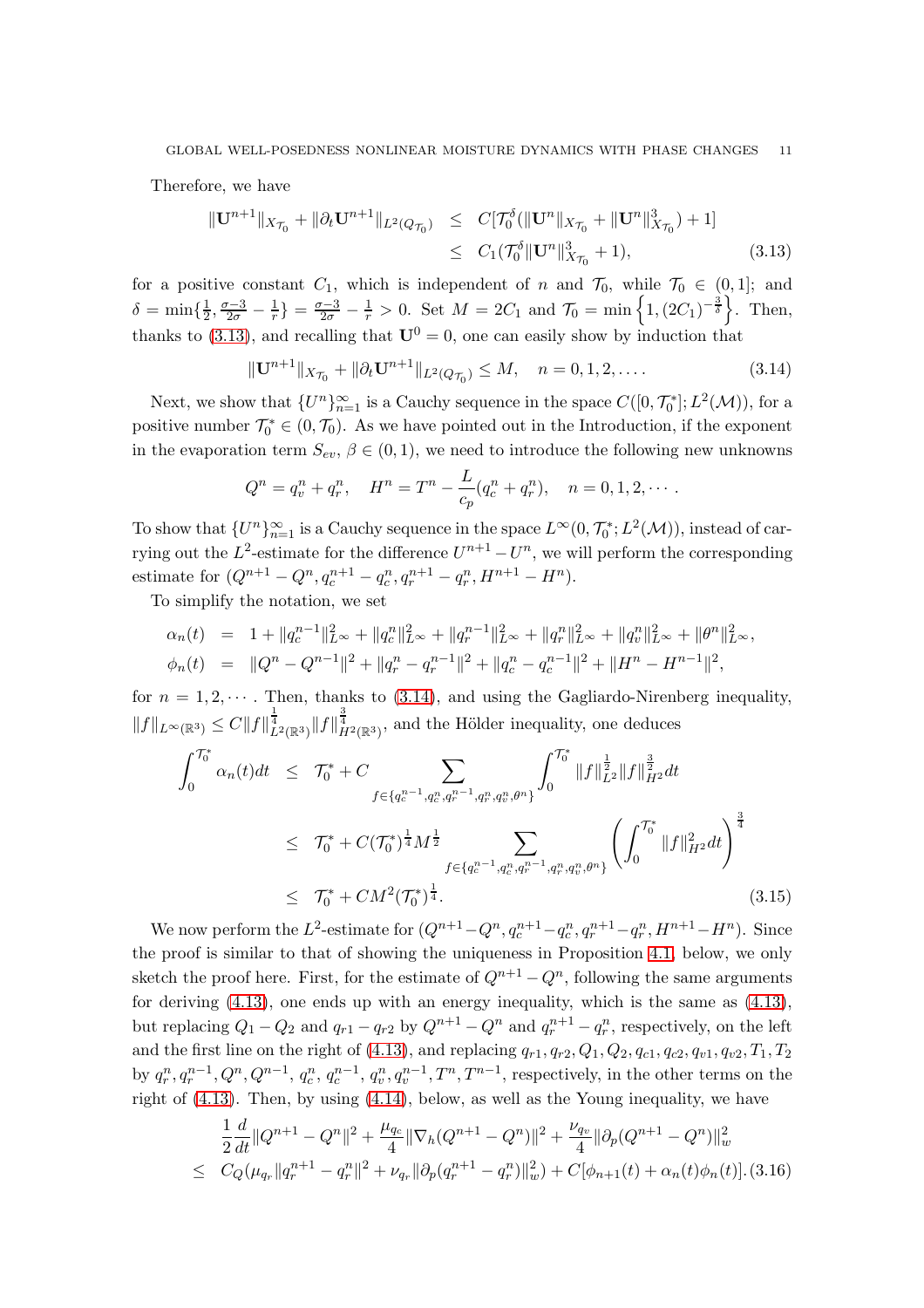Therefore, we have

$$
\begin{aligned}
\|\mathbf{U}^{n+1}\|_{X_{\mathcal{T}_0}} + \|\partial_t \mathbf{U}^{n+1}\|_{L^2(Q_{\mathcal{T}_0})} &\leq C[\mathcal{T}_0^\delta(\|\mathbf{U}^n\|_{X_{\mathcal{T}_0}} + \|\mathbf{U}^n\|_{X_{\mathcal{T}_0}}^3) + 1] \\
&\leq C_1(\mathcal{T}_0^\delta \|\mathbf{U}^n\|_{X_{\mathcal{T}_0}}^3 + 1), \qquad (3.13)
\end{aligned}
$$

for a positive constant $C_1$, which is independent of $n$ and $\mathcal{T}_0$, while $\mathcal{T}_0 \in (0,1]$; and $\delta = \min\{\frac{1}{2}, \frac{\sigma-3}{2\sigma} - \frac{1}{r}\} = \frac{\sigma-3}{2\sigma} - \frac{1}{r} > 0$. Set $M = 2C_1$ and $\mathcal{T}_0 = \min\left\{1, (2C_1)^{-\frac{3}{\delta}}\right\}$. Then, thanks to (3.13), and recalling that $\mathbf{U}^0 = 0$, one can easily show by induction that

$$
\|\mathbf{U}^{n+1}\|_{X_{\mathcal{T}_0}} + \|\partial_t \mathbf{U}^{n+1}\|_{L^2(Q_{\mathcal{T}_0})} \leq M, \quad n = 0, 1, 2, \ldots. \qquad (3.14)
$$

Next, we show that $\{U^n\}_{n=1}^\infty$ is a Cauchy sequence in the space $C([0, \mathcal{T}_0^*]; L^2(\mathcal{M}))$, for a positive number $\mathcal{T}_0^* \in (0, \mathcal{T}_0)$. As we have pointed out in the Introduction, if the exponent in the evaporation term $S_{ev}$, $\beta \in (0,1)$, we need to introduce the following new unknowns

$$
Q^n = q_v^n + q_r^n, \quad H^n = T^n - \frac{L}{c_p}(q_c^n + q_r^n), \quad n = 0, 1, 2, \cdots.
$$

To show that $\{U^n\}_{n=1}^\infty$ is a Cauchy sequence in the space $L^\infty(0, \mathcal{T}_0^*; L^2(\mathcal{M}))$, instead of carrying out the $L^2$-estimate for the difference $U^{n+1} - U^n$, we will perform the corresponding estimate for $(Q^{n+1} - Q^n, q_c^{n+1} - q_c^n, q_r^{n+1} - q_r^n, H^{n+1} - H^n)$.

To simplify the notation, we set

$$
\begin{aligned}
\alpha_n(t) &= 1 + \|q_c^{n-1}\|_{L^\infty}^2 + \|q_c^n\|_{L^\infty}^2 + \|q_r^{n-1}\|_{L^\infty}^2 + \|q_r^n\|_{L^\infty}^2 + \|q_v^n\|_{L^\infty}^2 + \|\theta^n\|_{L^\infty}^2, \\
\phi_n(t) &= \|Q^n - Q^{n-1}\|^2 + \|q_r^n - q_r^{n-1}\|^2 + \|q_c^n - q_c^{n-1}\|^2 + \|H^n - H^{n-1}\|^2,
\end{aligned}
$$

for $n = 1, 2, \cdots$. Then, thanks to (3.14), and using the Gagliardo-Nirenberg inequality, $\|f\|_{L^\infty(\mathbb{R}^3)} \leq C\|f\|_{L^2(\mathbb{R}^3)}^{\frac{1}{4}} \|f\|_{H^2(\mathbb{R}^3)}^{\frac{3}{4}}$, and the Hölder inequality, one deduces

$$
\begin{aligned}
\int_0^{\mathcal{T}_0^*} \alpha_n(t)dt &\leq \mathcal{T}_0^* + C \sum_{f \in \{q_c^{n-1}, q_c^n, q_r^{n-1}, q_r^n, q_v^n, \theta^n\}} \int_0^{\mathcal{T}_0^*} \|f\|_{L^2}^{\frac{1}{2}} \|f\|_{H^2}^{\frac{3}{2}} dt \\
&\leq \mathcal{T}_0^* + C(\mathcal{T}_0^*)^{\frac{1}{4}} M^{\frac{1}{2}} \sum_{f \in \{q_c^{n-1}, q_c^n, q_r^{n-1}, q_r^n, q_v^n, \theta^n\}} \left(\int_0^{\mathcal{T}_0^*} \|f\|_{H^2}^2 dt\right)^{\frac{3}{4}} \\
&\leq \mathcal{T}_0^* + CM^2(\mathcal{T}_0^*)^{\frac{1}{4}}. \qquad (3.15)
\end{aligned}
$$

We now perform the $L^2$-estimate for $(Q^{n+1} - Q^n, q_c^{n+1} - q_c^n, q_r^{n+1} - q_r^n, H^{n+1} - H^n)$. Since the proof is similar to that of showing the uniqueness in Proposition 4.1, below, we only sketch the proof here. First, for the estimate of $Q^{n+1} - Q^n$, following the same arguments for deriving (4.13), one ends up with an energy inequality, which is the same as (4.13), but replacing $Q_1 - Q_2$ and $q_{r1} - q_{r2}$ by $Q^{n+1} - Q^n$ and $q_r^{n+1} - q_r^n$, respectively, on the left and the first line on the right of (4.13), and replacing $q_{r1}, q_{r2}, Q_1, Q_2, q_{c1}, q_{c2}, q_{v1}, q_{v2}, T_1, T_2$ by $q_r^n, q_r^{n-1}, Q^n, Q^{n-1}$, $q_c^n$, $q_c^{n-1}$, $q_v^n, q_v^{n-1}, T^n, T^{n-1}$, respectively, in the other terms on the right of (4.13). Then, by using (4.14), below, as well as the Young inequality, we have

$$
\begin{aligned}
&\frac{1}{2}\frac{d}{dt}\|Q^{n+1} - Q^n\|^2 + \frac{\mu_{q_c}}{4}\|\nabla_h(Q^{n+1} - Q^n)\|^2 + \frac{\nu_{q_v}}{4}\|\partial_p(Q^{n+1} - Q^n)\|_w^2 \\
\leq\ & C_Q(\mu_{q_r}\|q_r^{n+1} - q_r^n\|^2 + \nu_{q_r}\|\partial_p(q_r^{n+1} - q_r^n)\|_w^2) + C[\phi_{n+1}(t) + \alpha_n(t)\phi_n(t)]. \qquad (3.16)
\end{aligned}
$$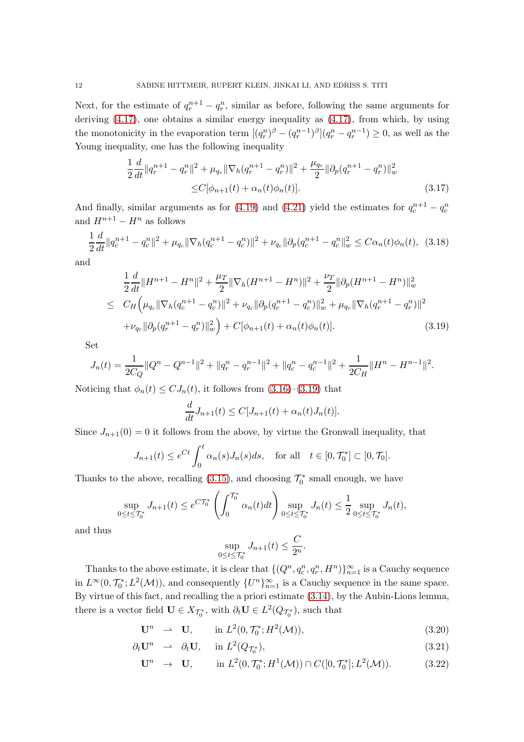Next, for the estimate of $q_r^{n+1} - q_r^n$, similar as before, following the same arguments for deriving (4.17), one obtains a similar energy inequality as (4.17), from which, by using the monotonicity in the evaporation term $[(q_r^n)^\beta - (q_r^{n-1})^\beta](q_r^n - q_r^{n-1}) \geq 0$, as well as the Young inequality, one has the following inequality

$$
\begin{aligned}
&\frac{1}{2}\frac{d}{dt}\|q_r^{n+1} - q_r^n\|^2 + \mu_{q_r}\|\nabla_h(q_r^{n+1} - q_r^n)\|^2 + \frac{\mu_{q_r}}{2}\|\partial_p(q_r^{n+1} - q_r^n)\|_w^2 \\
&\quad\leq C[\phi_{n+1}(t) + \alpha_n(t)\phi_n(t)]. \qquad (3.17)
\end{aligned}
$$

And finally, similar arguments as for (4.19) and (4.21) yield the estimates for $q_c^{n+1} - q_c^n$ and $H^{n+1} - H^n$ as follows

$$
\frac{1}{2}\frac{d}{dt}\|q_c^{n+1} - q_c^n\|^2 + \mu_{q_c}\|\nabla_h(q_c^{n+1} - q_c^n)\|^2 + \nu_{q_c}\|\partial_p(q_c^{n+1} - q_c^n\|_w^2 \leq C\alpha_n(t)\phi_n(t), \quad (3.18)
$$

and

$$
\begin{aligned}
&\frac{1}{2}\frac{d}{dt}\|H^{n+1} - H^n\|^2 + \frac{\mu_T}{2}\|\nabla_h(H^{n+1} - H^n)\|^2 + \frac{\nu_T}{2}\|\partial_p(H^{n+1} - H^n)\|_w^2 \\
\leq\ & C_H\Big(\mu_{q_c}\|\nabla_h(q_c^{n+1} - q_c^n)\|^2 + \nu_{q_c}\|\partial_p(q_c^{n+1} - q_c^n)\|_w^2 + \mu_{q_r}\|\nabla_h(q_r^{n+1} - q_r^n)\|^2 \\
&+\nu_{q_r}\|\partial_p(q_r^{n+1} - q_r^n)\|_w^2\Big) + C[\phi_{n+1}(t) + \alpha_n(t)\phi_n(t)]. \qquad (3.19)
\end{aligned}
$$

Set

$$
J_n(t) = \frac{1}{2C_Q}\|Q^n - Q^{n-1}\|^2 + \|q_r^n - q_r^{n-1}\|^2 + \|q_c^n - q_c^{n-1}\|^2 + \frac{1}{2C_H}\|H^n - H^{n-1}\|^2.
$$

Noticing that $\phi_n(t) \leq CJ_n(t)$, it follows from (3.16)–(3.19) that

$$
\frac{d}{dt}J_{n+1}(t) \leq C[J_{n+1}(t) + \alpha_n(t)J_n(t)].
$$

Since $J_{n+1}(0) = 0$ it follows from the above, by virtue the Gronwall inequality, that

$$
J_{n+1}(t) \leq e^{Ct}\int_0^t \alpha_n(s)J_n(s)ds, \quad \text{for all} \quad t \in [0, \mathcal{T}_0^*] \subset [0, \mathcal{T}_0].
$$

Thanks to the above, recalling (3.15), and choosing $\mathcal{T}_0^*$ small enough, we have

$$
\sup_{0\leq t\leq\mathcal{T}_0^*} J_{n+1}(t) \leq e^{C\mathcal{T}_0^*}\left(\int_0^{\mathcal{T}_0^*}\alpha_n(t)dt\right)\sup_{0\leq t\leq\mathcal{T}_0^*} J_n(t) \leq \frac{1}{2}\sup_{0\leq t\leq\mathcal{T}_0^*} J_n(t),
$$

and thus

$$
\sup_{0\leq t\leq\mathcal{T}_0^*} J_{n+1}(t) \leq \frac{C}{2^n}.
$$

Thanks to the above estimate, it is clear that $\{(Q^n, q_c^n, q_r^n, H^n)\}_{n=1}^\infty$ is a Cauchy sequence in $L^\infty(0, \mathcal{T}_0^*; L^2(\mathcal{M}))$, and consequently $\{U^n\}_{n=1}^\infty$ is a Cauchy sequence in the same space. By virtue of this fact, and recalling the a priori estimate (3.14), by the Aubin-Lions lemma, there is a vector field $\mathbf{U} \in X_{\mathcal{T}_0^*}$, with $\partial_t\mathbf{U} \in L^2(Q_{\mathcal{T}_0^*})$, such that

$$
\begin{aligned}
\mathbf{U}^n &\rightharpoonup \mathbf{U}, \quad \text{in } L^2(0, \mathcal{T}_0^*; H^2(\mathcal{M})), &(3.20)\\
\partial_t\mathbf{U}^n &\rightharpoonup \partial_t\mathbf{U}, \quad \text{in } L^2(Q_{\mathcal{T}_0^*}), &(3.21)\\
\mathbf{U}^n &\to \mathbf{U}, \quad \text{in } L^2(0, \mathcal{T}_0^*; H^1(\mathcal{M})) \cap C([0, \mathcal{T}_0^*]; L^2(\mathcal{M})). &(3.22)
\end{aligned}
$$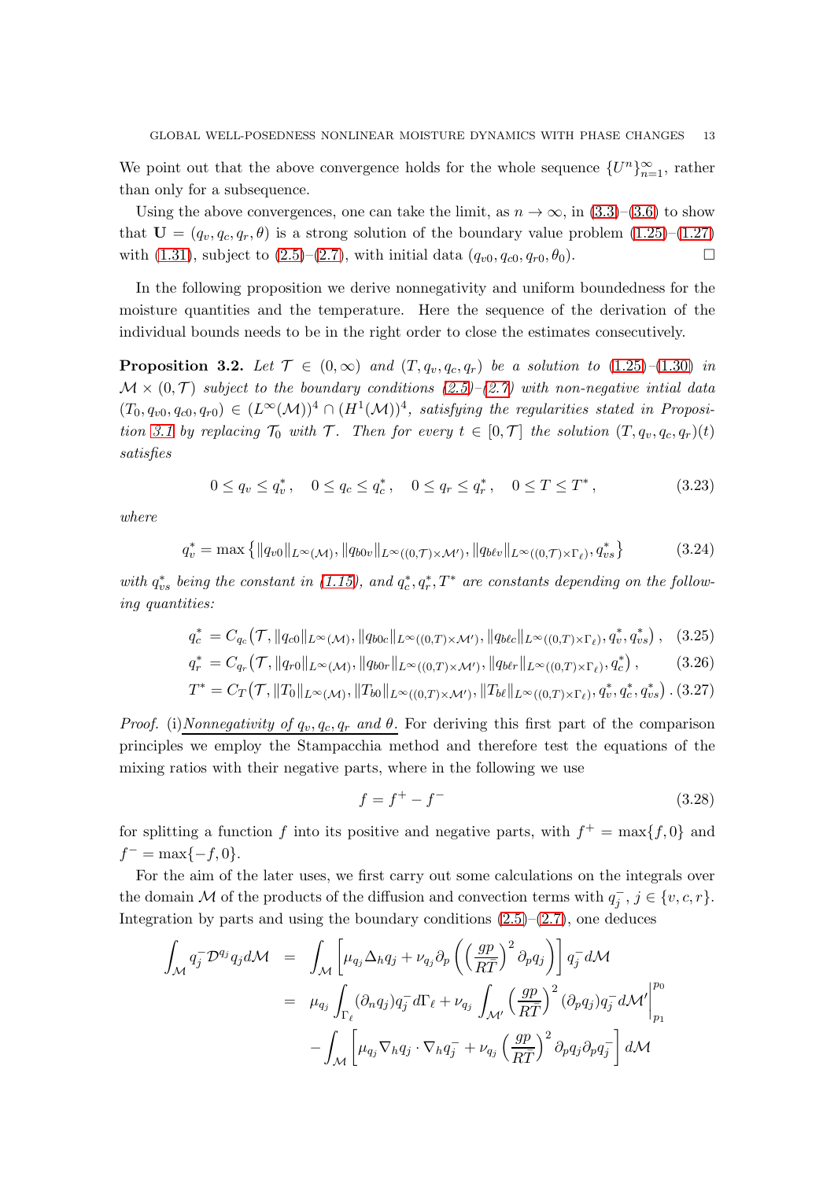We point out that the above convergence holds for the whole sequence $\{U^n\}_{n=1}^\infty$, rather than only for a subsequence.

Using the above convergences, one can take the limit, as $n \to \infty$, in (3.3)–(3.6) to show that $\mathbf{U} = (q_v, q_c, q_r, \theta)$ is a strong solution of the boundary value problem (1.25)–(1.27) with (1.31), subject to (2.5)–(2.7), with initial data $(q_{v0}, q_{c0}, q_{r0}, \theta_0)$. $\square$

In the following proposition we derive nonnegativity and uniform boundedness for the moisture quantities and the temperature. Here the sequence of the derivation of the individual bounds needs to be in the right order to close the estimates consecutively.

**Proposition 3.2.** *Let $\mathcal{T} \in (0, \infty)$ and $(T, q_v, q_c, q_r)$ be a solution to (1.25)–(1.30) in $\mathcal{M} \times (0, \mathcal{T})$ subject to the boundary conditions (2.5)–(2.7) with non-negative intial data $(T_0, q_{v0}, q_{c0}, q_{r0}) \in (L^\infty(\mathcal{M}))^4 \cap (H^1(\mathcal{M}))^4$, satisfying the regularities stated in Proposition 3.1 by replacing $\mathcal{T}_0$ with $\mathcal{T}$. Then for every $t \in [0, \mathcal{T}]$ the solution $(T, q_v, q_c, q_r)(t)$ satisfies*

$$0 \le q_v \le q_v^*, \quad 0 \le q_c \le q_c^*, \quad 0 \le q_r \le q_r^*, \quad 0 \le T \le T^*, \tag{3.23}$$

*where*

$$q_v^* = \max\left\{\|q_{v0}\|_{L^\infty(\mathcal{M})}, \|q_{b0v}\|_{L^\infty((0,\mathcal{T})\times\mathcal{M}')}, \|q_{b\ell v}\|_{L^\infty((0,\mathcal{T})\times\Gamma_\ell)}, q_{vs}^*\right\} \tag{3.24}$$

*with $q_{vs}^*$ being the constant in (1.15), and $q_c^*, q_r^*, T^*$ are constants depending on the following quantities:*

$$q_c^* = C_{q_c}\big(\mathcal{T}, \|q_{c0}\|_{L^\infty(\mathcal{M})}, \|q_{b0c}\|_{L^\infty((0,T)\times\mathcal{M}')}, \|q_{b\ell c}\|_{L^\infty((0,T)\times\Gamma_\ell)}, q_v^*, q_{vs}^*\big), \tag{3.25}$$

$$q_r^* = C_{q_r}\big(\mathcal{T}, \|q_{r0}\|_{L^\infty(\mathcal{M})}, \|q_{b0r}\|_{L^\infty((0,T)\times\mathcal{M}')}, \|q_{b\ell r}\|_{L^\infty((0,T)\times\Gamma_\ell)}, q_c^*\big), \tag{3.26}$$

$$T^* = C_T\big(\mathcal{T}, \|T_0\|_{L^\infty(\mathcal{M})}, \|T_{b0}\|_{L^\infty((0,T)\times\mathcal{M}')}, \|T_{b\ell}\|_{L^\infty((0,T)\times\Gamma_\ell)}, q_v^*, q_c^*, q_{vs}^*\big). \tag{3.27}$$

*Proof.* (i)<u>Nonnegativity of $q_v, q_c, q_r$ and $\theta$.</u> For deriving this first part of the comparison principles we employ the Stampacchia method and therefore test the equations of the mixing ratios with their negative parts, where in the following we use

$$f = f^+ - f^- \tag{3.28}$$

for splitting a function $f$ into its positive and negative parts, with $f^+ = \max\{f, 0\}$ and $f^- = \max\{-f, 0\}$.

For the aim of the later uses, we first carry out some calculations on the integrals over the domain $\mathcal{M}$ of the products of the diffusion and convection terms with $q_j^-$, $j \in \{v, c, r\}$. Integration by parts and using the boundary conditions (2.5)–(2.7), one deduces

$$\begin{aligned}
\int_{\mathcal{M}} q_j^- \mathcal{D}^{q_j} q_j \, d\mathcal{M} &= \int_{\mathcal{M}} \left[\mu_{q_j} \Delta_h q_j + \nu_{q_j} \partial_p \left(\left(\frac{gp}{R\overline{T}}\right)^2 \partial_p q_j\right)\right] q_j^- \, d\mathcal{M} \\
&= \mu_{q_j} \int_{\Gamma_\ell} (\partial_n q_j) q_j^- \, d\Gamma_\ell + \nu_{q_j} \int_{\mathcal{M}'} \left(\frac{gp}{R\overline{T}}\right)^2 (\partial_p q_j) q_j^- \, d\mathcal{M}' \Big|_{p_1}^{p_0} \\
&\quad - \int_{\mathcal{M}} \left[\mu_{q_j} \nabla_h q_j \cdot \nabla_h q_j^- + \nu_{q_j} \left(\frac{gp}{R\overline{T}}\right)^2 \partial_p q_j \partial_p q_j^-\right] d\mathcal{M}
\end{aligned}$$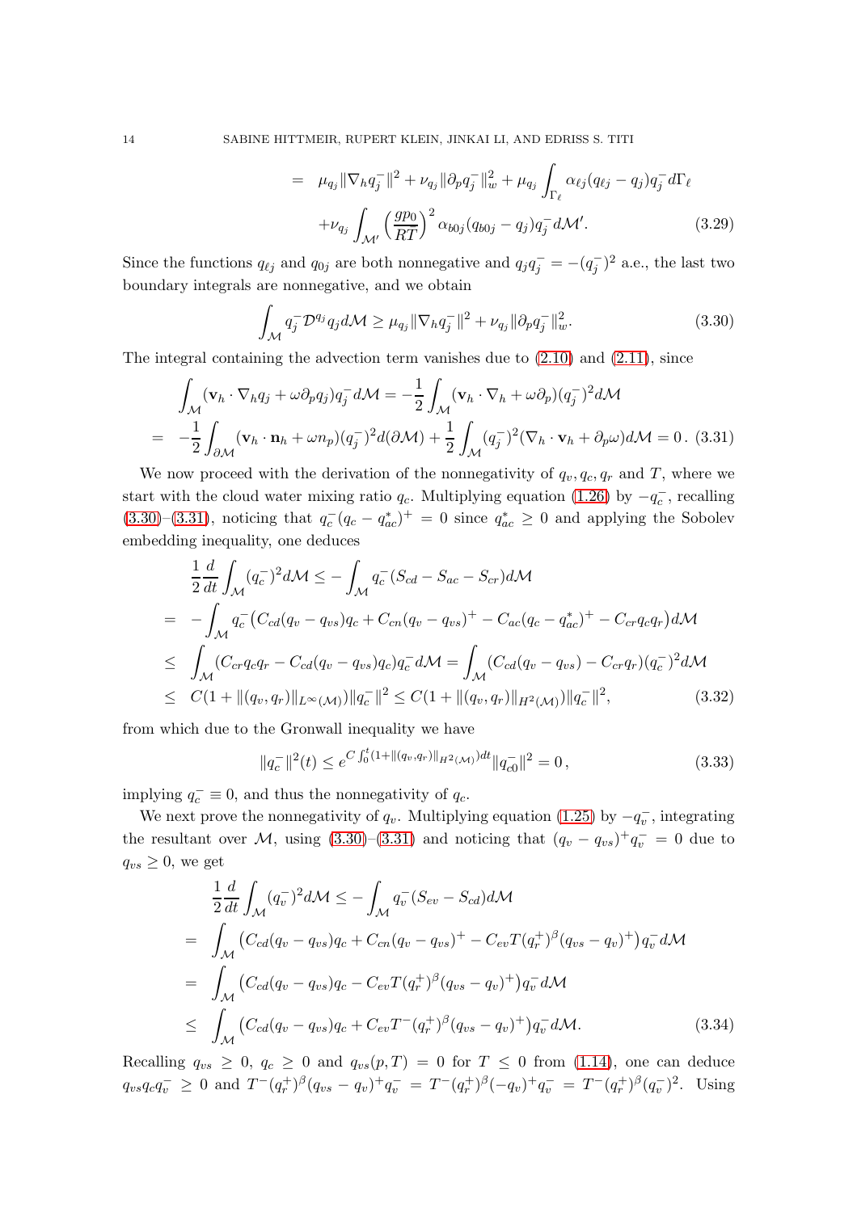$$
\begin{aligned}
&= \mu_{q_j}\|\nabla_h q_j^-\|^2 + \nu_{q_j}\|\partial_p q_j^-\|_w^2 + \mu_{q_j}\int_{\Gamma_\ell}\alpha_{\ell j}(q_{\ell j}-q_j)q_j^- d\Gamma_\ell \\
&\quad + \nu_{q_j}\int_{\mathcal{M}'}\left(\frac{gp_0}{RT}\right)^2 \alpha_{b0j}(q_{b0j}-q_j)q_j^- d\mathcal{M}'. \qquad (3.29)
\end{aligned}
$$

Since the functions $q_{\ell j}$ and $q_{0j}$ are both nonnegative and $q_j q_j^- = -(q_j^-)^2$ a.e., the last two boundary integrals are nonnegative, and we obtain

$$
\int_{\mathcal{M}} q_j^- \mathcal{D}^{q_j} q_j d\mathcal{M} \geq \mu_{q_j}\|\nabla_h q_j^-\|^2 + \nu_{q_j}\|\partial_p q_j^-\|_w^2. \qquad (3.30)
$$

The integral containing the advection term vanishes due to (2.10) and (2.11), since

$$
\begin{aligned}
&\int_{\mathcal{M}} (\mathbf{v}_h\cdot\nabla_h q_j + \omega\partial_p q_j)q_j^- d\mathcal{M} = -\frac{1}{2}\int_{\mathcal{M}}(\mathbf{v}_h\cdot\nabla_h + \omega\partial_p)(q_j^-)^2 d\mathcal{M} \\
&= -\frac{1}{2}\int_{\partial\mathcal{M}}(\mathbf{v}_h\cdot\mathbf{n}_h + \omega n_p)(q_j^-)^2 d(\partial\mathcal{M}) + \frac{1}{2}\int_{\mathcal{M}}(q_j^-)^2(\nabla_h\cdot\mathbf{v}_h + \partial_p\omega)d\mathcal{M} = 0\,. \qquad (3.31)
\end{aligned}
$$

We now proceed with the derivation of the nonnegativity of $q_v, q_c, q_r$ and $T$, where we start with the cloud water mixing ratio $q_c$. Multiplying equation (1.26) by $-q_c^-$, recalling (3.30)–(3.31), noticing that $q_c^-(q_c - q_{ac}^*)^+ = 0$ since $q_{ac}^* \geq 0$ and applying the Sobolev embedding inequality, one deduces

$$
\begin{aligned}
&\frac{1}{2}\frac{d}{dt}\int_{\mathcal{M}}(q_c^-)^2 d\mathcal{M} \leq -\int_{\mathcal{M}} q_c^-(S_{cd} - S_{ac} - S_{cr})d\mathcal{M} \\
&= -\int_{\mathcal{M}} q_c^-\big(C_{cd}(q_v - q_{vs})q_c + C_{cn}(q_v - q_{vs})^+ - C_{ac}(q_c - q_{ac}^*)^+ - C_{cr}q_c q_r\big)d\mathcal{M} \\
&\leq \int_{\mathcal{M}}(C_{cr}q_c q_r - C_{cd}(q_v - q_{vs})q_c)q_c^- d\mathcal{M} = \int_{\mathcal{M}}(C_{cd}(q_v - q_{vs}) - C_{cr}q_r)(q_c^-)^2 d\mathcal{M} \\
&\leq C(1 + \|(q_v, q_r)\|_{L^\infty(\mathcal{M})})\|q_c^-\|^2 \leq C(1 + \|(q_v, q_r)\|_{H^2(\mathcal{M})})\|q_c^-\|^2, \qquad (3.32)
\end{aligned}
$$

from which due to the Gronwall inequality we have

$$
\|q_c^-\|^2(t) \leq e^{C\int_0^t (1 + \|(q_v, q_r)\|_{H^2(\mathcal{M})})dt}\|q_{c0}^-\|^2 = 0\,, \qquad (3.33)
$$

implying $q_c^- \equiv 0$, and thus the nonnegativity of $q_c$.

We next prove the nonnegativity of $q_v$. Multiplying equation (1.25) by $-q_v^-$, integrating the resultant over $\mathcal{M}$, using (3.30)–(3.31) and noticing that $(q_v - q_{vs})^+ q_v^- = 0$ due to $q_{vs} \geq 0$, we get

$$
\begin{aligned}
&\frac{1}{2}\frac{d}{dt}\int_{\mathcal{M}}(q_v^-)^2 d\mathcal{M} \leq -\int_{\mathcal{M}} q_v^-(S_{ev} - S_{cd})d\mathcal{M} \\
&= \int_{\mathcal{M}}\big(C_{cd}(q_v - q_{vs})q_c + C_{cn}(q_v - q_{vs})^+ - C_{ev}T(q_r^+)^\beta(q_{vs} - q_v)^+\big)q_v^- d\mathcal{M} \\
&= \int_{\mathcal{M}}\big(C_{cd}(q_v - q_{vs})q_c - C_{ev}T(q_r^+)^\beta(q_{vs} - q_v)^+\big)q_v^- d\mathcal{M} \\
&\leq \int_{\mathcal{M}}\big(C_{cd}(q_v - q_{vs})q_c + C_{ev}T^-(q_r^+)^\beta(q_{vs} - q_v)^+\big)q_v^- d\mathcal{M}. \qquad (3.34)
\end{aligned}
$$

Recalling $q_{vs} \geq 0$, $q_c \geq 0$ and $q_{vs}(p, T) = 0$ for $T \leq 0$ from (1.14), one can deduce $q_{vs}q_c q_v^- \geq 0$ and $T^-(q_r^+)^\beta(q_{vs} - q_v)^+ q_v^- = T^-(q_r^+)^\beta(-q_v)^+ q_v^- = T^-(q_r^+)^\beta(q_v^-)^2$. Using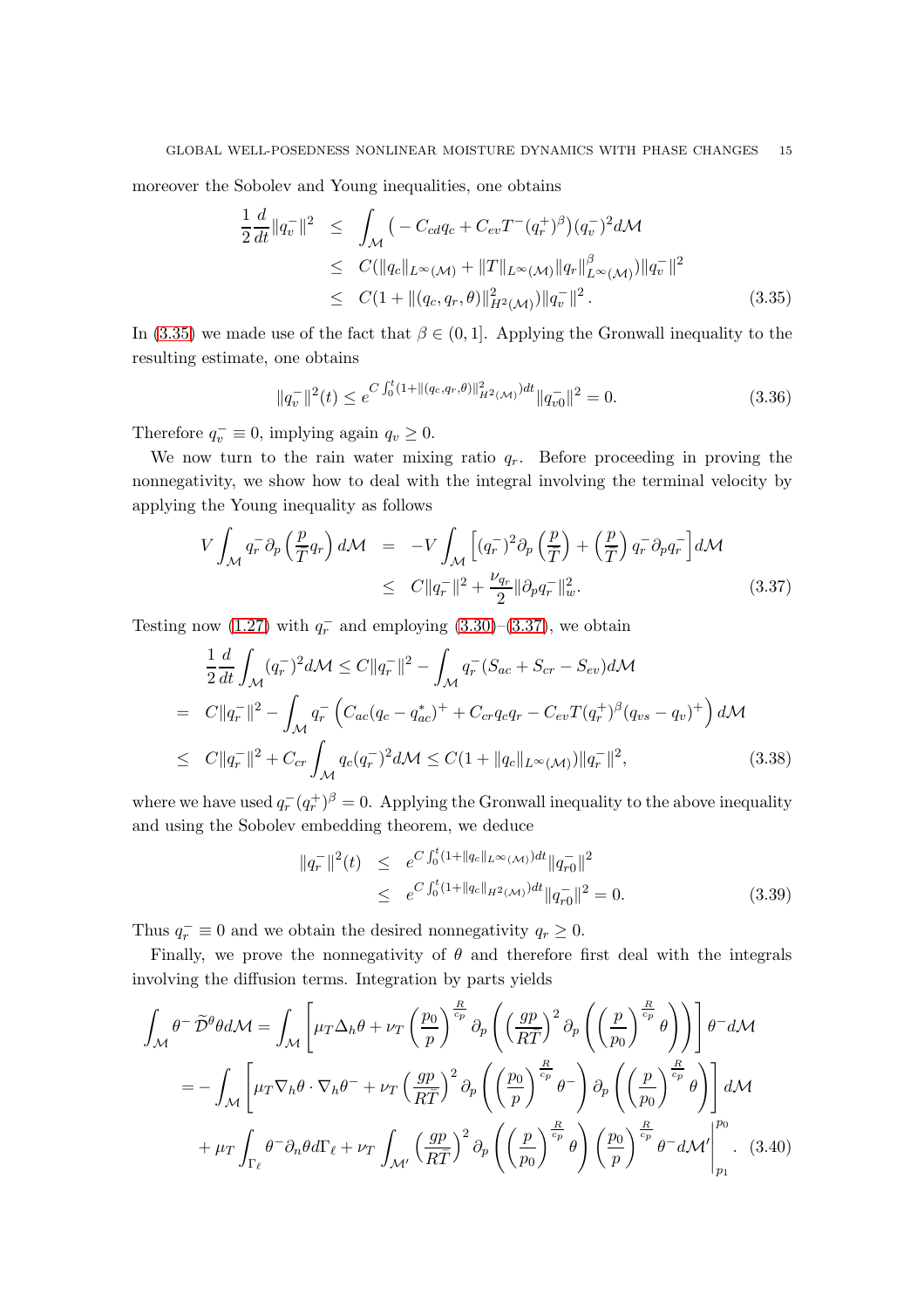moreover the Sobolev and Young inequalities, one obtains

$$
\begin{aligned}
\frac{1}{2}\frac{d}{dt}\|q_v^-\|^2 &\le \int_{\mathcal{M}} \big(-C_{cd}q_c + C_{ev}T^-(q_r^+)^\beta\big)(q_v^-)^2 d\mathcal{M} \\
&\le C(\|q_c\|_{L^\infty(\mathcal{M})} + \|T\|_{L^\infty(\mathcal{M})}\|q_r\|^\beta_{L^\infty(\mathcal{M})})\|q_v^-\|^2 \\
&\le C(1+\|(q_c,q_r,\theta)\|^2_{H^2(\mathcal{M})})\|q_v^-\|^2 .
\end{aligned} \tag{3.35}
$$

In (3.35) we made use of the fact that $\beta \in (0,1]$. Applying the Gronwall inequality to the resulting estimate, one obtains

$$
\|q_v^-\|^2(t) \le e^{C\int_0^t (1+\|(q_c,q_r,\theta)\|^2_{H^2(\mathcal{M})})dt}\|q_{v0}^-\|^2 = 0. \tag{3.36}
$$

Therefore $q_v^- \equiv 0$, implying again $q_v \ge 0$.

We now turn to the rain water mixing ratio $q_r$. Before proceeding in proving the nonnegativity, we show how to deal with the integral involving the terminal velocity by applying the Young inequality as follows

$$
\begin{aligned}
V\int_{\mathcal{M}} q_r^- \partial_p\left(\frac{p}{T}q_r\right)d\mathcal{M} &= -V\int_{\mathcal{M}}\left[(q_r^-)^2\partial_p\left(\frac{p}{T}\right) + \left(\frac{p}{T}\right)q_r^-\partial_p q_r^-\right]d\mathcal{M} \\
&\le C\|q_r^-\|^2 + \frac{\nu_{q_r}}{2}\|\partial_p q_r^-\|^2_w .
\end{aligned} \tag{3.37}
$$

Testing now (1.27) with $q_r^-$ and employing (3.30)–(3.37), we obtain

$$
\begin{aligned}
&\frac{1}{2}\frac{d}{dt}\int_{\mathcal{M}}(q_r^-)^2 d\mathcal{M} \le C\|q_r^-\|^2 - \int_{\mathcal{M}} q_r^-(S_{ac}+S_{cr}-S_{ev})d\mathcal{M} \\
=\;& C\|q_r^-\|^2 - \int_{\mathcal{M}} q_r^-\left(C_{ac}(q_c-q^*_{ac})^+ + C_{cr}q_cq_r - C_{ev}T(q_r^+)^\beta(q_{vs}-q_v)^+\right)d\mathcal{M} \\
\le\;& C\|q_r^-\|^2 + C_{cr}\int_{\mathcal{M}} q_c(q_r^-)^2 d\mathcal{M} \le C(1+\|q_c\|_{L^\infty(\mathcal{M})})\|q_r^-\|^2,
\end{aligned} \tag{3.38}
$$

where we have used $q_r^-(q_r^+)^\beta = 0$. Applying the Gronwall inequality to the above inequality and using the Sobolev embedding theorem, we deduce

$$
\begin{aligned}
\|q_r^-\|^2(t) &\le e^{C\int_0^t(1+\|q_c\|_{L^\infty(\mathcal{M})})dt}\|q_{r0}^-\|^2 \\
&\le e^{C\int_0^t(1+\|q_c\|_{H^2(\mathcal{M})})dt}\|q_{r0}^-\|^2 = 0.
\end{aligned} \tag{3.39}
$$

Thus $q_r^- \equiv 0$ and we obtain the desired nonnegativity $q_r \ge 0$.

Finally, we prove the nonnegativity of $\theta$ and therefore first deal with the integrals involving the diffusion terms. Integration by parts yields

$$
\begin{aligned}
\int_{\mathcal{M}} \theta^- \widetilde{\mathcal{D}}^\theta \theta d\mathcal{M} &= \int_{\mathcal{M}}\left[\mu_T\Delta_h\theta + \nu_T\left(\frac{p_0}{p}\right)^{\frac{R}{c_p}}\partial_p\left(\left(\frac{gp}{R\overline{T}}\right)^2\partial_p\left(\left(\frac{p}{p_0}\right)^{\frac{R}{c_p}}\theta\right)\right)\right]\theta^- d\mathcal{M} \\
&= -\int_{\mathcal{M}}\left[\mu_T\nabla_h\theta\cdot\nabla_h\theta^- + \nu_T\left(\frac{gp}{R\overline{T}}\right)^2\partial_p\left(\left(\frac{p_0}{p}\right)^{\frac{R}{c_p}}\theta^-\right)\partial_p\left(\left(\frac{p}{p_0}\right)^{\frac{R}{c_p}}\theta\right)\right]d\mathcal{M} \\
&\quad + \mu_T\int_{\Gamma_\ell}\theta^-\partial_n\theta d\Gamma_\ell + \nu_T\int_{\mathcal{M}'}\left(\frac{gp}{R\overline{T}}\right)^2\partial_p\left(\left(\frac{p}{p_0}\right)^{\frac{R}{c_p}}\theta\right)\left(\frac{p_0}{p}\right)^{\frac{R}{c_p}}\theta^- d\mathcal{M}'\Bigg|_{p_1}^{p_0}.
\end{aligned} \tag{3.40}
$$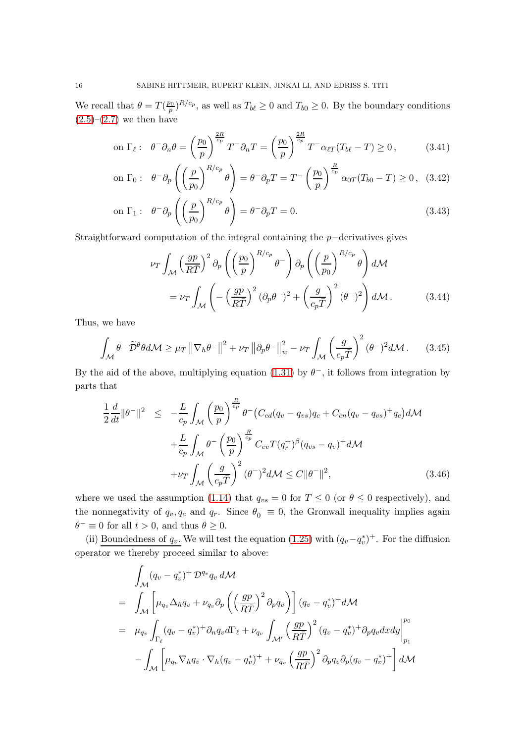We recall that $\theta = T(\frac{p_0}{p})^{R/c_p}$, as well as $T_{b\ell} \geq 0$ and $T_{b0} \geq 0$. By the boundary conditions (2.5)–(2.7) we then have

$$
\text{on } \Gamma_\ell : \quad \theta^- \partial_n \theta = \left(\frac{p_0}{p}\right)^{\frac{2R}{c_p}} T^- \partial_n T = \left(\frac{p_0}{p}\right)^{\frac{2R}{c_p}} T^- \alpha_{\ell T}(T_{b\ell} - T) \geq 0\,, \tag{3.41}
$$

$$
\text{on } \Gamma_0 : \quad \theta^- \partial_p \left( \left(\frac{p}{p_0}\right)^{R/c_p} \theta \right) = \theta^- \partial_p T = T^- \left(\frac{p_0}{p}\right)^{\frac{R}{c_p}} \alpha_{0T}(T_{b0} - T) \geq 0\,, \tag{3.42}
$$

$$
\text{on } \Gamma_1 : \quad \theta^- \partial_p \left( \left(\frac{p}{p_0}\right)^{R/c_p} \theta \right) = \theta^- \partial_p T = 0. \tag{3.43}
$$

Straightforward computation of the integral containing the $p-$derivatives gives

$$
\begin{aligned}
\nu_T \int_{\mathcal{M}} \Big(\frac{gp}{R\bar{T}}\Big)^2 \partial_p \left( \left(\frac{p_0}{p}\right)^{R/c_p} \theta^- \right) \partial_p \left( \left(\frac{p}{p_0}\right)^{R/c_p} \theta \right) d\mathcal{M} \\
= \nu_T \int_{\mathcal{M}} \left( -\Big(\frac{gp}{R\bar{T}}\Big)^2 (\partial_p \theta^-)^2 + \left(\frac{g}{c_p \bar{T}}\right)^2 (\theta^-)^2 \right) d\mathcal{M}\,.
\end{aligned} \tag{3.44}
$$

Thus, we have

$$
\int_{\mathcal{M}} \theta^- \widetilde{\mathcal{D}}^\theta \theta d\mathcal{M} \geq \mu_T \left\| \nabla_h \theta^- \right\|^2 + \nu_T \left\| \partial_p \theta^- \right\|_w^2 - \nu_T \int_{\mathcal{M}} \left( \frac{g}{c_p \bar{T}} \right)^2 (\theta^-)^2 d\mathcal{M}\,. \tag{3.45}
$$

By the aid of the above, multiplying equation (1.31) by $\theta^-$, it follows from integration by parts that

$$
\begin{aligned}
\frac{1}{2}\frac{d}{dt}\|\theta^-\|^2 \quad \leq \quad & -\frac{L}{c_p} \int_{\mathcal{M}} \left(\frac{p_0}{p}\right)^{\frac{R}{c_p}} \theta^- \big( C_{cd}(q_v - q_{vs}) q_c + C_{cn}(q_v - q_{vs})^+ q_c \big) d\mathcal{M} \\
& + \frac{L}{c_p} \int_{\mathcal{M}} \theta^- \left(\frac{p_0}{p}\right)^{\frac{R}{c_p}} C_{ev} T (q_r^+)^\beta (q_{vs} - q_v)^+ d\mathcal{M} \\
& + \nu_T \int_{\mathcal{M}} \left(\frac{g}{c_p \bar{T}}\right)^2 (\theta^-)^2 d\mathcal{M} \leq C \|\theta^-\|^2,
\end{aligned} \tag{3.46}
$$

where we used the assumption (1.14) that $q_{vs} = 0$ for $T \leq 0$ (or $\theta \leq 0$ respectively), and the nonnegativity of $q_v, q_c$ and $q_r$. Since $\theta_0^- \equiv 0$, the Gronwall inequality implies again $\theta^- \equiv 0$ for all $t > 0$, and thus $\theta \geq 0$.

(ii) <u>Boundedness of $q_v$.</u> We will test the equation (1.25) with $(q_v - q_v^*)^+$. For the diffusion operator we thereby proceed similar to above:

$$
\begin{aligned}
& \int_{\mathcal{M}} (q_v - q_v^*)^+ \mathcal{D}^{q_v} q_v \, d\mathcal{M} \\
= \quad & \int_{\mathcal{M}} \left[ \mu_{q_v} \Delta_h q_v + \nu_{q_v} \partial_p \left( \Big(\frac{gp}{R\bar{T}}\Big)^2 \partial_p q_v \right) \right] (q_v - q_v^*)^+ d\mathcal{M} \\
= \quad & \mu_{q_v} \int_{\Gamma_\ell} (q_v - q_v^*)^+ \partial_n q_v d\Gamma_\ell + \nu_{q_v} \int_{\mathcal{M}'} \Big(\frac{gp}{R\bar{T}}\Big)^2 (q_v - q_v^*)^+ \partial_p q_v dx dy \bigg|_{p_1}^{p_0} \\
& - \int_{\mathcal{M}} \left[ \mu_{q_v} \nabla_h q_v \cdot \nabla_h (q_v - q_v^*)^+ + \nu_{q_v} \Big(\frac{gp}{R\bar{T}}\Big)^2 \partial_p q_v \partial_p (q_v - q_v^*)^+ \right] d\mathcal{M}
\end{aligned}
$$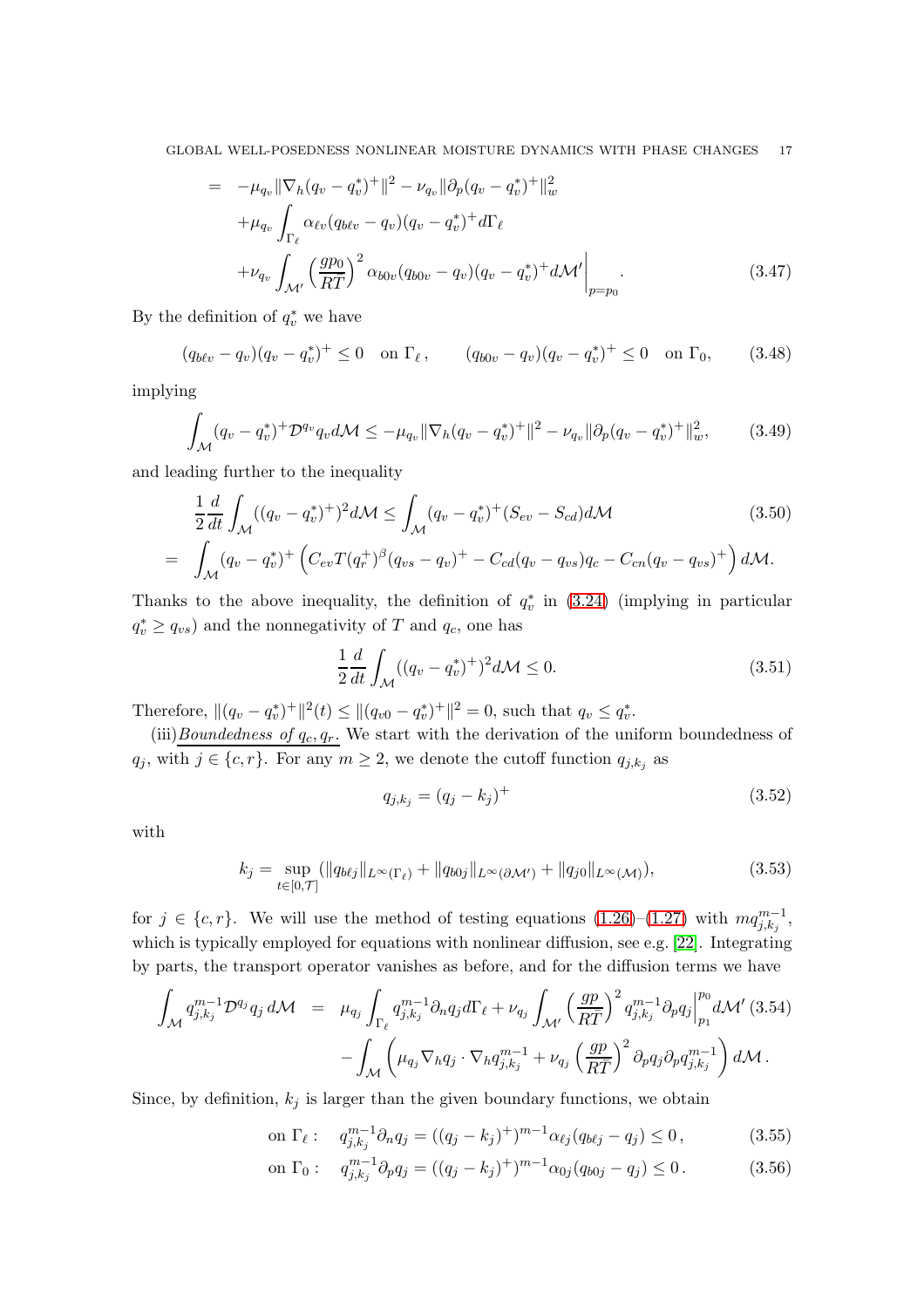$$
\begin{aligned}
&= -\mu_{q_v}\|\nabla_h(q_v-q_v^*)^+\|^2 - \nu_{q_v}\|\partial_p(q_v-q_v^*)^+\|_w^2 \\
&\quad +\mu_{q_v}\int_{\Gamma_\ell}\alpha_{\ell v}(q_{b\ell v}-q_v)(q_v-q_v^*)^+ d\Gamma_\ell \\
&\quad +\nu_{q_v}\int_{\mathcal{M}'}\left(\frac{gp_0}{R\bar{T}}\right)^2\alpha_{b0v}(q_{b0v}-q_v)(q_v-q_v^*)^+ d\mathcal{M}'\Big|_{p=p_0}.
\end{aligned}
\tag{3.47}
$$

By the definition of $q_v^*$ we have

$$
(q_{b\ell v}-q_v)(q_v-q_v^*)^+ \le 0 \quad \text{on } \Gamma_\ell\,, \qquad (q_{b0v}-q_v)(q_v-q_v^*)^+ \le 0 \quad \text{on } \Gamma_0, \tag{3.48}
$$

implying

$$
\int_{\mathcal{M}}(q_v-q_v^*)^+\mathcal{D}^{q_v}q_v d\mathcal{M} \le -\mu_{q_v}\|\nabla_h(q_v-q_v^*)^+\|^2 - \nu_{q_v}\|\partial_p(q_v-q_v^*)^+\|_w^2, \tag{3.49}
$$

and leading further to the inequality

$$
\begin{aligned}
\frac{1}{2}\frac{d}{dt}\int_{\mathcal{M}}((q_v-q_v^*)^+)^2 d\mathcal{M} &\le \int_{\mathcal{M}}(q_v-q_v^*)^+(S_{ev}-S_{cd})d\mathcal{M} \qquad (3.50)\\
&= \int_{\mathcal{M}}(q_v-q_v^*)^+\left(C_{ev}T(q_r^+)^\beta(q_{vs}-q_v)^+ - C_{cd}(q_v-q_{vs})q_c - C_{cn}(q_v-q_{vs})^+\right)d\mathcal{M}.
\end{aligned}
$$

Thanks to the above inequality, the definition of $q_v^*$ in (3.24) (implying in particular $q_v^* \ge q_{vs}$) and the nonnegativity of $T$ and $q_c$, one has

$$
\frac{1}{2}\frac{d}{dt}\int_{\mathcal{M}}((q_v-q_v^*)^+)^2 d\mathcal{M} \le 0. \tag{3.51}
$$

Therefore, $\|(q_v-q_v^*)^+\|^2(t) \le \|(q_{v0}-q_v^*)^+\|^2 = 0$, such that $q_v \le q_v^*$.

(iii)<u>Boundedness of $q_c, q_r$</u>. We start with the derivation of the uniform boundedness of $q_j$, with $j \in \{c, r\}$. For any $m \ge 2$, we denote the cutoff function $q_{j,k_j}$ as

$$
q_{j,k_j} = (q_j - k_j)^+ \tag{3.52}
$$

with

$$
k_j = \sup_{t\in[0,\mathcal{T}]}(\|q_{b\ell j}\|_{L^\infty(\Gamma_\ell)} + \|q_{b0j}\|_{L^\infty(\partial\mathcal{M}')} + \|q_{j0}\|_{L^\infty(\mathcal{M})}), \tag{3.53}
$$

for $j \in \{c, r\}$. We will use the method of testing equations (1.26)–(1.27) with $mq_{j,k_j}^{m-1}$, which is typically employed for equations with nonlinear diffusion, see e.g. [22]. Integrating by parts, the transport operator vanishes as before, and for the diffusion terms we have

$$
\begin{aligned}
\int_{\mathcal{M}} q_{j,k_j}^{m-1}\mathcal{D}^{q_j}q_j\, d\mathcal{M} &= \mu_{q_j}\int_{\Gamma_\ell} q_{j,k_j}^{m-1}\partial_n q_j d\Gamma_\ell + \nu_{q_j}\int_{\mathcal{M}'}\left(\frac{gp}{R\bar{T}}\right)^2 q_{j,k_j}^{m-1}\partial_p q_j\Big|_{p_1}^{p_0} d\mathcal{M}' \qquad (3.54)\\
&\quad - \int_{\mathcal{M}}\left(\mu_{q_j}\nabla_h q_j\cdot\nabla_h q_{j,k_j}^{m-1} + \nu_{q_j}\left(\frac{gp}{R\bar{T}}\right)^2\partial_p q_j \partial_p q_{j,k_j}^{m-1}\right)d\mathcal{M}\,.
\end{aligned}
$$

Since, by definition, $k_j$ is larger than the given boundary functions, we obtain

$$
\text{on } \Gamma_\ell: \quad q_{j,k_j}^{m-1}\partial_n q_j = ((q_j-k_j)^+)^{m-1}\alpha_{\ell j}(q_{b\ell j}-q_j) \le 0\,, \tag{3.55}
$$

$$
\text{on } \Gamma_0: \quad q_{j,k_j}^{m-1}\partial_p q_j = ((q_j-k_j)^+)^{m-1}\alpha_{0j}(q_{b0j}-q_j) \le 0\,. \tag{3.56}
$$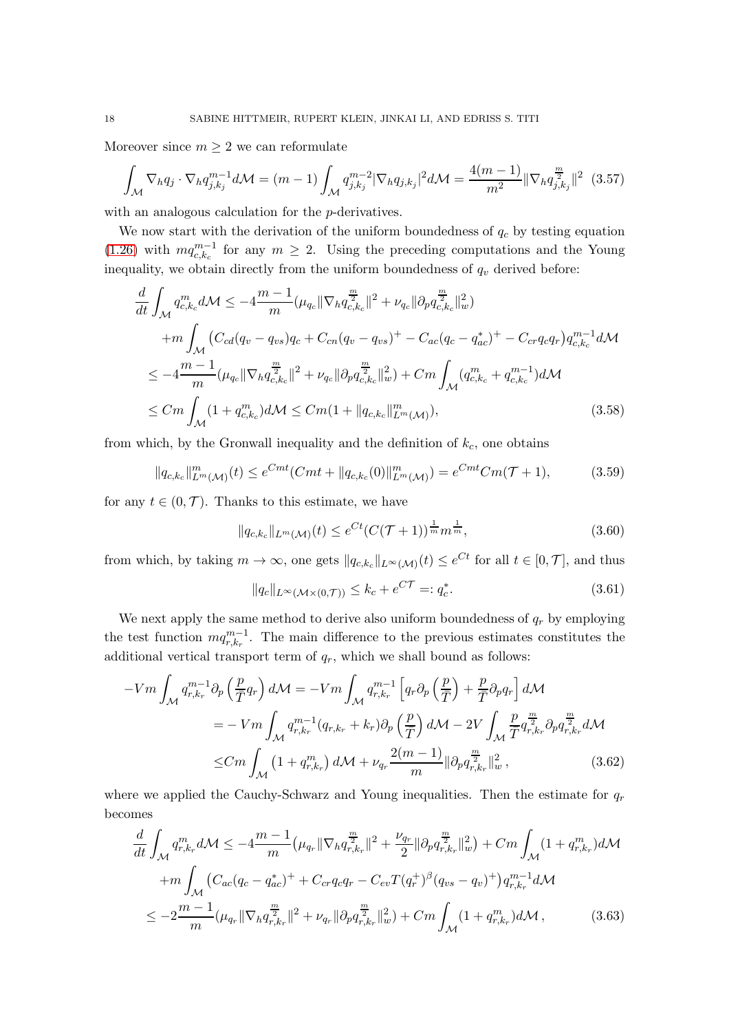Moreover since $m \geq 2$ we can reformulate

$$\int_{\mathcal{M}} \nabla_h q_j \cdot \nabla_h q_{j,k_j}^{m-1} d\mathcal{M} = (m-1) \int_{\mathcal{M}} q_{j,k_j}^{m-2} |\nabla_h q_{j,k_j}|^2 d\mathcal{M} = \frac{4(m-1)}{m^2} \|\nabla_h q_{j,k_j}^{\frac{m}{2}}\|^2 \quad (3.57)$$

with an analogous calculation for the $p$-derivatives.

We now start with the derivation of the uniform boundedness of $q_c$ by testing equation (1.26) with $mq_{c,k_c}^{m-1}$ for any $m \geq 2$. Using the preceding computations and the Young inequality, we obtain directly from the uniform boundedness of $q_v$ derived before:

$$\begin{aligned}
\frac{d}{dt} \int_{\mathcal{M}} q_{c,k_c}^m d\mathcal{M} \leq& -4\frac{m-1}{m} (\mu_{q_c} \|\nabla_h q_{c,k_c}^{\frac{m}{2}}\|^2 + \nu_{q_c} \|\partial_p q_{c,k_c}^{\frac{m}{2}}\|_w^2) \\
&+ m \int_{\mathcal{M}} \big(C_{cd}(q_v - q_{vs}) q_c + C_{cn}(q_v - q_{vs})^+ - C_{ac}(q_c - q_{ac}^*)^+ - C_{cr} q_c q_r\big) q_{c,k_c}^{m-1} d\mathcal{M} \\
\leq& -4\frac{m-1}{m} (\mu_{q_c} \|\nabla_h q_{c,k_c}^{\frac{m}{2}}\|^2 + \nu_{q_c} \|\partial_p q_{c,k_c}^{\frac{m}{2}}\|_w^2) + Cm \int_{\mathcal{M}} (q_{c,k_c}^m + q_{c,k_c}^{m-1}) d\mathcal{M} \\
\leq& \, Cm \int_{\mathcal{M}} (1 + q_{c,k_c}^m) d\mathcal{M} \leq Cm(1 + \|q_{c,k_c}\|_{L^m(\mathcal{M})}^m), \qquad (3.58)
\end{aligned}$$

from which, by the Gronwall inequality and the definition of $k_c$, one obtains

$$\|q_{c,k_c}\|_{L^m(\mathcal{M})}^m(t) \leq e^{Cmt}(Cmt + \|q_{c,k_c}(0)\|_{L^m(\mathcal{M})}^m) = e^{Cmt} Cm(\mathcal{T} + 1), \quad (3.59)$$

for any $t \in (0, \mathcal{T})$. Thanks to this estimate, we have

$$\|q_{c,k_c}\|_{L^m(\mathcal{M})}(t) \leq e^{Ct}(C(\mathcal{T} + 1))^{\frac{1}{m}} m^{\frac{1}{m}}, \quad (3.60)$$

from which, by taking $m \to \infty$, one gets $\|q_{c,k_c}\|_{L^\infty(\mathcal{M})}(t) \leq e^{Ct}$ for all $t \in [0, \mathcal{T}]$, and thus

$$\|q_c\|_{L^\infty(\mathcal{M} \times (0,\mathcal{T}))} \leq k_c + e^{C\mathcal{T}} =: q_c^*. \quad (3.61)$$

We next apply the same method to derive also uniform boundedness of $q_r$ by employing the test function $mq_{r,k_r}^{m-1}$. The main difference to the previous estimates constitutes the additional vertical transport term of $q_r$, which we shall bound as follows:

$$\begin{aligned}
-Vm \int_{\mathcal{M}} q_{r,k_r}^{m-1} \partial_p \left(\frac{p}{T} q_r\right) d\mathcal{M} =& -Vm \int_{\mathcal{M}} q_{r,k_r}^{m-1} \left[q_r \partial_p \left(\frac{p}{T}\right) + \frac{p}{T} \partial_p q_r\right] d\mathcal{M} \\
=& -Vm \int_{\mathcal{M}} q_{r,k_r}^{m-1} (q_{r,k_r} + k_r) \partial_p \left(\frac{p}{T}\right) d\mathcal{M} - 2V \int_{\mathcal{M}} \frac{p}{T} q_{r,k_r}^{\frac{m}{2}} \partial_p q_{r,k_r}^{\frac{m}{2}} d\mathcal{M} \\
\leq& \, Cm \int_{\mathcal{M}} \left(1 + q_{r,k_r}^m\right) d\mathcal{M} + \nu_{q_r} \frac{2(m-1)}{m} \|\partial_p q_{r,k_r}^{\frac{m}{2}}\|_w^2, \qquad (3.62)
\end{aligned}$$

where we applied the Cauchy-Schwarz and Young inequalities. Then the estimate for $q_r$ becomes

$$\begin{aligned}
\frac{d}{dt} \int_{\mathcal{M}} q_{r,k_r}^m d\mathcal{M} \leq& -4\frac{m-1}{m} \big(\mu_{q_r} \|\nabla_h q_{r,k_r}^{\frac{m}{2}}\|^2 + \frac{\nu_{q_r}}{2} \|\partial_p q_{r,k_r}^{\frac{m}{2}}\|_w^2\big) + Cm \int_{\mathcal{M}} (1 + q_{r,k_r}^m) d\mathcal{M} \\
&+ m \int_{\mathcal{M}} \big(C_{ac}(q_c - q_{ac}^*)^+ + C_{cr} q_c q_r - C_{ev} T (q_r^+)^\beta (q_{vs} - q_v)^+\big) q_{r,k_r}^{m-1} d\mathcal{M} \\
\leq& -2\frac{m-1}{m} (\mu_{q_r} \|\nabla_h q_{r,k_r}^{\frac{m}{2}}\|^2 + \nu_{q_r} \|\partial_p q_{r,k_r}^{\frac{m}{2}}\|_w^2) + Cm \int_{\mathcal{M}} (1 + q_{r,k_r}^m) d\mathcal{M}, \qquad (3.63)
\end{aligned}$$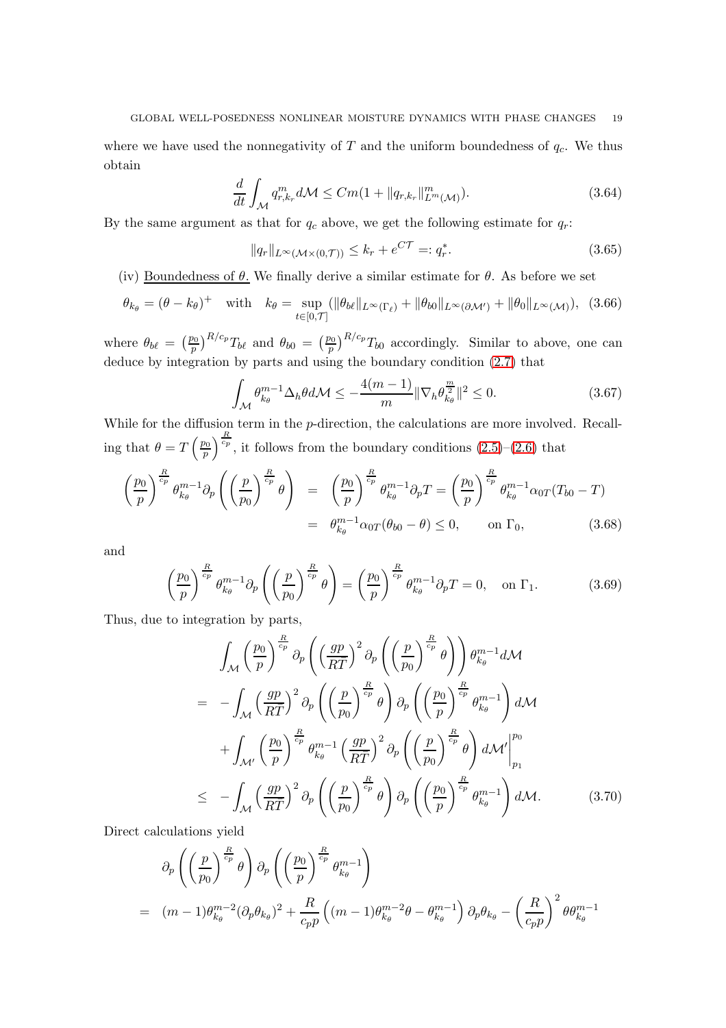where we have used the nonnegativity of $T$ and the uniform boundedness of $q_c$. We thus obtain

$$\frac{d}{dt}\int_{\mathcal{M}} q_{r,k_r}^m d\mathcal{M} \le Cm(1+\|q_{r,k_r}\|_{L^m(\mathcal{M})}^m). \tag{3.64}$$

By the same argument as that for $q_c$ above, we get the following estimate for $q_r$:

$$\|q_r\|_{L^\infty(\mathcal{M}\times(0,\mathcal{T}))} \le k_r + e^{C\mathcal{T}} =: q_r^*. \tag{3.65}$$

(iv) Boundedness of $\theta$. We finally derive a similar estimate for $\theta$. As before we set

$$\theta_{k_\theta} = (\theta - k_\theta)^+ \quad \text{with} \quad k_\theta = \sup_{t\in[0,\mathcal{T}]}(\|\theta_{b\ell}\|_{L^\infty(\Gamma_\ell)} + \|\theta_{b0}\|_{L^\infty(\partial\mathcal{M}')} + \|\theta_0\|_{L^\infty(\mathcal{M})}), \tag{3.66}$$

where $\theta_{b\ell} = \left(\frac{p_0}{p}\right)^{R/c_p} T_{b\ell}$ and $\theta_{b0} = \left(\frac{p_0}{p}\right)^{R/c_p} T_{b0}$ accordingly. Similar to above, one can deduce by integration by parts and using the boundary condition (2.7) that

$$\int_{\mathcal{M}} \theta_{k_\theta}^{m-1}\Delta_h\theta d\mathcal{M} \le -\frac{4(m-1)}{m}\|\nabla_h\theta_{k_\theta}^{\frac{m}{2}}\|^2 \le 0. \tag{3.67}$$

While for the diffusion term in the $p$-direction, the calculations are more involved. Recalling that $\theta = T\left(\frac{p_0}{p}\right)^{\frac{R}{c_p}}$, it follows from the boundary conditions (2.5)–(2.6) that

$$\begin{aligned}
\left(\frac{p_0}{p}\right)^{\frac{R}{c_p}}\theta_{k_\theta}^{m-1}\partial_p\left(\left(\frac{p}{p_0}\right)^{\frac{R}{c_p}}\theta\right) &= \left(\frac{p_0}{p}\right)^{\frac{R}{c_p}}\theta_{k_\theta}^{m-1}\partial_p T = \left(\frac{p_0}{p}\right)^{\frac{R}{c_p}}\theta_{k_\theta}^{m-1}\alpha_{0T}(T_{b0}-T) \\
&= \theta_{k_\theta}^{m-1}\alpha_{0T}(\theta_{b0}-\theta) \le 0, \qquad \text{on } \Gamma_0,
\end{aligned} \tag{3.68}$$

and

$$\left(\frac{p_0}{p}\right)^{\frac{R}{c_p}}\theta_{k_\theta}^{m-1}\partial_p\left(\left(\frac{p}{p_0}\right)^{\frac{R}{c_p}}\theta\right) = \left(\frac{p_0}{p}\right)^{\frac{R}{c_p}}\theta_{k_\theta}^{m-1}\partial_p T = 0, \quad \text{on } \Gamma_1. \tag{3.69}$$

Thus, due to integration by parts,

$$\begin{aligned}
&\int_{\mathcal{M}}\left(\frac{p_0}{p}\right)^{\frac{R}{c_p}}\partial_p\left(\left(\frac{gp}{RT}\right)^2\partial_p\left(\left(\frac{p}{p_0}\right)^{\frac{R}{c_p}}\theta\right)\right)\theta_{k_\theta}^{m-1}d\mathcal{M} \\
=\ & -\int_{\mathcal{M}}\left(\frac{gp}{RT}\right)^2\partial_p\left(\left(\frac{p}{p_0}\right)^{\frac{R}{c_p}}\theta\right)\partial_p\left(\left(\frac{p_0}{p}\right)^{\frac{R}{c_p}}\theta_{k_\theta}^{m-1}\right)d\mathcal{M} \\
&+\int_{\mathcal{M}'}\left(\frac{p_0}{p}\right)^{\frac{R}{c_p}}\theta_{k_\theta}^{m-1}\left(\frac{gp}{RT}\right)^2\partial_p\left(\left(\frac{p}{p_0}\right)^{\frac{R}{c_p}}\theta\right)d\mathcal{M}'\Big|_{p_1}^{p_0} \\
\le\ & -\int_{\mathcal{M}}\left(\frac{gp}{RT}\right)^2\partial_p\left(\left(\frac{p}{p_0}\right)^{\frac{R}{c_p}}\theta\right)\partial_p\left(\left(\frac{p_0}{p}\right)^{\frac{R}{c_p}}\theta_{k_\theta}^{m-1}\right)d\mathcal{M}.
\end{aligned} \tag{3.70}$$

Direct calculations yield

$$\begin{aligned}
&\partial_p\left(\left(\frac{p}{p_0}\right)^{\frac{R}{c_p}}\theta\right)\partial_p\left(\left(\frac{p_0}{p}\right)^{\frac{R}{c_p}}\theta_{k_\theta}^{m-1}\right) \\
=\ & (m-1)\theta_{k_\theta}^{m-2}(\partial_p\theta_{k_\theta})^2 + \frac{R}{c_p p}\left((m-1)\theta_{k_\theta}^{m-2}\theta - \theta_{k_\theta}^{m-1}\right)\partial_p\theta_{k_\theta} - \left(\frac{R}{c_p p}\right)^2\theta\theta_{k_\theta}^{m-1}
\end{aligned}$$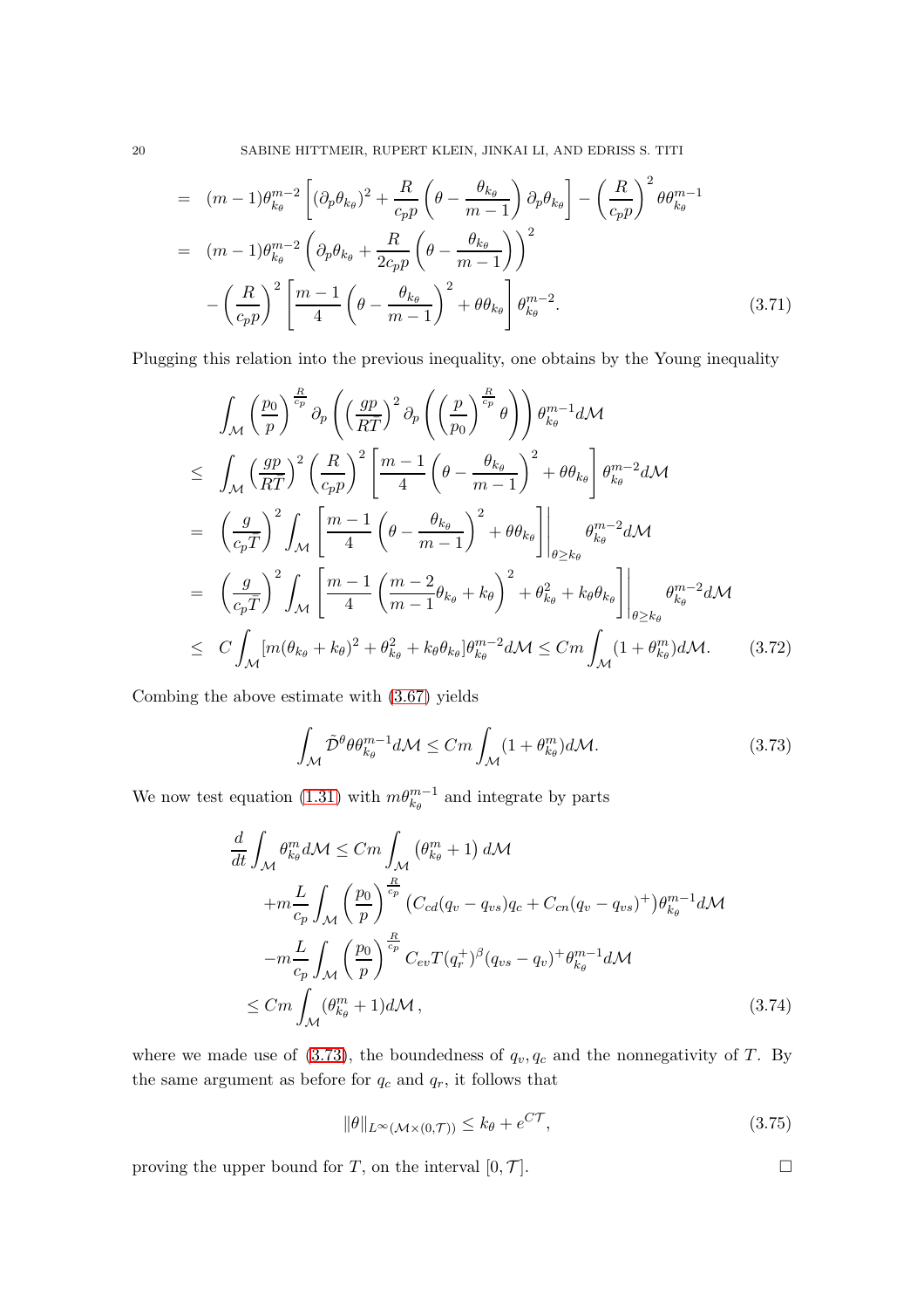$$
\begin{aligned}
&= (m-1)\theta_{k_\theta}^{m-2}\left[(\partial_p\theta_{k_\theta})^2+\frac{R}{c_pp}\left(\theta-\frac{\theta_{k_\theta}}{m-1}\right)\partial_p\theta_{k_\theta}\right]-\left(\frac{R}{c_pp}\right)^2\theta\theta_{k_\theta}^{m-1}\\
&= (m-1)\theta_{k_\theta}^{m-2}\left(\partial_p\theta_{k_\theta}+\frac{R}{2c_pp}\left(\theta-\frac{\theta_{k_\theta}}{m-1}\right)\right)^2\\
&\quad -\left(\frac{R}{c_pp}\right)^2\left[\frac{m-1}{4}\left(\theta-\frac{\theta_{k_\theta}}{m-1}\right)^2+\theta\theta_{k_\theta}\right]\theta_{k_\theta}^{m-2}.
\end{aligned}
\tag{3.71}
$$

Plugging this relation into the previous inequality, one obtains by the Young inequality

$$
\begin{aligned}
&\int_{\mathcal{M}}\left(\frac{p_0}{p}\right)^{\frac{R}{c_p}}\partial_p\left(\left(\frac{gp}{RT}\right)^2\partial_p\left(\left(\frac{p}{p_0}\right)^{\frac{R}{c_p}}\theta\right)\right)\theta_{k_\theta}^{m-1}d\mathcal{M}\\
\le\ &\int_{\mathcal{M}}\left(\frac{gp}{RT}\right)^2\left(\frac{R}{c_pp}\right)^2\left[\frac{m-1}{4}\left(\theta-\frac{\theta_{k_\theta}}{m-1}\right)^2+\theta\theta_{k_\theta}\right]\theta_{k_\theta}^{m-2}d\mathcal{M}\\
=\ &\left(\frac{g}{c_p\bar{T}}\right)^2\int_{\mathcal{M}}\left[\frac{m-1}{4}\left(\theta-\frac{\theta_{k_\theta}}{m-1}\right)^2+\theta\theta_{k_\theta}\right]\Bigg|_{\theta\ge k_\theta}\theta_{k_\theta}^{m-2}d\mathcal{M}\\
=\ &\left(\frac{g}{c_p\bar{T}}\right)^2\int_{\mathcal{M}}\left[\frac{m-1}{4}\left(\frac{m-2}{m-1}\theta_{k_\theta}+k_\theta\right)^2+\theta_{k_\theta}^2+k_\theta\theta_{k_\theta}\right]\Bigg|_{\theta\ge k_\theta}\theta_{k_\theta}^{m-2}d\mathcal{M}\\
\le\ &C\int_{\mathcal{M}}[m(\theta_{k_\theta}+k_\theta)^2+\theta_{k_\theta}^2+k_\theta\theta_{k_\theta}]\theta_{k_\theta}^{m-2}d\mathcal{M}\le Cm\int_{\mathcal{M}}(1+\theta_{k_\theta}^m)d\mathcal{M}.
\end{aligned}
\tag{3.72}
$$

Combing the above estimate with (3.67) yields

$$
\int_{\mathcal{M}}\tilde{\mathcal{D}}^\theta\theta\theta_{k_\theta}^{m-1}d\mathcal{M}\le Cm\int_{\mathcal{M}}(1+\theta_{k_\theta}^m)d\mathcal{M}. \tag{3.73}
$$

We now test equation (1.31) with $m\theta_{k_\theta}^{m-1}$ and integrate by parts

$$
\begin{aligned}
\frac{d}{dt}\int_{\mathcal{M}}\theta_{k_\theta}^m d\mathcal{M}\le\ &Cm\int_{\mathcal{M}}\left(\theta_{k_\theta}^m+1\right)d\mathcal{M}\\
&+m\frac{L}{c_p}\int_{\mathcal{M}}\left(\frac{p_0}{p}\right)^{\frac{R}{c_p}}(C_{cd}(q_v-q_{vs})q_c+C_{cn}(q_v-q_{vs})^+)\theta_{k_\theta}^{m-1}d\mathcal{M}\\
&-m\frac{L}{c_p}\int_{\mathcal{M}}\left(\frac{p_0}{p}\right)^{\frac{R}{c_p}}C_{ev}T(q_r^+)^\beta(q_{vs}-q_v)^+\theta_{k_\theta}^{m-1}d\mathcal{M}\\
\le\ &Cm\int_{\mathcal{M}}(\theta_{k_\theta}^m+1)d\mathcal{M},
\end{aligned}
\tag{3.74}
$$

where we made use of (3.73), the boundedness of $q_v, q_c$ and the nonnegativity of $T$. By the same argument as before for $q_c$ and $q_r$, it follows that

$$
\|\theta\|_{L^\infty(\mathcal{M}\times(0,\mathcal{T}))}\le k_\theta+e^{C\mathcal{T}}, \tag{3.75}
$$

proving the upper bound for $T$, on the interval $[0,\mathcal{T}]$. $\square$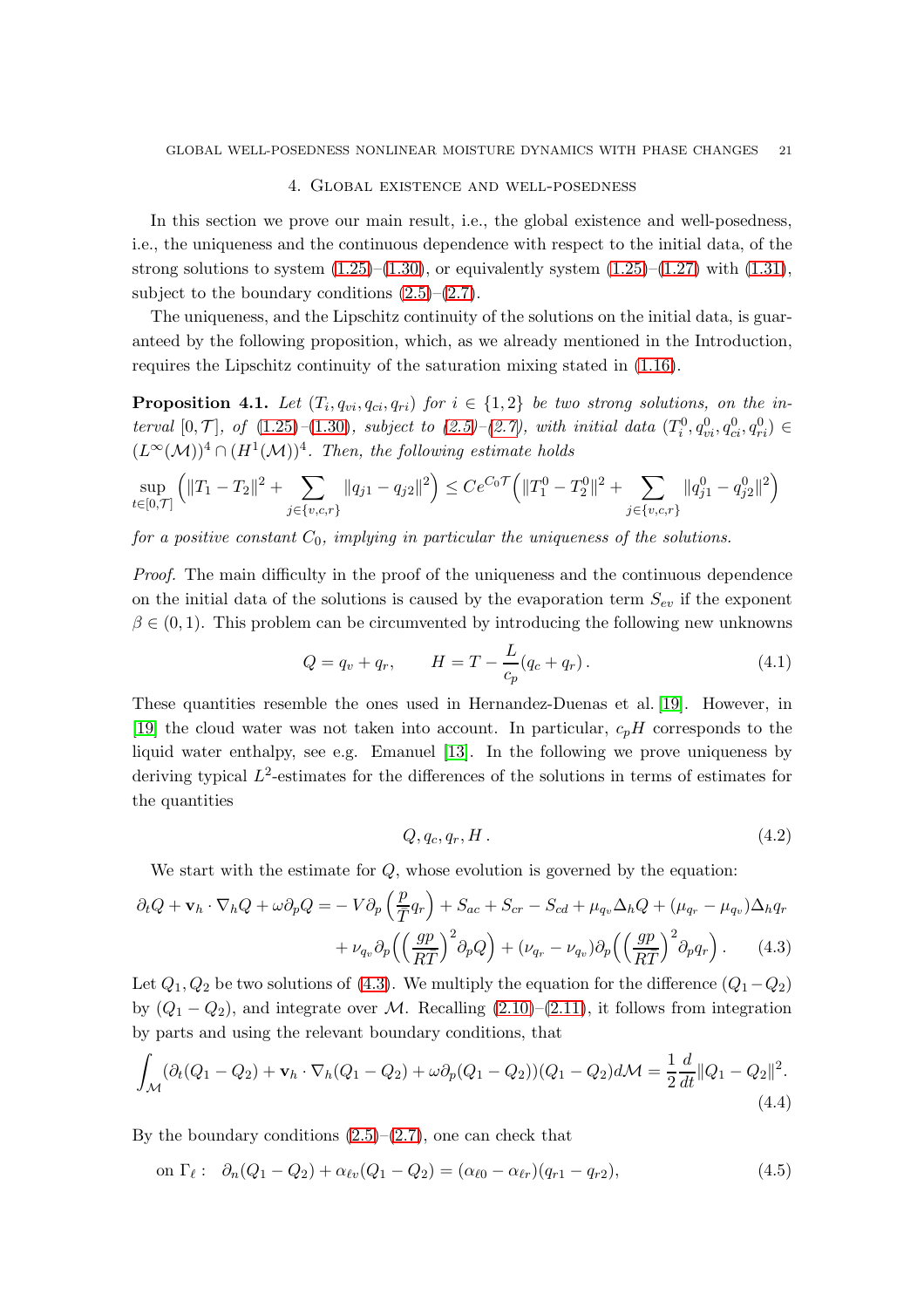## 4. Global existence and well-posedness

In this section we prove our main result, i.e., the global existence and well-posedness, i.e., the uniqueness and the continuous dependence with respect to the initial data, of the strong solutions to system (1.25)–(1.30), or equivalently system (1.25)–(1.27) with (1.31), subject to the boundary conditions (2.5)–(2.7).

The uniqueness, and the Lipschitz continuity of the solutions on the initial data, is guaranteed by the following proposition, which, as we already mentioned in the Introduction, requires the Lipschitz continuity of the saturation mixing stated in (1.16).

**Proposition 4.1.** *Let $(T_i, q_{vi}, q_{ci}, q_{ri})$ for $i \in \{1, 2\}$ be two strong solutions, on the interval $[0, \mathcal{T}]$, of (1.25)–(1.30), subject to (2.5)–(2.7), with initial data $(T_i^0, q_{vi}^0, q_{ci}^0, q_{ri}^0) \in (L^\infty(\mathcal{M}))^4 \cap (H^1(\mathcal{M}))^4$. Then, the following estimate holds*

$$\sup_{t\in[0,\mathcal{T}]} \Big( \|T_1 - T_2\|^2 + \sum_{j\in\{v,c,r\}} \|q_{j1} - q_{j2}\|^2 \Big) \leq C e^{C_0 \mathcal{T}} \Big( \|T_1^0 - T_2^0\|^2 + \sum_{j\in\{v,c,r\}} \|q_{j1}^0 - q_{j2}^0\|^2 \Big)$$

*for a positive constant $C_0$, implying in particular the uniqueness of the solutions.*

*Proof.* The main difficulty in the proof of the uniqueness and the continuous dependence on the initial data of the solutions is caused by the evaporation term $S_{ev}$ if the exponent $\beta \in (0, 1)$. This problem can be circumvented by introducing the following new unknowns

$$Q = q_v + q_r, \qquad H = T - \frac{L}{c_p}(q_c + q_r)\,. \tag{4.1}$$

These quantities resemble the ones used in Hernandez-Duenas et al. [19]. However, in [19] the cloud water was not taken into account. In particular, $c_p H$ corresponds to the liquid water enthalpy, see e.g. Emanuel [13]. In the following we prove uniqueness by deriving typical $L^2$-estimates for the differences of the solutions in terms of estimates for the quantities

$$Q, q_c, q_r, H\,. \tag{4.2}$$

We start with the estimate for $Q$, whose evolution is governed by the equation:

$$\begin{aligned}\partial_t Q + \mathbf{v}_h \cdot \nabla_h Q + \omega \partial_p Q = &- V \partial_p \left( \frac{p}{T} q_r \right) + S_{ac} + S_{cr} - S_{cd} + \mu_{q_v} \Delta_h Q + (\mu_{q_r} - \mu_{q_v}) \Delta_h q_r \\ &+ \nu_{q_v} \partial_p \Big( \Big( \frac{gp}{RT} \Big)^2 \partial_p Q \Big) + (\nu_{q_r} - \nu_{q_v}) \partial_p \Big( \Big( \frac{gp}{RT} \Big)^2 \partial_p q_r \Big)\,. \end{aligned} \tag{4.3}$$

Let $Q_1, Q_2$ be two solutions of (4.3). We multiply the equation for the difference $(Q_1 - Q_2)$ by $(Q_1 - Q_2)$, and integrate over $\mathcal{M}$. Recalling (2.10)–(2.11), it follows from integration by parts and using the relevant boundary conditions, that

$$\int_{\mathcal{M}} (\partial_t (Q_1 - Q_2) + \mathbf{v}_h \cdot \nabla_h (Q_1 - Q_2) + \omega \partial_p (Q_1 - Q_2))(Q_1 - Q_2) d\mathcal{M} = \frac{1}{2} \frac{d}{dt} \|Q_1 - Q_2\|^2. \tag{4.4}$$

By the boundary conditions (2.5)–(2.7), one can check that

$$\text{on } \Gamma_\ell: \quad \partial_n (Q_1 - Q_2) + \alpha_{\ell v}(Q_1 - Q_2) = (\alpha_{\ell 0} - \alpha_{\ell r})(q_{r1} - q_{r2}), \tag{4.5}$$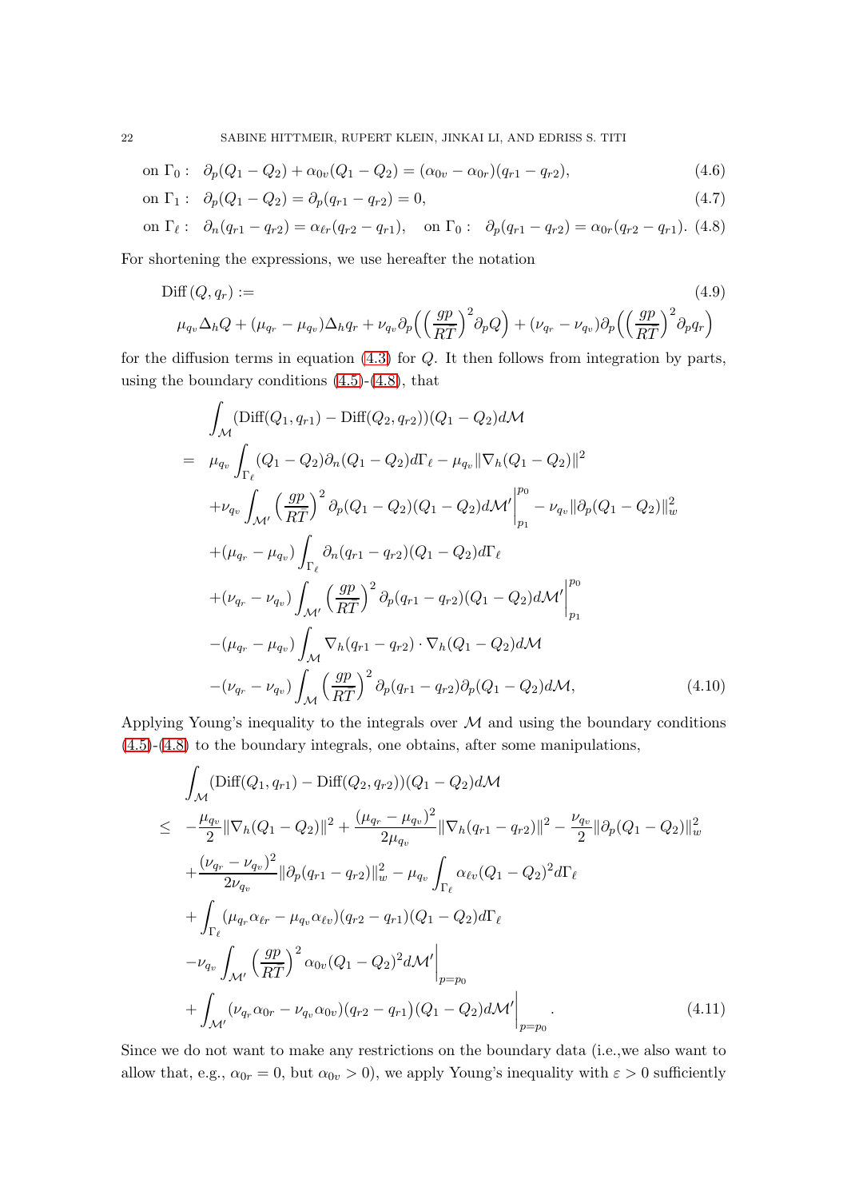$$\text{on } \Gamma_0: \quad \partial_p(Q_1 - Q_2) + \alpha_{0v}(Q_1 - Q_2) = (\alpha_{0v} - \alpha_{0r})(q_{r1} - q_{r2}), \tag{4.6}$$

$$\text{on } \Gamma_1: \quad \partial_p(Q_1 - Q_2) = \partial_p(q_{r1} - q_{r2}) = 0, \tag{4.7}$$

$$\text{on } \Gamma_\ell: \quad \partial_n(q_{r1} - q_{r2}) = \alpha_{\ell r}(q_{r2} - q_{r1}), \quad \text{on } \Gamma_0: \quad \partial_p(q_{r1} - q_{r2}) = \alpha_{0r}(q_{r2} - q_{r1}). \tag{4.8}$$

For shortening the expressions, we use hereafter the notation

$$\begin{aligned}
&\mathrm{Diff}\,(Q, q_r) := \\
&\mu_{q_v}\Delta_h Q + (\mu_{q_r} - \mu_{q_v})\Delta_h q_r + \nu_{q_v}\partial_p\Big(\Big(\frac{gp}{RT}\Big)^2\partial_p Q\Big) + (\nu_{q_r} - \nu_{q_v})\partial_p\Big(\Big(\frac{gp}{RT}\Big)^2\partial_p q_r\Big)
\end{aligned} \tag{4.9}$$

for the diffusion terms in equation (4.3) for $Q$. It then follows from integration by parts, using the boundary conditions (4.5)-(4.8), that

$$\begin{aligned}
&\int_{\mathcal{M}} (\mathrm{Diff}(Q_1, q_{r1}) - \mathrm{Diff}(Q_2, q_{r2}))(Q_1 - Q_2) d\mathcal{M} \\
= \;& \mu_{q_v}\int_{\Gamma_\ell}(Q_1 - Q_2)\partial_n(Q_1 - Q_2)d\Gamma_\ell - \mu_{q_v}\|\nabla_h(Q_1 - Q_2)\|^2 \\
&+\nu_{q_v}\int_{\mathcal{M}'}\Big(\frac{gp}{RT}\Big)^2\partial_p(Q_1 - Q_2)(Q_1 - Q_2)d\mathcal{M}'\Big|_{p_1}^{p_0} - \nu_{q_v}\|\partial_p(Q_1 - Q_2)\|_w^2 \\
&+(\mu_{q_r} - \mu_{q_v})\int_{\Gamma_\ell}\partial_n(q_{r1} - q_{r2})(Q_1 - Q_2)d\Gamma_\ell \\
&+(\nu_{q_r} - \nu_{q_v})\int_{\mathcal{M}'}\Big(\frac{gp}{RT}\Big)^2\partial_p(q_{r1} - q_{r2})(Q_1 - Q_2)d\mathcal{M}'\Big|_{p_1}^{p_0} \\
&-(\mu_{q_r} - \mu_{q_v})\int_{\mathcal{M}}\nabla_h(q_{r1} - q_{r2})\cdot\nabla_h(Q_1 - Q_2)d\mathcal{M} \\
&-(\nu_{q_r} - \nu_{q_v})\int_{\mathcal{M}}\Big(\frac{gp}{RT}\Big)^2\partial_p(q_{r1} - q_{r2})\partial_p(Q_1 - Q_2)d\mathcal{M},
\end{aligned} \tag{4.10}$$

Applying Young's inequality to the integrals over $\mathcal{M}$ and using the boundary conditions (4.5)-(4.8) to the boundary integrals, one obtains, after some manipulations,

$$\begin{aligned}
&\int_{\mathcal{M}} (\mathrm{Diff}(Q_1, q_{r1}) - \mathrm{Diff}(Q_2, q_{r2}))(Q_1 - Q_2) d\mathcal{M} \\
\leq \;& -\frac{\mu_{q_v}}{2}\|\nabla_h(Q_1 - Q_2)\|^2 + \frac{(\mu_{q_r} - \mu_{q_v})^2}{2\mu_{q_v}}\|\nabla_h(q_{r1} - q_{r2})\|^2 - \frac{\nu_{q_v}}{2}\|\partial_p(Q_1 - Q_2)\|_w^2 \\
&+\frac{(\nu_{q_r} - \nu_{q_v})^2}{2\nu_{q_v}}\|\partial_p(q_{r1} - q_{r2})\|_w^2 - \mu_{q_v}\int_{\Gamma_\ell}\alpha_{\ell v}(Q_1 - Q_2)^2 d\Gamma_\ell \\
&+\int_{\Gamma_\ell}(\mu_{q_r}\alpha_{\ell r} - \mu_{q_v}\alpha_{\ell v})(q_{r2} - q_{r1})(Q_1 - Q_2)d\Gamma_\ell \\
&-\nu_{q_v}\int_{\mathcal{M}'}\Big(\frac{gp}{RT}\Big)^2\alpha_{0v}(Q_1 - Q_2)^2 d\mathcal{M}'\Big|_{p=p_0} \\
&+\int_{\mathcal{M}'}(\nu_{q_r}\alpha_{0r} - \nu_{q_v}\alpha_{0v})(q_{r2} - q_{r1})(Q_1 - Q_2)d\mathcal{M}'\Big|_{p=p_0}.
\end{aligned} \tag{4.11}$$

Since we do not want to make any restrictions on the boundary data (i.e.,we also want to allow that, e.g., $\alpha_{0r} = 0$, but $\alpha_{0v} > 0$), we apply Young's inequality with $\varepsilon > 0$ sufficiently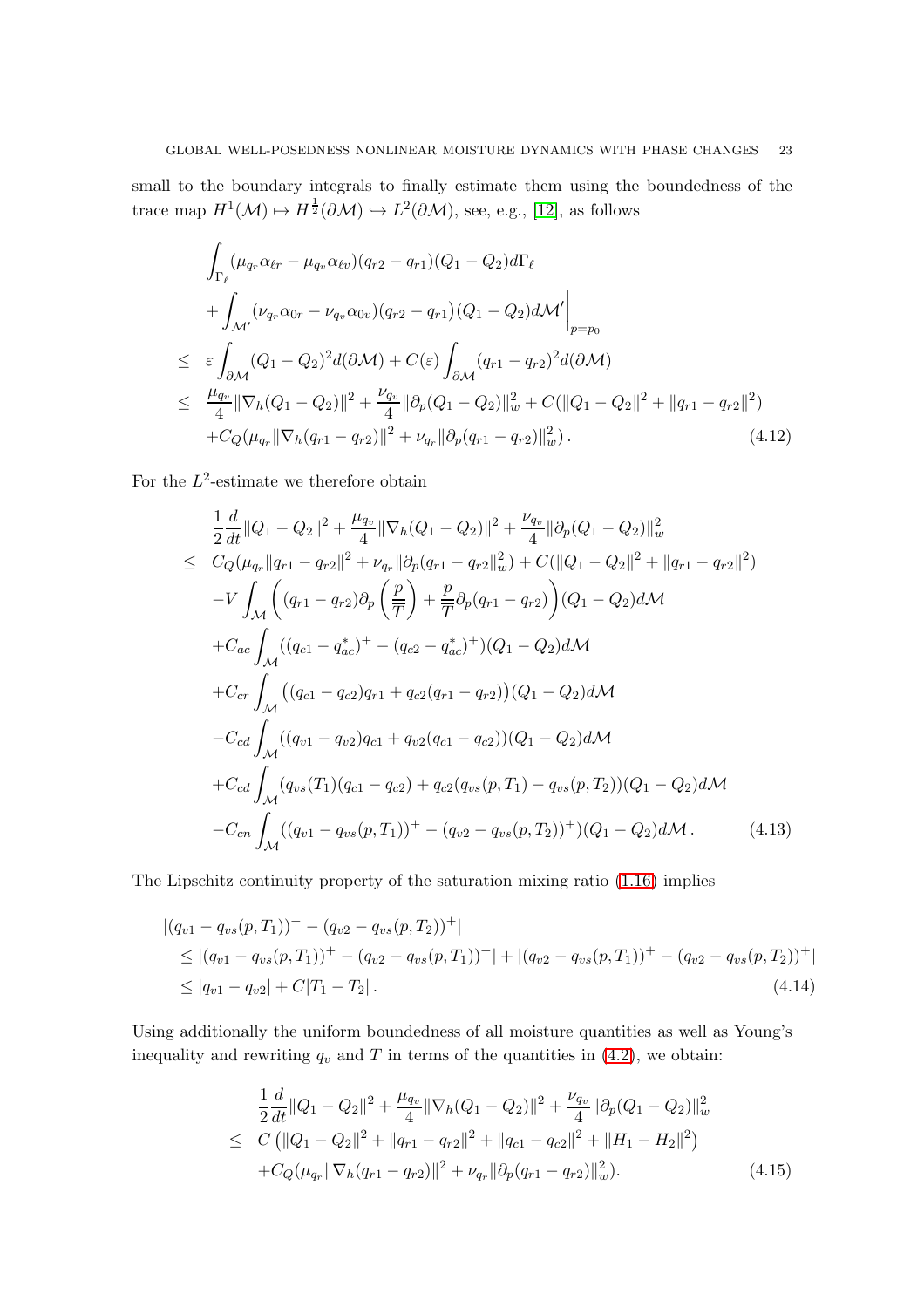small to the boundary integrals to finally estimate them using the boundedness of the trace map $H^1(\mathcal{M}) \mapsto H^{\frac{1}{2}}(\partial\mathcal{M}) \hookrightarrow L^2(\partial\mathcal{M})$, see, e.g., [12], as follows

$$
\begin{aligned}
&\int_{\Gamma_\ell} (\mu_{q_r}\alpha_{\ell r} - \mu_{q_v}\alpha_{\ell v})(q_{r2}-q_{r1})(Q_1-Q_2)d\Gamma_\ell \\
&+ \int_{\mathcal{M}'} (\nu_{q_r}\alpha_{0r} - \nu_{q_v}\alpha_{0v})(q_{r2}-q_{r1})(Q_1-Q_2)d\mathcal{M}'\bigg|_{p=p_0} \\
\leq\;& \varepsilon\int_{\partial\mathcal{M}}(Q_1-Q_2)^2 d(\partial\mathcal{M}) + C(\varepsilon)\int_{\partial\mathcal{M}}(q_{r1}-q_{r2})^2 d(\partial\mathcal{M}) \\
\leq\;& \frac{\mu_{q_v}}{4}\|\nabla_h(Q_1-Q_2)\|^2 + \frac{\nu_{q_v}}{4}\|\partial_p(Q_1-Q_2)\|_w^2 + C(\|Q_1-Q_2\|^2 + \|q_{r1}-q_{r2}\|^2) \\
&+ C_Q(\mu_{q_r}\|\nabla_h(q_{r1}-q_{r2})\|^2 + \nu_{q_r}\|\partial_p(q_{r1}-q_{r2})\|_w^2)\,. \qquad (4.12)
\end{aligned}
$$

For the $L^2$-estimate we therefore obtain

$$
\begin{aligned}
&\frac{1}{2}\frac{d}{dt}\|Q_1-Q_2\|^2 + \frac{\mu_{q_v}}{4}\|\nabla_h(Q_1-Q_2)\|^2 + \frac{\nu_{q_v}}{4}\|\partial_p(Q_1-Q_2)\|_w^2 \\
\leq\;& C_Q(\mu_{q_r}\|q_{r1}-q_{r2}\|^2 + \nu_{q_r}\|\partial_p(q_{r1}-q_{r2}\|_w^2) + C(\|Q_1-Q_2\|^2 + \|q_{r1}-q_{r2}\|^2) \\
&-V\int_{\mathcal{M}}\left((q_{r1}-q_{r2})\partial_p\left(\frac{p}{\overline{\overline{T}}}\right) + \frac{p}{\overline{\overline{T}}}\partial_p(q_{r1}-q_{r2})\right)(Q_1-Q_2)d\mathcal{M} \\
&+C_{ac}\int_{\mathcal{M}}((q_{c1}-q_{ac}^*)^+ - (q_{c2}-q_{ac}^*)^+)(Q_1-Q_2)d\mathcal{M} \\
&+C_{cr}\int_{\mathcal{M}}\big((q_{c1}-q_{c2})q_{r1} + q_{c2}(q_{r1}-q_{r2})\big)(Q_1-Q_2)d\mathcal{M} \\
&-C_{cd}\int_{\mathcal{M}}((q_{v1}-q_{v2})q_{c1} + q_{v2}(q_{c1}-q_{c2}))(Q_1-Q_2)d\mathcal{M} \\
&+C_{cd}\int_{\mathcal{M}}(q_{vs}(T_1)(q_{c1}-q_{c2}) + q_{c2}(q_{vs}(p,T_1)-q_{vs}(p,T_2))(Q_1-Q_2)d\mathcal{M} \\
&-C_{cn}\int_{\mathcal{M}}((q_{v1}-q_{vs}(p,T_1))^+ - (q_{v2}-q_{vs}(p,T_2))^+)(Q_1-Q_2)d\mathcal{M}\,. \qquad (4.13)
\end{aligned}
$$

The Lipschitz continuity property of the saturation mixing ratio (1.16) implies

$$
\begin{aligned}
&|(q_{v1}-q_{vs}(p,T_1))^+ - (q_{v2}-q_{vs}(p,T_2))^+| \\
&\leq |(q_{v1}-q_{vs}(p,T_1))^+ - (q_{v2}-q_{vs}(p,T_1))^+| + |(q_{v2}-q_{vs}(p,T_1))^+ - (q_{v2}-q_{vs}(p,T_2))^+| \\
&\leq |q_{v1}-q_{v2}| + C|T_1-T_2|\,. \qquad (4.14)
\end{aligned}
$$

Using additionally the uniform boundedness of all moisture quantities as well as Young's inequality and rewriting $q_v$ and $T$ in terms of the quantities in (4.2), we obtain:

$$
\begin{aligned}
&\frac{1}{2}\frac{d}{dt}\|Q_1-Q_2\|^2 + \frac{\mu_{q_v}}{4}\|\nabla_h(Q_1-Q_2)\|^2 + \frac{\nu_{q_v}}{4}\|\partial_p(Q_1-Q_2)\|_w^2 \\
\leq\;& C\left(\|Q_1-Q_2\|^2 + \|q_{r1}-q_{r2}\|^2 + \|q_{c1}-q_{c2}\|^2 + \|H_1-H_2\|^2\right) \\
&+C_Q(\mu_{q_r}\|\nabla_h(q_{r1}-q_{r2})\|^2 + \nu_{q_r}\|\partial_p(q_{r1}-q_{r2})\|_w^2). \qquad (4.15)
\end{aligned}
$$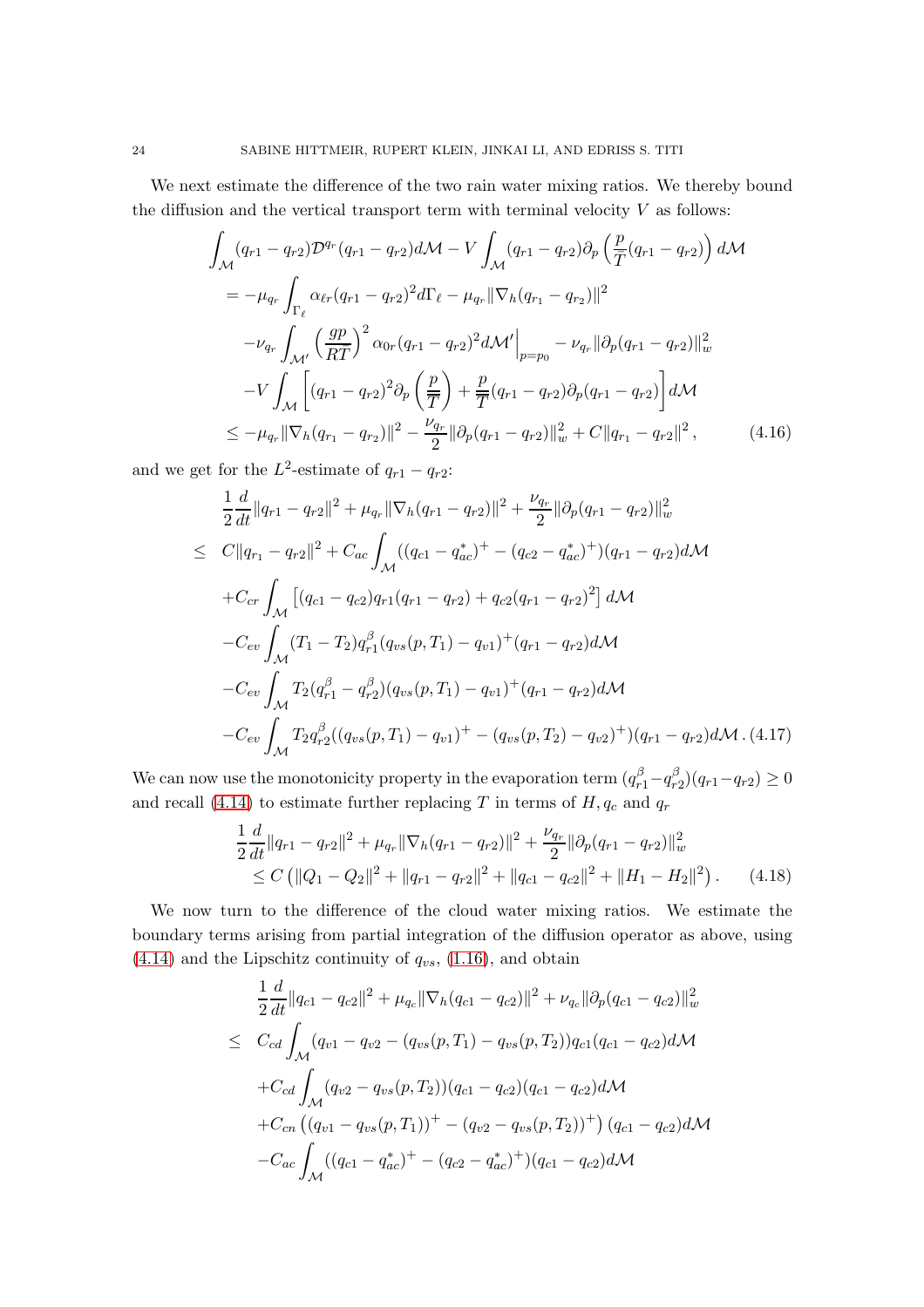We next estimate the difference of the two rain water mixing ratios. We thereby bound the diffusion and the vertical transport term with terminal velocity $V$ as follows:

$$
\begin{aligned}
&\int_{\mathcal{M}}(q_{r1}-q_{r2})\mathcal{D}^{q_r}(q_{r1}-q_{r2})d\mathcal{M} - V\int_{\mathcal{M}}(q_{r1}-q_{r2})\partial_p\left(\frac{p}{\overline{T}}(q_{r1}-q_{r2})\right)d\mathcal{M}\\
&= -\mu_{q_r}\int_{\Gamma_\ell}\alpha_{\ell r}(q_{r1}-q_{r2})^2 d\Gamma_\ell - \mu_{q_r}\|\nabla_h(q_{r_1}-q_{r_2})\|^2\\
&\quad -\nu_{q_r}\int_{\mathcal{M}'}\left(\frac{gp}{R\overline{T}}\right)^2\alpha_{0r}(q_{r1}-q_{r2})^2 d\mathcal{M}'\Big|_{p=p_0} - \nu_{q_r}\|\partial_p(q_{r1}-q_{r2})\|_w^2\\
&\quad -V\int_{\mathcal{M}}\left[(q_{r1}-q_{r2})^2\partial_p\left(\frac{p}{\overline{T}}\right)+\frac{p}{\overline{T}}(q_{r1}-q_{r2})\partial_p(q_{r1}-q_{r2})\right]d\mathcal{M}\\
&\le -\mu_{q_r}\|\nabla_h(q_{r1}-q_{r2})\|^2 - \frac{\nu_{q_r}}{2}\|\partial_p(q_{r1}-q_{r2})\|_w^2 + C\|q_{r_1}-q_{r_2}\|^2\,,
\end{aligned}
\tag{4.16}
$$

and we get for the $L^2$-estimate of $q_{r1}-q_{r2}$:

$$
\begin{aligned}
&\frac{1}{2}\frac{d}{dt}\|q_{r1}-q_{r2}\|^2 + \mu_{q_r}\|\nabla_h(q_{r1}-q_{r2})\|^2 + \frac{\nu_{q_r}}{2}\|\partial_p(q_{r1}-q_{r2})\|_w^2\\
\le\;& C\|q_{r_1}-q_{r_2}\|^2 + C_{ac}\int_{\mathcal{M}}((q_{c1}-q_{ac}^*)^+-(q_{c2}-q_{ac}^*)^+)(q_{r1}-q_{r2})d\mathcal{M}\\
&+C_{cr}\int_{\mathcal{M}}\left[(q_{c1}-q_{c2})q_{r1}(q_{r1}-q_{r2})+q_{c2}(q_{r1}-q_{r2})^2\right]d\mathcal{M}\\
&-C_{ev}\int_{\mathcal{M}}(T_1-T_2)q_{r1}^\beta(q_{vs}(p,T_1)-q_{v1})^+(q_{r1}-q_{r2})d\mathcal{M}\\
&-C_{ev}\int_{\mathcal{M}}T_2(q_{r1}^\beta-q_{r2}^\beta)(q_{vs}(p,T_1)-q_{v1})^+(q_{r1}-q_{r2})d\mathcal{M}\\
&-C_{ev}\int_{\mathcal{M}}T_2 q_{r2}^\beta((q_{vs}(p,T_1)-q_{v1})^+-(q_{vs}(p,T_2)-q_{v2})^+)(q_{r1}-q_{r2})d\mathcal{M}\,.
\end{aligned}
\tag{4.17}
$$

We can now use the monotonicity property in the evaporation term $(q_{r1}^\beta-q_{r2}^\beta)(q_{r1}-q_{r2})\ge 0$ and recall (4.14) to estimate further replacing $T$ in terms of $H, q_c$ and $q_r$

$$
\begin{aligned}
&\frac{1}{2}\frac{d}{dt}\|q_{r1}-q_{r2}\|^2 + \mu_{q_r}\|\nabla_h(q_{r1}-q_{r2})\|^2 + \frac{\nu_{q_r}}{2}\|\partial_p(q_{r1}-q_{r2})\|_w^2\\
&\le C\left(\|Q_1-Q_2\|^2+\|q_{r1}-q_{r2}\|^2+\|q_{c1}-q_{c2}\|^2+\|H_1-H_2\|^2\right).
\end{aligned}
\tag{4.18}
$$

We now turn to the difference of the cloud water mixing ratios. We estimate the boundary terms arising from partial integration of the diffusion operator as above, using (4.14) and the Lipschitz continuity of $q_{vs}$, (1.16), and obtain

$$
\begin{aligned}
&\frac{1}{2}\frac{d}{dt}\|q_{c1}-q_{c2}\|^2 + \mu_{q_c}\|\nabla_h(q_{c1}-q_{c2})\|^2 + \nu_{q_c}\|\partial_p(q_{c1}-q_{c2})\|_w^2\\
\le\;& C_{cd}\int_{\mathcal{M}}(q_{v1}-q_{v2}-(q_{vs}(p,T_1)-q_{vs}(p,T_2))q_{c1}(q_{c1}-q_{c2})d\mathcal{M}\\
&+C_{cd}\int_{\mathcal{M}}(q_{v2}-q_{vs}(p,T_2))(q_{c1}-q_{c2})(q_{c1}-q_{c2})d\mathcal{M}\\
&+C_{cn}\left((q_{v1}-q_{vs}(p,T_1))^+-(q_{v2}-q_{vs}(p,T_2))^+\right)(q_{c1}-q_{c2})d\mathcal{M}\\
&-C_{ac}\int_{\mathcal{M}}((q_{c1}-q_{ac}^*)^+-(q_{c2}-q_{ac}^*)^+)(q_{c1}-q_{c2})d\mathcal{M}
\end{aligned}
$$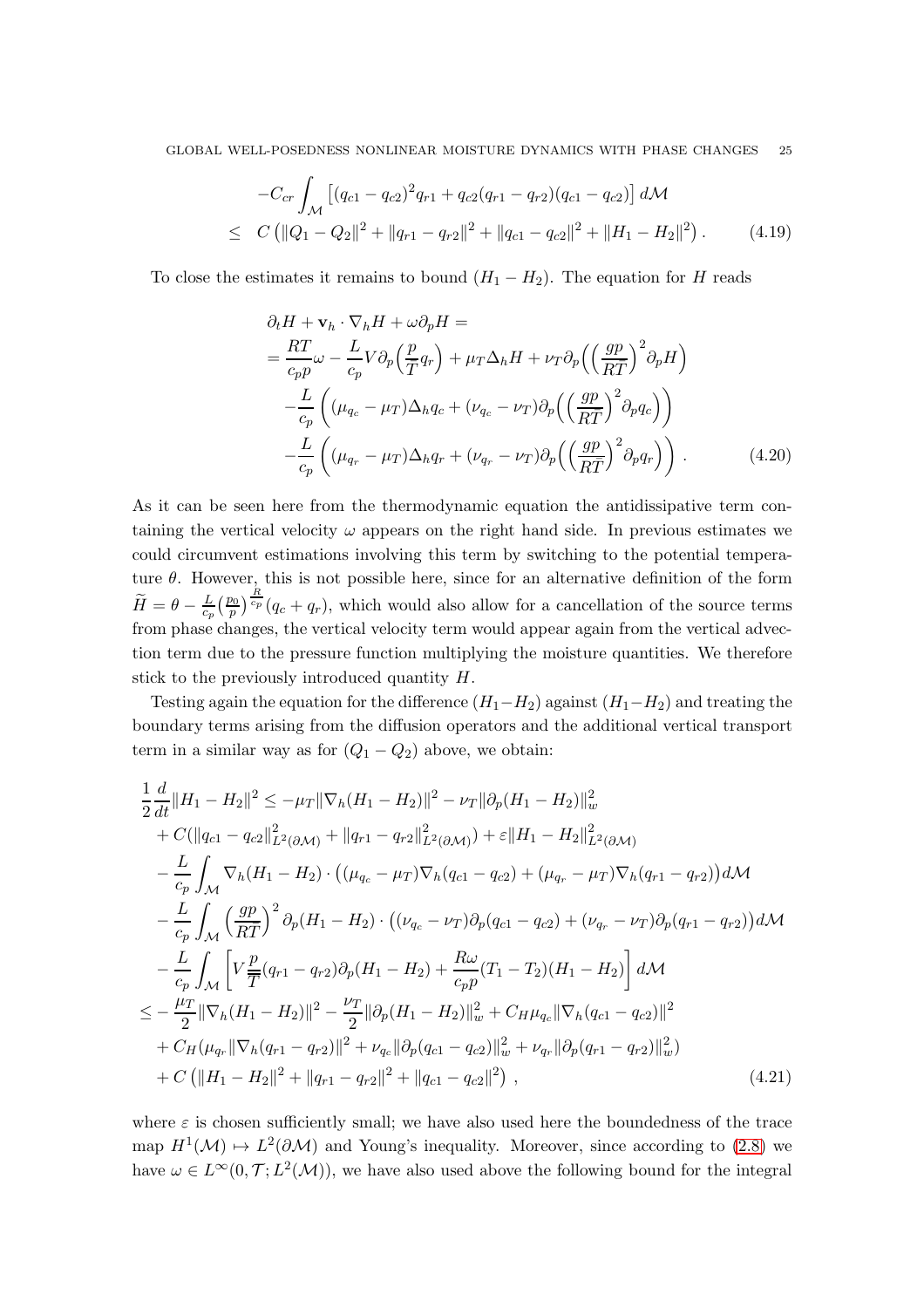$$
\begin{aligned}
&-C_{cr}\int_{\mathcal{M}}\left[(q_{c1}-q_{c2})^2 q_{r1}+q_{c2}(q_{r1}-q_{r2})(q_{c1}-q_{c2})\right]d\mathcal{M}\\
\leq\;& C\left(\|Q_1-Q_2\|^2+\|q_{r1}-q_{r2}\|^2+\|q_{c1}-q_{c2}\|^2+\|H_1-H_2\|^2\right). \qquad (4.19)
\end{aligned}
$$

To close the estimates it remains to bound $(H_1 - H_2)$. The equation for $H$ reads

$$
\begin{aligned}
&\partial_t H+\mathbf{v}_h\cdot\nabla_h H+\omega\partial_p H=\\
&=\frac{RT}{c_p p}\omega-\frac{L}{c_p}V\partial_p\Big(\frac{p}{T}q_r\Big)+\mu_T\Delta_h H+\nu_T\partial_p\Big(\Big(\frac{gp}{RT}\Big)^2\partial_p H\Big)\\
&\quad-\frac{L}{c_p}\left((\mu_{q_c}-\mu_T)\Delta_h q_c+(\nu_{q_c}-\nu_T)\partial_p\Big(\Big(\frac{gp}{RT}\Big)^2\partial_p q_c\Big)\right)\\
&\quad-\frac{L}{c_p}\left((\mu_{q_r}-\mu_T)\Delta_h q_r+(\nu_{q_r}-\nu_T)\partial_p\Big(\Big(\frac{gp}{RT}\Big)^2\partial_p q_r\Big)\right). \qquad (4.20)
\end{aligned}
$$

As it can be seen here from the thermodynamic equation the antidissipative term containing the vertical velocity $\omega$ appears on the right hand side. In previous estimates we could circumvent estimations involving this term by switching to the potential temperature $\theta$. However, this is not possible here, since for an alternative definition of the form $\widetilde{H}=\theta-\frac{L}{c_p}\big(\frac{p_0}{p}\big)^{\frac{R}{c_p}}(q_c+q_r)$, which would also allow for a cancellation of the source terms from phase changes, the vertical velocity term would appear again from the vertical advection term due to the pressure function multiplying the moisture quantities. We therefore stick to the previously introduced quantity $H$.

Testing again the equation for the difference $(H_1-H_2)$ against $(H_1-H_2)$ and treating the boundary terms arising from the diffusion operators and the additional vertical transport term in a similar way as for $(Q_1-Q_2)$ above, we obtain:

$$
\begin{aligned}
\frac{1}{2}\frac{d}{dt}\|H_1-H_2\|^2 \leq\;& -\mu_T\|\nabla_h(H_1-H_2)\|^2-\nu_T\|\partial_p(H_1-H_2)\|_w^2\\
&+C(\|q_{c1}-q_{c2}\|^2_{L^2(\partial\mathcal{M})}+\|q_{r1}-q_{r2}\|^2_{L^2(\partial\mathcal{M})})+\varepsilon\|H_1-H_2\|^2_{L^2(\partial\mathcal{M})}\\
&-\frac{L}{c_p}\int_{\mathcal{M}}\nabla_h(H_1-H_2)\cdot\big((\mu_{q_c}-\mu_T)\nabla_h(q_{c1}-q_{c2})+(\mu_{q_r}-\mu_T)\nabla_h(q_{r1}-q_{r2})\big)d\mathcal{M}\\
&-\frac{L}{c_p}\int_{\mathcal{M}}\Big(\frac{gp}{RT}\Big)^2\partial_p(H_1-H_2)\cdot\big((\nu_{q_c}-\nu_T)\partial_p(q_{c1}-q_{c2})+(\nu_{q_r}-\nu_T)\partial_p(q_{r1}-q_{r2})\big)d\mathcal{M}\\
&-\frac{L}{c_p}\int_{\mathcal{M}}\left[V\frac{p}{\overline{T}}(q_{r1}-q_{r2})\partial_p(H_1-H_2)+\frac{R\omega}{c_p p}(T_1-T_2)(H_1-H_2)\right]d\mathcal{M}\\
\leq\;& -\frac{\mu_T}{2}\|\nabla_h(H_1-H_2)\|^2-\frac{\nu_T}{2}\|\partial_p(H_1-H_2)\|_w^2+C_H\mu_{q_c}\|\nabla_h(q_{c1}-q_{c2})\|^2\\
&+C_H(\mu_{q_r}\|\nabla_h(q_{r1}-q_{r2})\|^2+\nu_{q_c}\|\partial_p(q_{c1}-q_{c2})\|_w^2+\nu_{q_r}\|\partial_p(q_{r1}-q_{r2})\|_w^2)\\
&+C\left(\|H_1-H_2\|^2+\|q_{r1}-q_{r2}\|^2+\|q_{c1}-q_{c2}\|^2\right), \qquad (4.21)
\end{aligned}
$$

where $\varepsilon$ is chosen sufficiently small; we have also used here the boundedness of the trace map $H^1(\mathcal{M})\mapsto L^2(\partial\mathcal{M})$ and Young's inequality. Moreover, since according to (2.8) we have $\omega\in L^\infty(0,\mathcal{T};L^2(\mathcal{M}))$, we have also used above the following bound for the integral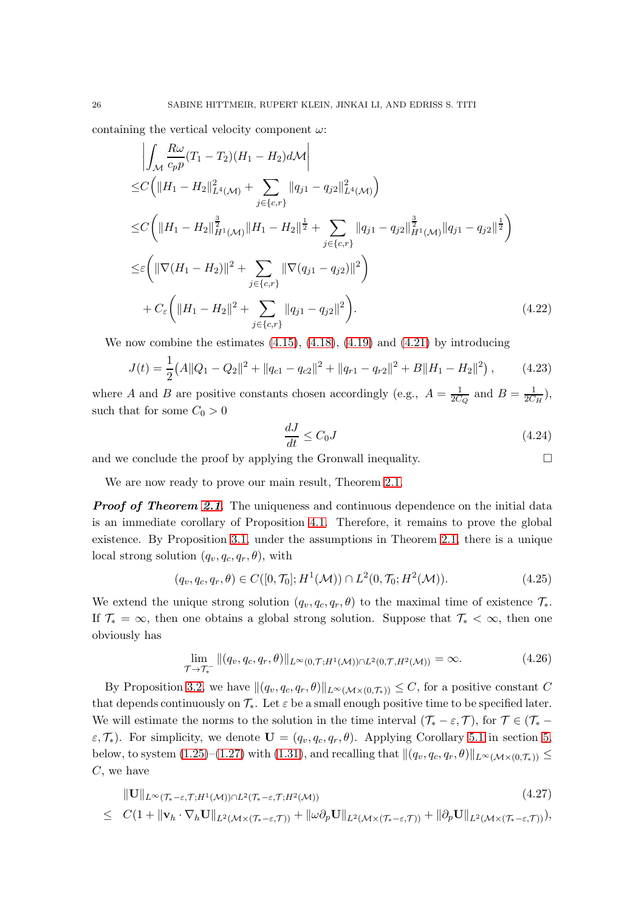containing the vertical velocity component $\omega$:

$$
\begin{aligned}
&\left|\int_{\mathcal{M}} \frac{R\omega}{c_p p}(T_1 - T_2)(H_1 - H_2)d\mathcal{M}\right| \\
\leq & C\Big(\|H_1 - H_2\|_{L^4(\mathcal{M})}^2 + \sum_{j\in\{c,r\}} \|q_{j1} - q_{j2}\|_{L^4(\mathcal{M})}^2\Big) \\
\leq & C\bigg(\|H_1 - H_2\|_{H^1(\mathcal{M})}^{\frac{3}{2}} \|H_1 - H_2\|^{\frac{1}{2}} + \sum_{j\in\{c,r\}} \|q_{j1} - q_{j2}\|_{H^1(\mathcal{M})}^{\frac{3}{2}} \|q_{j1} - q_{j2}\|^{\frac{1}{2}}\bigg) \\
\leq & \varepsilon\bigg(\|\nabla(H_1 - H_2)\|^2 + \sum_{j\in\{c,r\}} \|\nabla(q_{j1} - q_{j2})\|^2\bigg) \\
& + C_\varepsilon\bigg(\|H_1 - H_2\|^2 + \sum_{j\in\{c,r\}} \|q_{j1} - q_{j2}\|^2\bigg).
\end{aligned} \tag{4.22}
$$

We now combine the estimates (4.15), (4.18), (4.19) and (4.21) by introducing

$$
J(t) = \frac{1}{2}\big(A\|Q_1 - Q_2\|^2 + \|q_{c1} - q_{c2}\|^2 + \|q_{r1} - q_{r2}\|^2 + B\|H_1 - H_2\|^2\big), \tag{4.23}
$$

where $A$ and $B$ are positive constants chosen accordingly (e.g., $A = \frac{1}{2C_Q}$ and $B = \frac{1}{2C_H}$), such that for some $C_0 > 0$

$$
\frac{dJ}{dt} \leq C_0 J \tag{4.24}
$$

and we conclude the proof by applying the Gronwall inequality. $\square$

We are now ready to prove our main result, Theorem 2.1.

***Proof of Theorem 2.1.*** The uniqueness and continuous dependence on the initial data is an immediate corollary of Proposition 4.1. Therefore, it remains to prove the global existence. By Proposition 3.1, under the assumptions in Theorem 2.1, there is a unique local strong solution $(q_v, q_c, q_r, \theta)$, with

$$
(q_v, q_c, q_r, \theta) \in C([0, \mathcal{T}_0]; H^1(\mathcal{M})) \cap L^2(0, \mathcal{T}_0; H^2(\mathcal{M})). \tag{4.25}
$$

We extend the unique strong solution $(q_v, q_c, q_r, \theta)$ to the maximal time of existence $\mathcal{T}_*$. If $\mathcal{T}_* = \infty$, then one obtains a global strong solution. Suppose that $\mathcal{T}_* < \infty$, then one obviously has

$$
\lim_{\mathcal{T}\to\mathcal{T}_*^-} \|(q_v, q_c, q_r, \theta)\|_{L^\infty(0,\mathcal{T};H^1(\mathcal{M}))\cap L^2(0,\mathcal{T},H^2(\mathcal{M}))} = \infty. \tag{4.26}
$$

By Proposition 3.2, we have $\|(q_v, q_c, q_r, \theta)\|_{L^\infty(\mathcal{M}\times(0,\mathcal{T}_*))} \leq C$, for a positive constant $C$ that depends continuously on $\mathcal{T}_*$. Let $\varepsilon$ be a small enough positive time to be specified later. We will estimate the norms to the solution in the time interval $(\mathcal{T}_* - \varepsilon, \mathcal{T})$, for $\mathcal{T} \in (\mathcal{T}_* - \varepsilon, \mathcal{T}_*)$. For simplicity, we denote $\mathbf{U} = (q_v, q_c, q_r, \theta)$. Applying Corollary 5.1 in section 5, below, to system (1.25)–(1.27) with (1.31), and recalling that $\|(q_v, q_c, q_r, \theta)\|_{L^\infty(\mathcal{M}\times(0,\mathcal{T}_*))} \leq C$, we have

$$
\begin{aligned}
&\|\mathbf{U}\|_{L^\infty(\mathcal{T}_*-\varepsilon,\mathcal{T};H^1(\mathcal{M}))\cap L^2(\mathcal{T}_*-\varepsilon,\mathcal{T};H^2(\mathcal{M}))} \\
\leq\ & C(1 + \|\mathbf{v}_h \cdot \nabla_h \mathbf{U}\|_{L^2(\mathcal{M}\times(\mathcal{T}_*-\varepsilon,\mathcal{T}))} + \|\omega\partial_p \mathbf{U}\|_{L^2(\mathcal{M}\times(\mathcal{T}_*-\varepsilon,\mathcal{T}))} + \|\partial_p \mathbf{U}\|_{L^2(\mathcal{M}\times(\mathcal{T}_*-\varepsilon,\mathcal{T}))}),
\end{aligned} \tag{4.27}
$$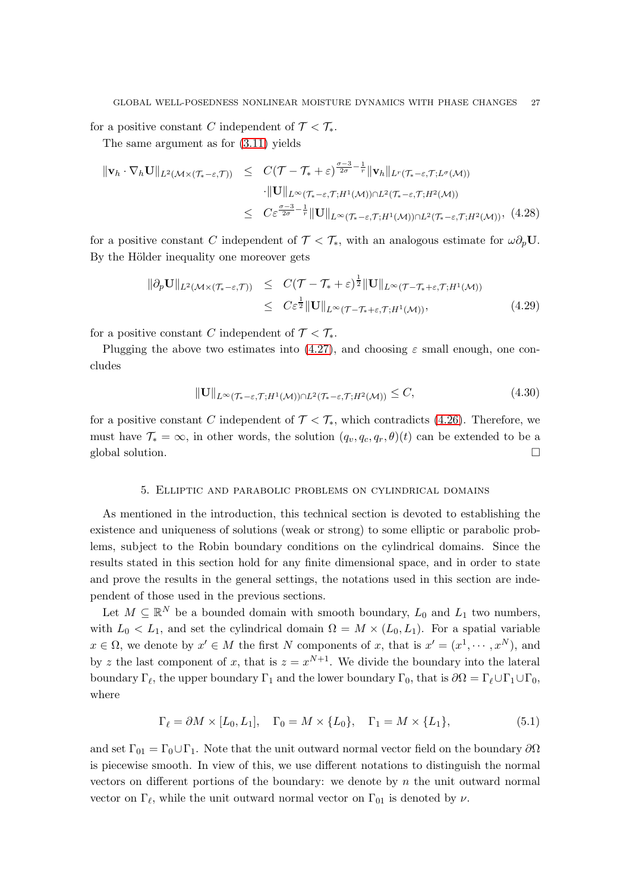for a positive constant $C$ independent of $\mathcal{T} < \mathcal{T}_*$.

The same argument as for (3.11) yields

$$
\begin{aligned}
\|\mathbf{v}_h \cdot \nabla_h \mathbf{U}\|_{L^2(\mathcal{M}\times(\mathcal{T}_*-\varepsilon,\mathcal{T}))} &\leq C(\mathcal{T}-\mathcal{T}_*+\varepsilon)^{\frac{\sigma-3}{2\sigma}-\frac{1}{r}}\|\mathbf{v}_h\|_{L^r(\mathcal{T}_*-\varepsilon,\mathcal{T};L^\sigma(\mathcal{M}))} \\
&\quad \cdot \|\mathbf{U}\|_{L^\infty(\mathcal{T}_*-\varepsilon,\mathcal{T};H^1(\mathcal{M}))\cap L^2(\mathcal{T}_*-\varepsilon,\mathcal{T};H^2(\mathcal{M}))} \\
&\leq C\varepsilon^{\frac{\sigma-3}{2\sigma}-\frac{1}{r}}\|\mathbf{U}\|_{L^\infty(\mathcal{T}_*-\varepsilon,\mathcal{T};H^1(\mathcal{M}))\cap L^2(\mathcal{T}_*-\varepsilon,\mathcal{T};H^2(\mathcal{M}))}, \quad (4.28)
\end{aligned}
$$

for a positive constant $C$ independent of $\mathcal{T} < \mathcal{T}_*$, with an analogous estimate for $\omega\partial_p\mathbf{U}$. By the Hölder inequality one moreover gets

$$
\begin{aligned}
\|\partial_p\mathbf{U}\|_{L^2(\mathcal{M}\times(\mathcal{T}_*-\varepsilon,\mathcal{T}))} &\leq C(\mathcal{T}-\mathcal{T}_*+\varepsilon)^{\frac{1}{2}}\|\mathbf{U}\|_{L^\infty(\mathcal{T}-\mathcal{T}_*+\varepsilon,\mathcal{T};H^1(\mathcal{M}))} \\
&\leq C\varepsilon^{\frac{1}{2}}\|\mathbf{U}\|_{L^\infty(\mathcal{T}-\mathcal{T}_*+\varepsilon,\mathcal{T};H^1(\mathcal{M}))}, \quad (4.29)
\end{aligned}
$$

for a positive constant $C$ independent of $\mathcal{T} < \mathcal{T}_*$.

Plugging the above two estimates into (4.27), and choosing $\varepsilon$ small enough, one concludes

$$
\|\mathbf{U}\|_{L^\infty(\mathcal{T}_*-\varepsilon,\mathcal{T};H^1(\mathcal{M}))\cap L^2(\mathcal{T}_*-\varepsilon,\mathcal{T};H^2(\mathcal{M}))} \leq C, \quad (4.30)
$$

for a positive constant $C$ independent of $\mathcal{T} < \mathcal{T}_*$, which contradicts (4.26). Therefore, we must have $\mathcal{T}_* = \infty$, in other words, the solution $(q_v, q_c, q_r, \theta)(t)$ can be extended to be a global solution. $\square$

## 5. Elliptic and parabolic problems on cylindrical domains

As mentioned in the introduction, this technical section is devoted to establishing the existence and uniqueness of solutions (weak or strong) to some elliptic or parabolic problems, subject to the Robin boundary conditions on the cylindrical domains. Since the results stated in this section hold for any finite dimensional space, and in order to state and prove the results in the general settings, the notations used in this section are independent of those used in the previous sections.

Let $M \subseteq \mathbb{R}^N$ be a bounded domain with smooth boundary, $L_0$ and $L_1$ two numbers, with $L_0 < L_1$, and set the cylindrical domain $\Omega = M \times (L_0, L_1)$. For a spatial variable $x \in \Omega$, we denote by $x' \in M$ the first $N$ components of $x$, that is $x' = (x^1, \cdots, x^N)$, and by $z$ the last component of $x$, that is $z = x^{N+1}$. We divide the boundary into the lateral boundary $\Gamma_\ell$, the upper boundary $\Gamma_1$ and the lower boundary $\Gamma_0$, that is $\partial\Omega = \Gamma_\ell \cup \Gamma_1 \cup \Gamma_0$, where

$$
\Gamma_\ell = \partial M \times [L_0, L_1], \quad \Gamma_0 = M \times \{L_0\}, \quad \Gamma_1 = M \times \{L_1\}, \quad (5.1)
$$

and set $\Gamma_{01} = \Gamma_0 \cup \Gamma_1$. Note that the unit outward normal vector field on the boundary $\partial\Omega$ is piecewise smooth. In view of this, we use different notations to distinguish the normal vectors on different portions of the boundary: we denote by $n$ the unit outward normal vector on $\Gamma_\ell$, while the unit outward normal vector on $\Gamma_{01}$ is denoted by $\nu$.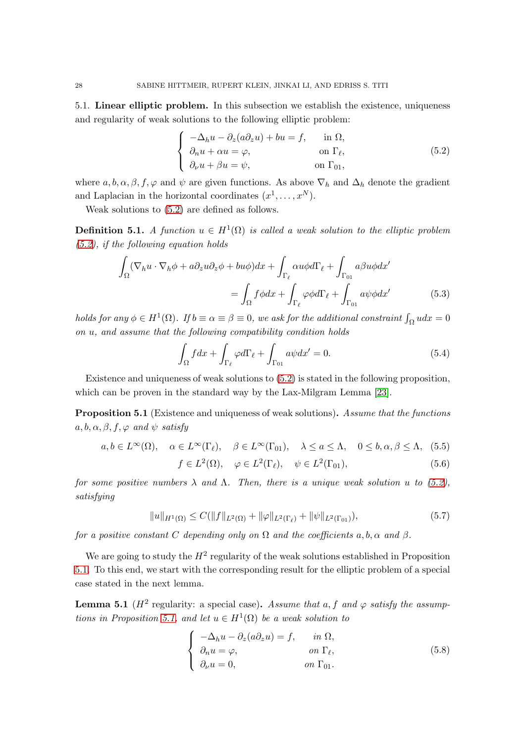### 5.1. Linear elliptic problem.

In this subsection we establish the existence, uniqueness and regularity of weak solutions to the following elliptic problem:

$$
\begin{cases}
-\Delta_h u - \partial_z(a\partial_z u) + bu = f, & \text{in } \Omega,\\
\partial_n u + \alpha u = \varphi, & \text{on } \Gamma_\ell,\\
\partial_\nu u + \beta u = \psi, & \text{on } \Gamma_{01},
\end{cases}
\tag{5.2}
$$

where $a, b, \alpha, \beta, f, \varphi$ and $\psi$ are given functions. As above $\nabla_h$ and $\Delta_h$ denote the gradient and Laplacian in the horizontal coordinates $(x^1, \dots, x^N)$.

Weak solutions to (5.2) are defined as follows.

**Definition 5.1.** *A function $u \in H^1(\Omega)$ is called a weak solution to the elliptic problem (5.2), if the following equation holds*

$$
\begin{aligned}
\int_\Omega (\nabla_h u \cdot \nabla_h \phi + a\partial_z u \partial_z \phi + bu\phi)dx + \int_{\Gamma_\ell} \alpha u \phi d\Gamma_\ell + \int_{\Gamma_{01}} a\beta u \phi dx' \\
= \int_\Omega f\phi dx + \int_{\Gamma_\ell} \varphi \phi d\Gamma_\ell + \int_{\Gamma_{01}} a\psi\phi dx'
\end{aligned}
\tag{5.3}
$$

*holds for any $\phi \in H^1(\Omega)$. If $b \equiv \alpha \equiv \beta \equiv 0$, we ask for the additional constraint $\int_\Omega u dx = 0$ on $u$, and assume that the following compatibility condition holds*

$$
\int_\Omega f dx + \int_{\Gamma_\ell} \varphi d\Gamma_\ell + \int_{\Gamma_{01}} a\psi dx' = 0. \tag{5.4}
$$

Existence and uniqueness of weak solutions to (5.2) is stated in the following proposition, which can be proven in the standard way by the Lax-Milgram Lemma [23].

**Proposition 5.1** (Existence and uniqueness of weak solutions)**.** *Assume that the functions $a, b, \alpha, \beta, f, \varphi$ and $\psi$ satisfy*

$$
a, b \in L^\infty(\Omega), \quad \alpha \in L^\infty(\Gamma_\ell), \quad \beta \in L^\infty(\Gamma_{01}), \quad \lambda \le a \le \Lambda, \quad 0 \le b, \alpha, \beta \le \Lambda, \tag{5.5}
$$

$$
f \in L^2(\Omega), \quad \varphi \in L^2(\Gamma_\ell), \quad \psi \in L^2(\Gamma_{01}), \tag{5.6}
$$

*for some positive numbers $\lambda$ and $\Lambda$. Then, there is a unique weak solution $u$ to (5.2), satisfying*

$$
\|u\|_{H^1(\Omega)} \le C(\|f\|_{L^2(\Omega)} + \|\varphi\|_{L^2(\Gamma_\ell)} + \|\psi\|_{L^2(\Gamma_{01})}), \tag{5.7}
$$

*for a positive constant $C$ depending only on $\Omega$ and the coefficients $a, b, \alpha$ and $\beta$.*

We are going to study the $H^2$ regularity of the weak solutions established in Proposition 5.1. To this end, we start with the corresponding result for the elliptic problem of a special case stated in the next lemma.

**Lemma 5.1** ($H^2$ regularity: a special case)**.** *Assume that $a, f$ and $\varphi$ satisfy the assumptions in Proposition 5.1, and let $u \in H^1(\Omega)$ be a weak solution to*

$$
\begin{cases}
-\Delta_h u - \partial_z(a\partial_z u) = f, & \text{in } \Omega,\\
\partial_n u = \varphi, & \text{on } \Gamma_\ell,\\
\partial_\nu u = 0, & \text{on } \Gamma_{01}.
\end{cases}
\tag{5.8}
$$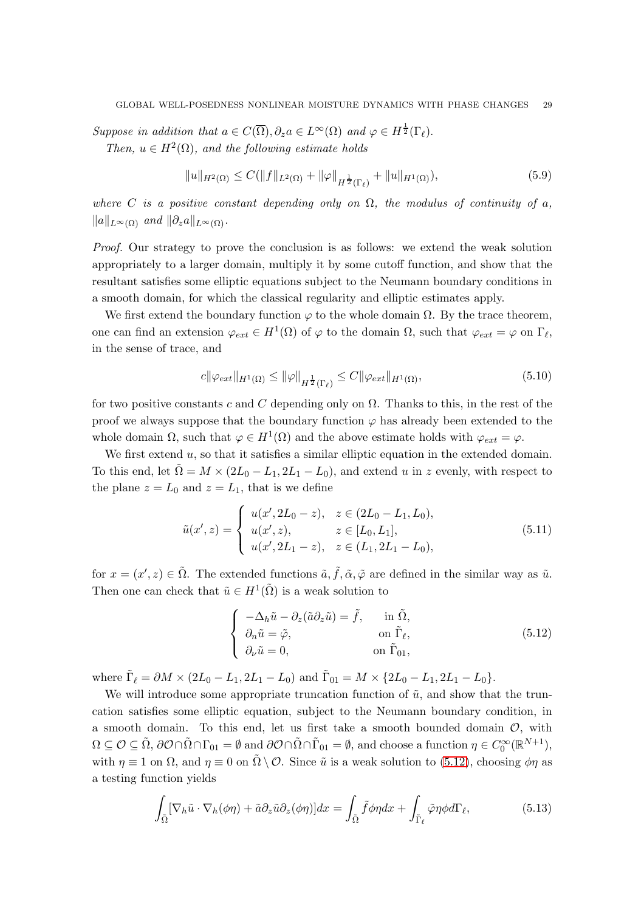*Suppose in addition that $a \in C(\overline{\Omega}), \partial_z a \in L^\infty(\Omega)$ and $\varphi \in H^{\frac{1}{2}}(\Gamma_\ell)$.*

*Then, $u \in H^2(\Omega)$, and the following estimate holds*

$$\|u\|_{H^2(\Omega)} \leq C(\|f\|_{L^2(\Omega)} + \|\varphi\|_{H^{\frac{1}{2}}(\Gamma_\ell)} + \|u\|_{H^1(\Omega)}), \tag{5.9}$$

*where $C$ is a positive constant depending only on $\Omega$, the modulus of continuity of $a$, $\|a\|_{L^\infty(\Omega)}$ and $\|\partial_z a\|_{L^\infty(\Omega)}$.*

*Proof.* Our strategy to prove the conclusion is as follows: we extend the weak solution appropriately to a larger domain, multiply it by some cutoff function, and show that the resultant satisfies some elliptic equations subject to the Neumann boundary conditions in a smooth domain, for which the classical regularity and elliptic estimates apply.

We first extend the boundary function $\varphi$ to the whole domain $\Omega$. By the trace theorem, one can find an extension $\varphi_{ext} \in H^1(\Omega)$ of $\varphi$ to the domain $\Omega$, such that $\varphi_{ext} = \varphi$ on $\Gamma_\ell$, in the sense of trace, and

$$c\|\varphi_{ext}\|_{H^1(\Omega)} \leq \|\varphi\|_{H^{\frac{1}{2}}(\Gamma_\ell)} \leq C\|\varphi_{ext}\|_{H^1(\Omega)}, \tag{5.10}$$

for two positive constants $c$ and $C$ depending only on $\Omega$. Thanks to this, in the rest of the proof we always suppose that the boundary function $\varphi$ has already been extended to the whole domain $\Omega$, such that $\varphi \in H^1(\Omega)$ and the above estimate holds with $\varphi_{ext} = \varphi$.

We first extend $u$, so that it satisfies a similar elliptic equation in the extended domain. To this end, let $\tilde{\Omega} = M \times (2L_0 - L_1, 2L_1 - L_0)$, and extend $u$ in $z$ evenly, with respect to the plane $z = L_0$ and $z = L_1$, that is we define

$$\tilde{u}(x', z) = \begin{cases} u(x', 2L_0 - z), & z \in (2L_0 - L_1, L_0), \\ u(x', z), & z \in [L_0, L_1], \\ u(x', 2L_1 - z), & z \in (L_1, 2L_1 - L_0), \end{cases} \tag{5.11}$$

for $x = (x', z) \in \tilde{\Omega}$. The extended functions $\tilde{a}, \tilde{f}, \tilde{\alpha}, \tilde{\varphi}$ are defined in the similar way as $\tilde{u}$. Then one can check that $\tilde{u} \in H^1(\tilde{\Omega})$ is a weak solution to

$$\begin{cases} -\Delta_h \tilde{u} - \partial_z(\tilde{a}\partial_z \tilde{u}) = \tilde{f}, & \text{in } \tilde{\Omega}, \\ \partial_n \tilde{u} = \tilde{\varphi}, & \text{on } \tilde{\Gamma}_\ell, \\ \partial_\nu \tilde{u} = 0, & \text{on } \tilde{\Gamma}_{01}, \end{cases} \tag{5.12}$$

where $\tilde{\Gamma}_\ell = \partial M \times (2L_0 - L_1, 2L_1 - L_0)$ and $\tilde{\Gamma}_{01} = M \times \{2L_0 - L_1, 2L_1 - L_0\}$.

We will introduce some appropriate truncation function of $\tilde{u}$, and show that the truncation satisfies some elliptic equation, subject to the Neumann boundary condition, in a smooth domain. To this end, let us first take a smooth bounded domain $\mathcal{O}$, with $\Omega \subseteq \mathcal{O} \subseteq \tilde{\Omega}$, $\partial\mathcal{O} \cap \tilde{\Omega} \cap \Gamma_{01} = \emptyset$ and $\partial\mathcal{O} \cap \tilde{\Omega} \cap \tilde{\Gamma}_{01} = \emptyset$, and choose a function $\eta \in C_0^\infty(\mathbb{R}^{N+1})$, with $\eta \equiv 1$ on $\Omega$, and $\eta \equiv 0$ on $\tilde{\Omega} \setminus \mathcal{O}$. Since $\tilde{u}$ is a weak solution to (5.12), choosing $\phi\eta$ as a testing function yields

$$\int_{\tilde{\Omega}} [\nabla_h \tilde{u} \cdot \nabla_h(\phi\eta) + \tilde{a}\partial_z \tilde{u} \partial_z(\phi\eta)] dx = \int_{\tilde{\Omega}} \tilde{f}\phi\eta dx + \int_{\tilde{\Gamma}_\ell} \tilde{\varphi}\eta\phi d\Gamma_\ell, \tag{5.13}$$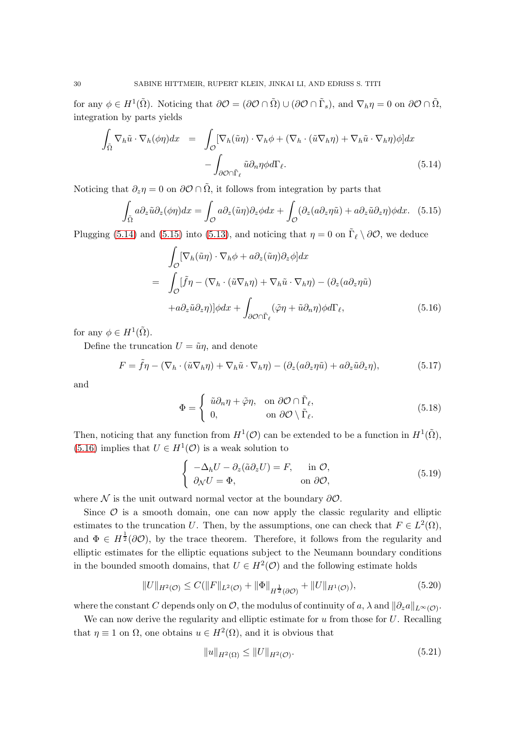for any $\phi \in H^1(\tilde{\Omega})$. Noticing that $\partial\mathcal{O} = (\partial\mathcal{O} \cap \tilde{\Omega}) \cup (\partial\mathcal{O} \cap \tilde{\Gamma}_s)$, and $\nabla_h \eta = 0$ on $\partial\mathcal{O} \cap \tilde{\Omega}$, integration by parts yields

$$
\begin{aligned}
\int_{\tilde{\Omega}} \nabla_h \tilde{u} \cdot \nabla_h(\phi\eta) dx &= \int_{\mathcal{O}} [\nabla_h(\tilde{u}\eta) \cdot \nabla_h \phi + (\nabla_h \cdot (\tilde{u}\nabla_h \eta) + \nabla_h \tilde{u} \cdot \nabla_h \eta)\phi] dx \\
&\quad - \int_{\partial\mathcal{O} \cap \tilde{\Gamma}_\ell} \tilde{u} \partial_n \eta \phi d\Gamma_\ell. \qquad (5.14)
\end{aligned}
$$

Noticing that $\partial_z \eta = 0$ on $\partial\mathcal{O} \cap \tilde{\Omega}$, it follows from integration by parts that

$$
\int_{\tilde{\Omega}} a\partial_z \tilde{u} \partial_z(\phi\eta) dx = \int_{\mathcal{O}} a\partial_z(\tilde{u}\eta)\partial_z \phi dx + \int_{\mathcal{O}} (\partial_z(a\partial_z \eta \tilde{u}) + a\partial_z \tilde{u} \partial_z \eta)\phi dx. \quad (5.15)
$$

Plugging (5.14) and (5.15) into (5.13), and noticing that $\eta = 0$ on $\tilde{\Gamma}_\ell \setminus \partial\mathcal{O}$, we deduce

$$
\begin{aligned}
&\int_{\mathcal{O}} [\nabla_h(\tilde{u}\eta) \cdot \nabla_h \phi + a\partial_z(\tilde{u}\eta)\partial_z \phi] dx \\
= \;& \int_{\mathcal{O}} [\tilde{f}\eta - (\nabla_h \cdot (\tilde{u}\nabla_h \eta) + \nabla_h \tilde{u} \cdot \nabla_h \eta) - (\partial_z(a\partial_z \eta \tilde{u}) \\
&+ a\partial_z \tilde{u} \partial_z \eta)]\phi dx + \int_{\partial\mathcal{O} \cap \tilde{\Gamma}_\ell} (\tilde{\varphi}\eta + \tilde{u}\partial_n \eta)\phi d\Gamma_\ell, \qquad (5.16)
\end{aligned}
$$

for any $\phi \in H^1(\tilde{\Omega})$.

Define the truncation $U = \tilde{u}\eta$, and denote

$$
F = \tilde{f}\eta - (\nabla_h \cdot (\tilde{u}\nabla_h \eta) + \nabla_h \tilde{u} \cdot \nabla_h \eta) - (\partial_z(a\partial_z \eta \tilde{u}) + a\partial_z \tilde{u} \partial_z \eta), \qquad (5.17)
$$

and

$$
\Phi = \begin{cases} \tilde{u}\partial_n \eta + \tilde{\varphi}\eta, & \text{on } \partial\mathcal{O} \cap \tilde{\Gamma}_\ell, \\ 0, & \text{on } \partial\mathcal{O} \setminus \tilde{\Gamma}_\ell. \end{cases} \qquad (5.18)
$$

Then, noticing that any function from $H^1(\mathcal{O})$ can be extended to be a function in $H^1(\tilde{\Omega})$, (5.16) implies that $U \in H^1(\mathcal{O})$ is a weak solution to

$$
\begin{cases} -\Delta_h U - \partial_z(\tilde{a}\partial_z U) = F, & \text{in } \mathcal{O}, \\ \partial_{\mathcal{N}} U = \Phi, & \text{on } \partial\mathcal{O}, \end{cases} \qquad (5.19)
$$

where $\mathcal{N}$ is the unit outward normal vector at the boundary $\partial\mathcal{O}$.

Since $\mathcal{O}$ is a smooth domain, one can now apply the classic regularity and elliptic estimates to the truncation $U$. Then, by the assumptions, one can check that $F \in L^2(\Omega)$, and $\Phi \in H^{\frac{1}{2}}(\partial\mathcal{O})$, by the trace theorem. Therefore, it follows from the regularity and elliptic estimates for the elliptic equations subject to the Neumann boundary conditions in the bounded smooth domains, that $U \in H^2(\mathcal{O})$ and the following estimate holds

$$
\|U\|_{H^2(\mathcal{O})} \le C(\|F\|_{L^2(\mathcal{O})} + \|\Phi\|_{H^{\frac{1}{2}}(\partial\mathcal{O})} + \|U\|_{H^1(\mathcal{O})}), \qquad (5.20)
$$

where the constant $C$ depends only on $\mathcal{O}$, the modulus of continuity of $a$, $\lambda$ and $\|\partial_z a\|_{L^\infty(\mathcal{O})}$.

We can now derive the regularity and elliptic estimate for $u$ from those for $U$. Recalling that $\eta \equiv 1$ on $\Omega$, one obtains $u \in H^2(\Omega)$, and it is obvious that

$$
\|u\|_{H^2(\Omega)} \le \|U\|_{H^2(\mathcal{O})}. \qquad (5.21)
$$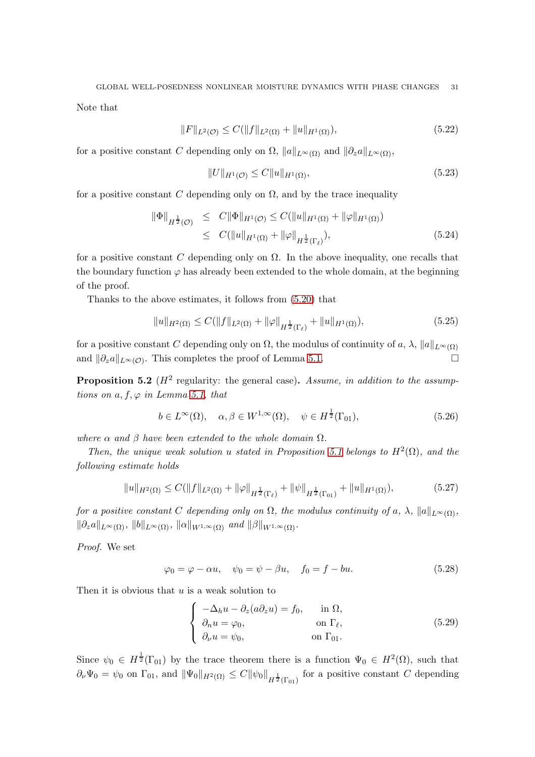Note that

$$\|F\|_{L^2(\mathcal{O})} \le C(\|f\|_{L^2(\Omega)} + \|u\|_{H^1(\Omega)}), \tag{5.22}$$

for a positive constant $C$ depending only on $\Omega$, $\|a\|_{L^\infty(\Omega)}$ and $\|\partial_z a\|_{L^\infty(\Omega)}$,

$$\|U\|_{H^1(\mathcal{O})} \le C\|u\|_{H^1(\Omega)}, \tag{5.23}$$

for a positive constant $C$ depending only on $\Omega$, and by the trace inequality

$$\begin{aligned} \|\Phi\|_{H^{\frac{1}{2}}(\mathcal{O})} &\le C\|\Phi\|_{H^1(\mathcal{O})} \le C(\|u\|_{H^1(\Omega)} + \|\varphi\|_{H^1(\Omega)}) \\ &\le C(\|u\|_{H^1(\Omega)} + \|\varphi\|_{H^{\frac{1}{2}}(\Gamma_\ell)}), \end{aligned} \tag{5.24}$$

for a positive constant $C$ depending only on $\Omega$. In the above inequality, one recalls that the boundary function $\varphi$ has already been extended to the whole domain, at the beginning of the proof.

Thanks to the above estimates, it follows from (5.20) that

$$\|u\|_{H^2(\Omega)} \le C(\|f\|_{L^2(\Omega)} + \|\varphi\|_{H^{\frac{1}{2}}(\Gamma_\ell)} + \|u\|_{H^1(\Omega)}), \tag{5.25}$$

for a positive constant $C$ depending only on $\Omega$, the modulus of continuity of $a$, $\lambda$, $\|a\|_{L^\infty(\Omega)}$ and $\|\partial_z a\|_{L^\infty(\mathcal{O})}$. This completes the proof of Lemma 5.1. $\square$

**Proposition 5.2** ($H^2$ regularity: the general case)**.** *Assume, in addition to the assumptions on $a, f, \varphi$ in Lemma 5.1, that*

$$b \in L^\infty(\Omega), \quad \alpha, \beta \in W^{1,\infty}(\Omega), \quad \psi \in H^{\frac{1}{2}}(\Gamma_{01}), \tag{5.26}$$

*where $\alpha$ and $\beta$ have been extended to the whole domain $\Omega$.*

*Then, the unique weak solution $u$ stated in Proposition 5.1 belongs to $H^2(\Omega)$, and the following estimate holds*

$$\|u\|_{H^2(\Omega)} \le C(\|f\|_{L^2(\Omega)} + \|\varphi\|_{H^{\frac{1}{2}}(\Gamma_\ell)} + \|\psi\|_{H^{\frac{1}{2}}(\Gamma_{01})} + \|u\|_{H^1(\Omega)}), \tag{5.27}$$

*for a positive constant $C$ depending only on $\Omega$, the modulus continuity of $a$, $\lambda$, $\|a\|_{L^\infty(\Omega)}$, $\|\partial_z a\|_{L^\infty(\Omega)}$, $\|b\|_{L^\infty(\Omega)}$, $\|\alpha\|_{W^{1,\infty}(\Omega)}$ and $\|\beta\|_{W^{1,\infty}(\Omega)}$.*

*Proof.* We set

$$\varphi_0 = \varphi - \alpha u, \quad \psi_0 = \psi - \beta u, \quad f_0 = f - bu. \tag{5.28}$$

Then it is obvious that $u$ is a weak solution to

$$\begin{cases} -\Delta_h u - \partial_z(a\partial_z u) = f_0, & \text{in } \Omega, \\ \partial_n u = \varphi_0, & \text{on } \Gamma_\ell, \\ \partial_\nu u = \psi_0, & \text{on } \Gamma_{01}. \end{cases} \tag{5.29}$$

Since $\psi_0 \in H^{\frac{1}{2}}(\Gamma_{01})$ by the trace theorem there is a function $\Psi_0 \in H^2(\Omega)$, such that $\partial_\nu \Psi_0 = \psi_0$ on $\Gamma_{01}$, and $\|\Psi_0\|_{H^2(\Omega)} \le C\|\psi_0\|_{H^{\frac{1}{2}}(\Gamma_{01})}$ for a positive constant $C$ depending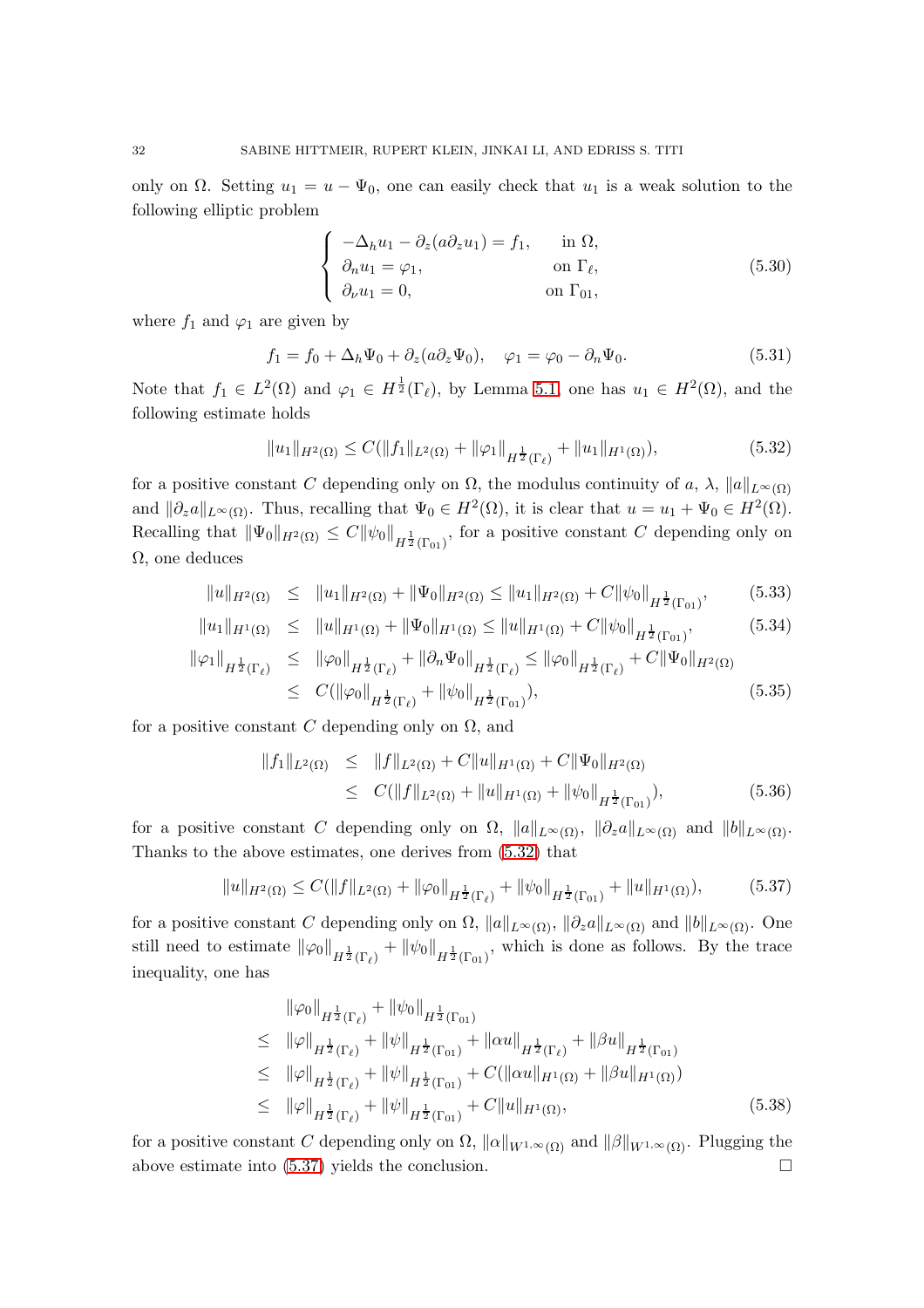only on $\Omega$. Setting $u_1 = u - \Psi_0$, one can easily check that $u_1$ is a weak solution to the following elliptic problem

$$
\begin{cases}
-\Delta_h u_1 - \partial_z(a\partial_z u_1) = f_1, & \text{in } \Omega, \\
\partial_n u_1 = \varphi_1, & \text{on } \Gamma_\ell, \\
\partial_\nu u_1 = 0, & \text{on } \Gamma_{01},
\end{cases}
\tag{5.30}
$$

where $f_1$ and $\varphi_1$ are given by

$$
f_1 = f_0 + \Delta_h \Psi_0 + \partial_z(a\partial_z \Psi_0), \quad \varphi_1 = \varphi_0 - \partial_n \Psi_0. \tag{5.31}
$$

Note that $f_1 \in L^2(\Omega)$ and $\varphi_1 \in H^{\frac{1}{2}}(\Gamma_\ell)$, by Lemma 5.1, one has $u_1 \in H^2(\Omega)$, and the following estimate holds

$$
\|u_1\|_{H^2(\Omega)} \le C(\|f_1\|_{L^2(\Omega)} + \|\varphi_1\|_{H^{\frac{1}{2}}(\Gamma_\ell)} + \|u_1\|_{H^1(\Omega)}), \tag{5.32}
$$

for a positive constant $C$ depending only on $\Omega$, the modulus continuity of $a$, $\lambda$, $\|a\|_{L^\infty(\Omega)}$ and $\|\partial_z a\|_{L^\infty(\Omega)}$. Thus, recalling that $\Psi_0 \in H^2(\Omega)$, it is clear that $u = u_1 + \Psi_0 \in H^2(\Omega)$. Recalling that $\|\Psi_0\|_{H^2(\Omega)} \le C\|\psi_0\|_{H^{\frac{1}{2}}(\Gamma_{01})}$, for a positive constant $C$ depending only on $\Omega$, one deduces

$$
\begin{aligned}
\|u\|_{H^2(\Omega)} &\le \|u_1\|_{H^2(\Omega)} + \|\Psi_0\|_{H^2(\Omega)} \le \|u_1\|_{H^2(\Omega)} + C\|\psi_0\|_{H^{\frac{1}{2}}(\Gamma_{01})}, && (5.33)\\
\|u_1\|_{H^1(\Omega)} &\le \|u\|_{H^1(\Omega)} + \|\Psi_0\|_{H^1(\Omega)} \le \|u\|_{H^1(\Omega)} + C\|\psi_0\|_{H^{\frac{1}{2}}(\Gamma_{01})}, && (5.34)\\
\|\varphi_1\|_{H^{\frac{1}{2}}(\Gamma_\ell)} &\le \|\varphi_0\|_{H^{\frac{1}{2}}(\Gamma_\ell)} + \|\partial_n \Psi_0\|_{H^{\frac{1}{2}}(\Gamma_\ell)} \le \|\varphi_0\|_{H^{\frac{1}{2}}(\Gamma_\ell)} + C\|\Psi_0\|_{H^2(\Omega)} \\
&\le C(\|\varphi_0\|_{H^{\frac{1}{2}}(\Gamma_\ell)} + \|\psi_0\|_{H^{\frac{1}{2}}(\Gamma_{01})}), && (5.35)
\end{aligned}
$$

for a positive constant $C$ depending only on $\Omega$, and

$$
\begin{aligned}
\|f_1\|_{L^2(\Omega)} &\le \|f\|_{L^2(\Omega)} + C\|u\|_{H^1(\Omega)} + C\|\Psi_0\|_{H^2(\Omega)} \\
&\le C(\|f\|_{L^2(\Omega)} + \|u\|_{H^1(\Omega)} + \|\psi_0\|_{H^{\frac{1}{2}}(\Gamma_{01})}),
\end{aligned}
\tag{5.36}
$$

for a positive constant $C$ depending only on $\Omega$, $\|a\|_{L^\infty(\Omega)}$, $\|\partial_z a\|_{L^\infty(\Omega)}$ and $\|b\|_{L^\infty(\Omega)}$. Thanks to the above estimates, one derives from (5.32) that

$$
\|u\|_{H^2(\Omega)} \le C(\|f\|_{L^2(\Omega)} + \|\varphi_0\|_{H^{\frac{1}{2}}(\Gamma_\ell)} + \|\psi_0\|_{H^{\frac{1}{2}}(\Gamma_{01})} + \|u\|_{H^1(\Omega)}), \tag{5.37}
$$

for a positive constant $C$ depending only on $\Omega$, $\|a\|_{L^\infty(\Omega)}$, $\|\partial_z a\|_{L^\infty(\Omega)}$ and $\|b\|_{L^\infty(\Omega)}$. One still need to estimate $\|\varphi_0\|_{H^{\frac{1}{2}}(\Gamma_\ell)} + \|\psi_0\|_{H^{\frac{1}{2}}(\Gamma_{01})}$, which is done as follows. By the trace inequality, one has

$$
\begin{aligned}
&\|\varphi_0\|_{H^{\frac{1}{2}}(\Gamma_\ell)} + \|\psi_0\|_{H^{\frac{1}{2}}(\Gamma_{01})} \\
\le\ & \|\varphi\|_{H^{\frac{1}{2}}(\Gamma_\ell)} + \|\psi\|_{H^{\frac{1}{2}}(\Gamma_{01})} + \|\alpha u\|_{H^{\frac{1}{2}}(\Gamma_\ell)} + \|\beta u\|_{H^{\frac{1}{2}}(\Gamma_{01})} \\
\le\ & \|\varphi\|_{H^{\frac{1}{2}}(\Gamma_\ell)} + \|\psi\|_{H^{\frac{1}{2}}(\Gamma_{01})} + C(\|\alpha u\|_{H^1(\Omega)} + \|\beta u\|_{H^1(\Omega)}) \\
\le\ & \|\varphi\|_{H^{\frac{1}{2}}(\Gamma_\ell)} + \|\psi\|_{H^{\frac{1}{2}}(\Gamma_{01})} + C\|u\|_{H^1(\Omega)},
\end{aligned}
\tag{5.38}
$$

for a positive constant $C$ depending only on $\Omega$, $\|\alpha\|_{W^{1,\infty}(\Omega)}$ and $\|\beta\|_{W^{1,\infty}(\Omega)}$. Plugging the above estimate into (5.37) yields the conclusion. $\square$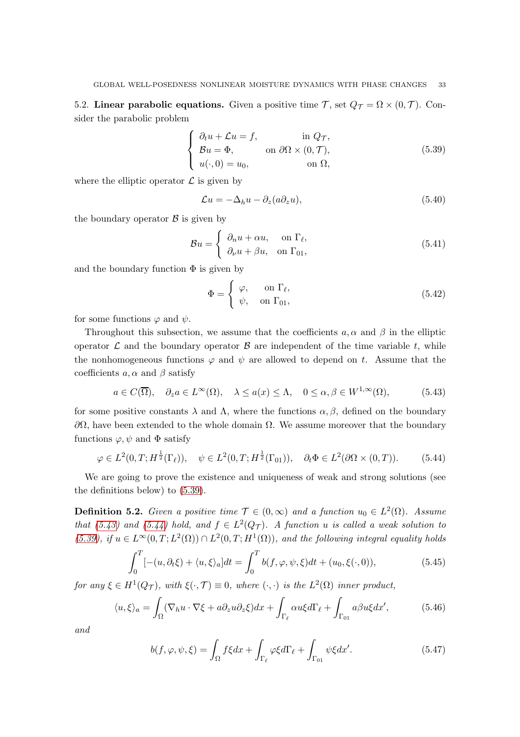5.2. **Linear parabolic equations.** Given a positive time $\mathcal{T}$, set $Q_{\mathcal{T}} = \Omega \times (0, \mathcal{T})$. Consider the parabolic problem

$$
\begin{cases}
\partial_t u + \mathcal{L} u = f, & \text{in } Q_{\mathcal{T}}, \\
\mathcal{B} u = \Phi, & \text{on } \partial\Omega \times (0, \mathcal{T}), \\
u(\cdot, 0) = u_0, & \text{on } \Omega,
\end{cases}
\tag{5.39}
$$

where the elliptic operator $\mathcal{L}$ is given by

$$
\mathcal{L} u = -\Delta_h u - \partial_z (a \partial_z u),
\tag{5.40}
$$

the boundary operator $\mathcal{B}$ is given by

$$
\mathcal{B} u = \begin{cases}
\partial_n u + \alpha u, & \text{on } \Gamma_\ell, \\
\partial_\nu u + \beta u, & \text{on } \Gamma_{01},
\end{cases}
\tag{5.41}
$$

and the boundary function $\Phi$ is given by

$$
\Phi = \begin{cases}
\varphi, & \text{on } \Gamma_\ell, \\
\psi, & \text{on } \Gamma_{01},
\end{cases}
\tag{5.42}
$$

for some functions $\varphi$ and $\psi$.

Throughout this subsection, we assume that the coefficients $a, \alpha$ and $\beta$ in the elliptic operator $\mathcal{L}$ and the boundary operator $\mathcal{B}$ are independent of the time variable $t$, while the nonhomogeneous functions $\varphi$ and $\psi$ are allowed to depend on $t$. Assume that the coefficients $a, \alpha$ and $\beta$ satisfy

$$
a \in C(\overline{\Omega}), \quad \partial_z a \in L^\infty(\Omega), \quad \lambda \leq a(x) \leq \Lambda, \quad 0 \leq \alpha, \beta \in W^{1,\infty}(\Omega),
\tag{5.43}
$$

for some positive constants $\lambda$ and $\Lambda$, where the functions $\alpha, \beta$, defined on the boundary $\partial\Omega$, have been extended to the whole domain $\Omega$. We assume moreover that the boundary functions $\varphi, \psi$ and $\Phi$ satisfy

$$
\varphi \in L^2(0, T; H^{\frac{1}{2}}(\Gamma_\ell)), \quad \psi \in L^2(0, T; H^{\frac{1}{2}}(\Gamma_{01})), \quad \partial_t \Phi \in L^2(\partial\Omega \times (0, T)).
\tag{5.44}
$$

We are going to prove the existence and uniqueness of weak and strong solutions (see the definitions below) to (5.39).

**Definition 5.2.** *Given a positive time $\mathcal{T} \in (0, \infty)$ and a function $u_0 \in L^2(\Omega)$. Assume that (5.43) and (5.44) hold, and $f \in L^2(Q_{\mathcal{T}})$. A function $u$ is called a weak solution to (5.39), if $u \in L^\infty(0, T; L^2(\Omega)) \cap L^2(0, T; H^1(\Omega))$, and the following integral equality holds*

$$
\int_0^T [-(u, \partial_t \xi) + \langle u, \xi \rangle_a] dt = \int_0^T b(f, \varphi, \psi, \xi) dt + (u_0, \xi(\cdot, 0)),
\tag{5.45}
$$

*for any $\xi \in H^1(Q_{\mathcal{T}})$, with $\xi(\cdot, \mathcal{T}) \equiv 0$, where $(\cdot, \cdot)$ is the $L^2(\Omega)$ inner product,*

$$
\langle u, \xi \rangle_a = \int_\Omega (\nabla_h u \cdot \nabla \xi + a \partial_z u \partial_z \xi) dx + \int_{\Gamma_\ell} \alpha u \xi d\Gamma_\ell + \int_{\Gamma_{01}} a \beta u \xi dx',
\tag{5.46}
$$

*and*

$$
b(f, \varphi, \psi, \xi) = \int_\Omega f \xi dx + \int_{\Gamma_\ell} \varphi \xi d\Gamma_\ell + \int_{\Gamma_{01}} \psi \xi dx'.
\tag{5.47}
$$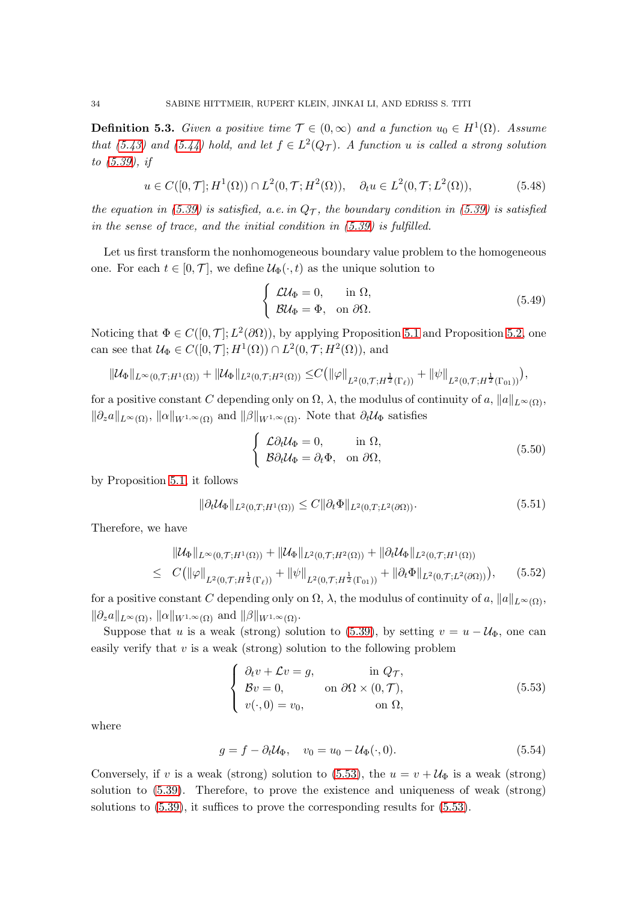**Definition 5.3.** *Given a positive time $\mathcal{T} \in (0, \infty)$ and a function $u_0 \in H^1(\Omega)$. Assume that (5.43) and (5.44) hold, and let $f \in L^2(Q_\mathcal{T})$. A function $u$ is called a strong solution to (5.39), if*

$$u \in C([0, \mathcal{T}]; H^1(\Omega)) \cap L^2(0, \mathcal{T}; H^2(\Omega)), \quad \partial_t u \in L^2(0, \mathcal{T}; L^2(\Omega)), \tag{5.48}$$

*the equation in (5.39) is satisfied, a.e. in $Q_\mathcal{T}$, the boundary condition in (5.39) is satisfied in the sense of trace, and the initial condition in (5.39) is fulfilled.*

Let us first transform the nonhomogeneous boundary value problem to the homogeneous one. For each $t \in [0, \mathcal{T}]$, we define $\mathcal{U}_\Phi(\cdot, t)$ as the unique solution to

$$\begin{cases} \mathcal{L}\mathcal{U}_\Phi = 0, & \text{in } \Omega, \\ \mathcal{B}\mathcal{U}_\Phi = \Phi, & \text{on } \partial\Omega. \end{cases} \tag{5.49}$$

Noticing that $\Phi \in C([0, \mathcal{T}]; L^2(\partial\Omega))$, by applying Proposition 5.1 and Proposition 5.2, one can see that $\mathcal{U}_\Phi \in C([0, \mathcal{T}]; H^1(\Omega)) \cap L^2(0, \mathcal{T}; H^2(\Omega))$, and

$$\|\mathcal{U}_\Phi\|_{L^\infty(0,\mathcal{T};H^1(\Omega))} + \|\mathcal{U}_\Phi\|_{L^2(0,\mathcal{T};H^2(\Omega))} \leq C\big(\|\varphi\|_{L^2(0,\mathcal{T};H^{\frac{1}{2}}(\Gamma_\ell))} + \|\psi\|_{L^2(0,\mathcal{T};H^{\frac{1}{2}}(\Gamma_{01}))}\big),$$

for a positive constant $C$ depending only on $\Omega$, $\lambda$, the modulus of continuity of $a$, $\|a\|_{L^\infty(\Omega)}$, $\|\partial_z a\|_{L^\infty(\Omega)}$, $\|\alpha\|_{W^{1,\infty}(\Omega)}$ and $\|\beta\|_{W^{1,\infty}(\Omega)}$. Note that $\partial_t\mathcal{U}_\Phi$ satisfies

$$\begin{cases} \mathcal{L}\partial_t\mathcal{U}_\Phi = 0, & \text{in } \Omega, \\ \mathcal{B}\partial_t\mathcal{U}_\Phi = \partial_t\Phi, & \text{on } \partial\Omega, \end{cases} \tag{5.50}$$

by Proposition 5.1, it follows

$$\|\partial_t\mathcal{U}_\Phi\|_{L^2(0,\mathcal{T};H^1(\Omega))} \leq C\|\partial_t\Phi\|_{L^2(0,\mathcal{T};L^2(\partial\Omega))}. \tag{5.51}$$

Therefore, we have

$$\begin{aligned} &\|\mathcal{U}_\Phi\|_{L^\infty(0,\mathcal{T};H^1(\Omega))} + \|\mathcal{U}_\Phi\|_{L^2(0,\mathcal{T};H^2(\Omega))} + \|\partial_t\mathcal{U}_\Phi\|_{L^2(0,\mathcal{T};H^1(\Omega))} \\ \leq\ & C\big(\|\varphi\|_{L^2(0,\mathcal{T};H^{\frac{1}{2}}(\Gamma_\ell))} + \|\psi\|_{L^2(0,\mathcal{T};H^{\frac{1}{2}}(\Gamma_{01}))} + \|\partial_t\Phi\|_{L^2(0,\mathcal{T};L^2(\partial\Omega))}\big), \end{aligned} \tag{5.52}$$

for a positive constant $C$ depending only on $\Omega$, $\lambda$, the modulus of continuity of $a$, $\|a\|_{L^\infty(\Omega)}$, $\|\partial_z a\|_{L^\infty(\Omega)}$, $\|\alpha\|_{W^{1,\infty}(\Omega)}$ and $\|\beta\|_{W^{1,\infty}(\Omega)}$.

Suppose that $u$ is a weak (strong) solution to (5.39), by setting $v = u - \mathcal{U}_\Phi$, one can easily verify that $v$ is a weak (strong) solution to the following problem

$$\begin{cases} \partial_t v + \mathcal{L}v = g, & \text{in } Q_\mathcal{T}, \\ \mathcal{B}v = 0, & \text{on } \partial\Omega \times (0, \mathcal{T}), \\ v(\cdot, 0) = v_0, & \text{on } \Omega, \end{cases} \tag{5.53}$$

where

$$g = f - \partial_t\mathcal{U}_\Phi, \quad v_0 = u_0 - \mathcal{U}_\Phi(\cdot, 0). \tag{5.54}$$

Conversely, if $v$ is a weak (strong) solution to (5.53), the $u = v + \mathcal{U}_\Phi$ is a weak (strong) solution to (5.39). Therefore, to prove the existence and uniqueness of weak (strong) solutions to (5.39), it suffices to prove the corresponding results for (5.53).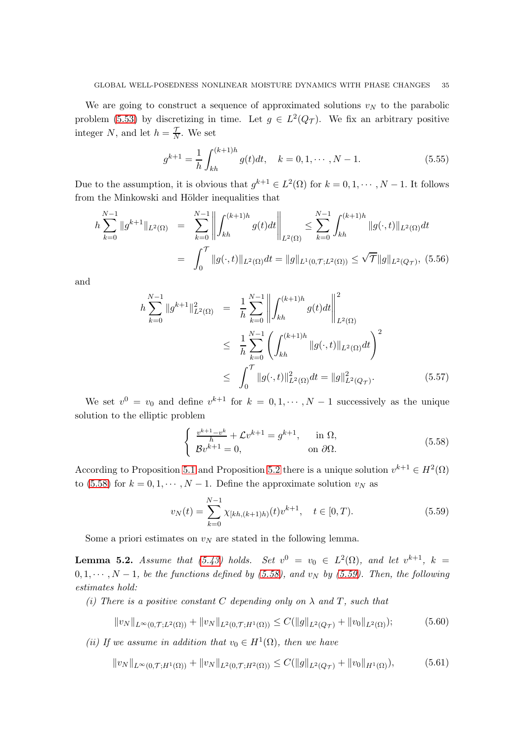We are going to construct a sequence of approximated solutions $v_N$ to the parabolic problem (5.53) by discretizing in time. Let $g \in L^2(Q_\mathcal{T})$. We fix an arbitrary positive integer $N$, and let $h = \frac{\mathcal{T}}{N}$. We set

$$g^{k+1} = \frac{1}{h}\int_{kh}^{(k+1)h} g(t)dt, \quad k = 0, 1, \cdots, N-1. \tag{5.55}$$

Due to the assumption, it is obvious that $g^{k+1} \in L^2(\Omega)$ for $k = 0, 1, \cdots, N-1$. It follows from the Minkowski and Hölder inequalities that

$$\begin{aligned} h\sum_{k=0}^{N-1} \|g^{k+1}\|_{L^2(\Omega)} &= \sum_{k=0}^{N-1} \left\| \int_{kh}^{(k+1)h} g(t)dt \right\|_{L^2(\Omega)} \leq \sum_{k=0}^{N-1} \int_{kh}^{(k+1)h} \|g(\cdot,t)\|_{L^2(\Omega)}dt \\ &= \int_0^{\mathcal{T}} \|g(\cdot,t)\|_{L^2(\Omega)}dt = \|g\|_{L^1(0,\mathcal{T};L^2(\Omega))} \leq \sqrt{\mathcal{T}}\|g\|_{L^2(Q_\mathcal{T})}, \end{aligned} \tag{5.56}$$

and

$$\begin{aligned} h\sum_{k=0}^{N-1} \|g^{k+1}\|^2_{L^2(\Omega)} &= \frac{1}{h}\sum_{k=0}^{N-1} \left\| \int_{kh}^{(k+1)h} g(t)dt \right\|^2_{L^2(\Omega)} \\ &\leq \frac{1}{h}\sum_{k=0}^{N-1} \left( \int_{kh}^{(k+1)h} \|g(\cdot,t)\|_{L^2(\Omega)}dt \right)^2 \\ &\leq \int_0^{\mathcal{T}} \|g(\cdot,t)\|^2_{L^2(\Omega)}dt = \|g\|^2_{L^2(Q_\mathcal{T})}. \end{aligned} \tag{5.57}$$

We set $v^0 = v_0$ and define $v^{k+1}$ for $k = 0, 1, \cdots, N-1$ successively as the unique solution to the elliptic problem

$$\begin{cases} \frac{v^{k+1}-v^k}{h} + \mathcal{L}v^{k+1} = g^{k+1}, & \text{in } \Omega, \\ \mathcal{B}v^{k+1} = 0, & \text{on } \partial\Omega. \end{cases} \tag{5.58}$$

According to Proposition 5.1 and Proposition 5.2 there is a unique solution $v^{k+1} \in H^2(\Omega)$ to (5.58) for $k = 0, 1, \cdots, N-1$. Define the approximate solution $v_N$ as

$$v_N(t) = \sum_{k=0}^{N-1} \chi_{[kh,(k+1)h)}(t)v^{k+1}, \quad t \in [0, T). \tag{5.59}$$

Some a priori estimates on $v_N$ are stated in the following lemma.

**Lemma 5.2.** *Assume that (5.43) holds. Set $v^0 = v_0 \in L^2(\Omega)$, and let $v^{k+1}$, $k = 0, 1, \cdots, N-1$, be the functions defined by (5.58), and $v_N$ by (5.59). Then, the following estimates hold:*

*(i) There is a positive constant $C$ depending only on $\lambda$ and $T$, such that*

$$\|v_N\|_{L^\infty(0,\mathcal{T};L^2(\Omega))} + \|v_N\|_{L^2(0,\mathcal{T};H^1(\Omega))} \leq C(\|g\|_{L^2(Q_\mathcal{T})} + \|v_0\|_{L^2(\Omega)}); \tag{5.60}$$

*(ii) If we assume in addition that $v_0 \in H^1(\Omega)$, then we have*

$$\|v_N\|_{L^\infty(0,\mathcal{T};H^1(\Omega))} + \|v_N\|_{L^2(0,\mathcal{T};H^2(\Omega))} \leq C(\|g\|_{L^2(Q_\mathcal{T})} + \|v_0\|_{H^1(\Omega)}), \tag{5.61}$$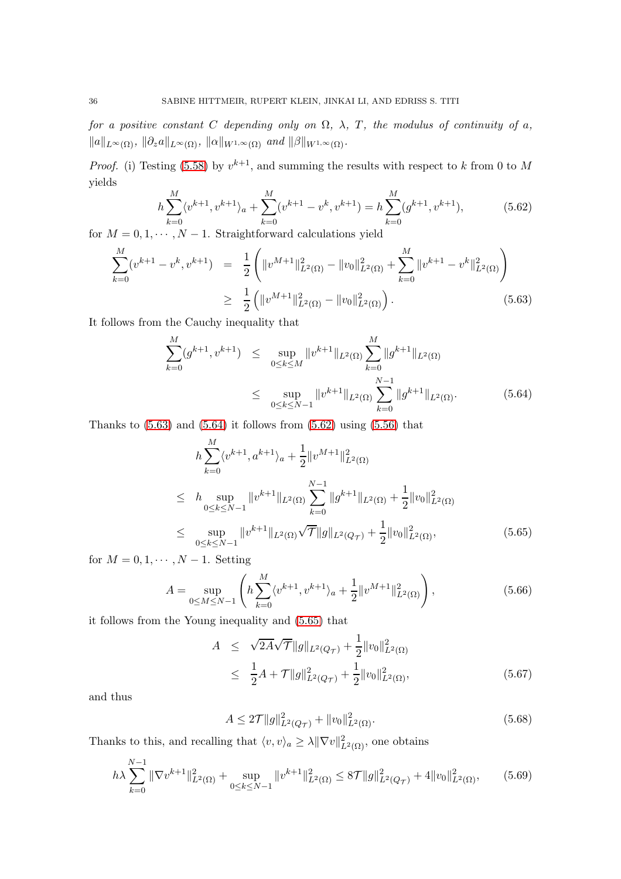*for a positive constant $C$ depending only on $\Omega$, $\lambda$, $T$, the modulus of continuity of $a$, $\|a\|_{L^\infty(\Omega)}$, $\|\partial_z a\|_{L^\infty(\Omega)}$, $\|\alpha\|_{W^{1,\infty}(\Omega)}$ and $\|\beta\|_{W^{1,\infty}(\Omega)}$.*

*Proof.* (i) Testing (5.58) by $v^{k+1}$, and summing the results with respect to $k$ from 0 to $M$ yields

$$h\sum_{k=0}^{M}\langle v^{k+1}, v^{k+1}\rangle_a + \sum_{k=0}^{M}(v^{k+1}-v^k, v^{k+1}) = h\sum_{k=0}^{M}(g^{k+1}, v^{k+1}), \tag{5.62}$$

for $M = 0, 1, \cdots, N-1$. Straightforward calculations yield

$$\begin{aligned}\sum_{k=0}^{M}(v^{k+1}-v^k, v^{k+1}) &= \frac{1}{2}\left(\|v^{M+1}\|_{L^2(\Omega)}^2 - \|v_0\|_{L^2(\Omega)}^2 + \sum_{k=0}^{M}\|v^{k+1}-v^k\|_{L^2(\Omega)}^2\right)\\ &\geq \frac{1}{2}\left(\|v^{M+1}\|_{L^2(\Omega)}^2 - \|v_0\|_{L^2(\Omega)}^2\right).\end{aligned} \tag{5.63}$$

It follows from the Cauchy inequality that

$$\begin{aligned}\sum_{k=0}^{M}(g^{k+1}, v^{k+1}) &\leq \sup_{0\leq k\leq M}\|v^{k+1}\|_{L^2(\Omega)}\sum_{k=0}^{M}\|g^{k+1}\|_{L^2(\Omega)}\\ &\leq \sup_{0\leq k\leq N-1}\|v^{k+1}\|_{L^2(\Omega)}\sum_{k=0}^{N-1}\|g^{k+1}\|_{L^2(\Omega)}.\end{aligned} \tag{5.64}$$

Thanks to (5.63) and (5.64) it follows from (5.62) using (5.56) that

$$\begin{aligned}&h\sum_{k=0}^{M}\langle v^{k+1}, a^{k+1}\rangle_a + \frac{1}{2}\|v^{M+1}\|_{L^2(\Omega)}^2\\ \leq\;& h\sup_{0\leq k\leq N-1}\|v^{k+1}\|_{L^2(\Omega)}\sum_{k=0}^{N-1}\|g^{k+1}\|_{L^2(\Omega)} + \frac{1}{2}\|v_0\|_{L^2(\Omega)}^2\\ \leq\;& \sup_{0\leq k\leq N-1}\|v^{k+1}\|_{L^2(\Omega)}\sqrt{\mathcal{T}}\|g\|_{L^2(Q_\mathcal{T})} + \frac{1}{2}\|v_0\|_{L^2(\Omega)}^2,\end{aligned} \tag{5.65}$$

for $M = 0, 1, \cdots, N-1$. Setting

$$A = \sup_{0\leq M\leq N-1}\left(h\sum_{k=0}^{M}\langle v^{k+1}, v^{k+1}\rangle_a + \frac{1}{2}\|v^{M+1}\|_{L^2(\Omega)}^2\right), \tag{5.66}$$

it follows from the Young inequality and (5.65) that

$$\begin{aligned}A &\leq \sqrt{2A}\sqrt{\mathcal{T}}\|g\|_{L^2(Q_\mathcal{T})} + \frac{1}{2}\|v_0\|_{L^2(\Omega)}^2\\ &\leq \frac{1}{2}A + \mathcal{T}\|g\|_{L^2(Q_\mathcal{T})}^2 + \frac{1}{2}\|v_0\|_{L^2(\Omega)}^2,\end{aligned} \tag{5.67}$$

and thus

$$A \leq 2\mathcal{T}\|g\|_{L^2(Q_\mathcal{T})}^2 + \|v_0\|_{L^2(\Omega)}^2. \tag{5.68}$$

Thanks to this, and recalling that $\langle v, v\rangle_a \geq \lambda\|\nabla v\|_{L^2(\Omega)}^2$, one obtains

$$h\lambda\sum_{k=0}^{N-1}\|\nabla v^{k+1}\|_{L^2(\Omega)}^2 + \sup_{0\leq k\leq N-1}\|v^{k+1}\|_{L^2(\Omega)}^2 \leq 8\mathcal{T}\|g\|_{L^2(Q_\mathcal{T})}^2 + 4\|v_0\|_{L^2(\Omega)}^2, \tag{5.69}$$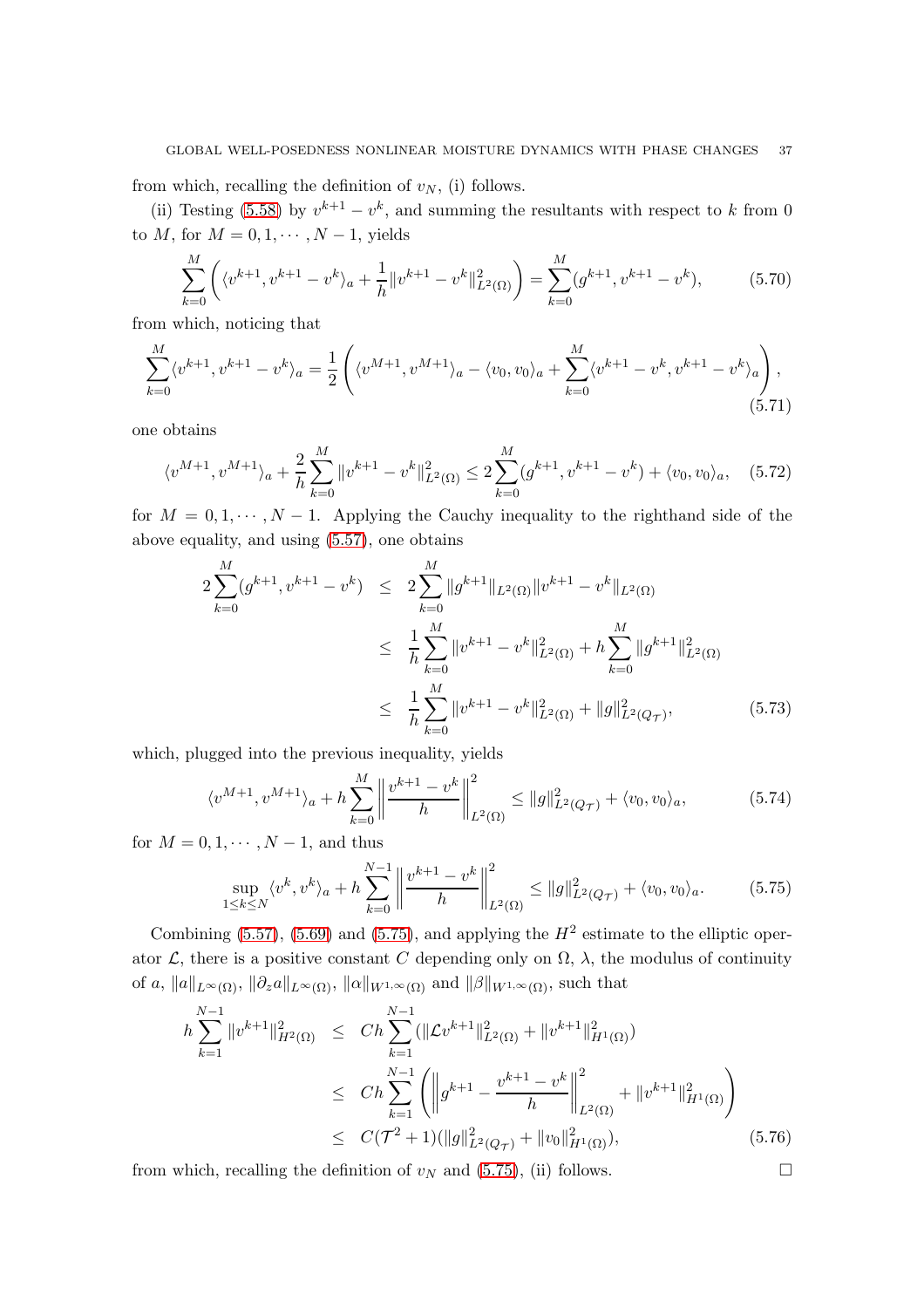from which, recalling the definition of $v_N$, (i) follows.

(ii) Testing (5.58) by $v^{k+1} - v^k$, and summing the resultants with respect to $k$ from 0 to $M$, for $M = 0, 1, \cdots, N-1$, yields

$$\sum_{k=0}^{M} \left( \langle v^{k+1}, v^{k+1} - v^k \rangle_a + \frac{1}{h} \| v^{k+1} - v^k \|_{L^2(\Omega)}^2 \right) = \sum_{k=0}^{M} (g^{k+1}, v^{k+1} - v^k), \tag{5.70}$$

from which, noticing that

$$\sum_{k=0}^{M} \langle v^{k+1}, v^{k+1} - v^k \rangle_a = \frac{1}{2} \left( \langle v^{M+1}, v^{M+1} \rangle_a - \langle v_0, v_0 \rangle_a + \sum_{k=0}^{M} \langle v^{k+1} - v^k, v^{k+1} - v^k \rangle_a \right), \tag{5.71}$$

one obtains

$$\langle v^{M+1}, v^{M+1} \rangle_a + \frac{2}{h} \sum_{k=0}^{M} \| v^{k+1} - v^k \|_{L^2(\Omega)}^2 \leq 2 \sum_{k=0}^{M} (g^{k+1}, v^{k+1} - v^k) + \langle v_0, v_0 \rangle_a, \tag{5.72}$$

for $M = 0, 1, \cdots, N-1$. Applying the Cauchy inequality to the righthand side of the above equality, and using (5.57), one obtains

$$\begin{aligned}
2 \sum_{k=0}^{M} (g^{k+1}, v^{k+1} - v^k) &\leq 2 \sum_{k=0}^{M} \| g^{k+1} \|_{L^2(\Omega)} \| v^{k+1} - v^k \|_{L^2(\Omega)} \\
&\leq \frac{1}{h} \sum_{k=0}^{M} \| v^{k+1} - v^k \|_{L^2(\Omega)}^2 + h \sum_{k=0}^{M} \| g^{k+1} \|_{L^2(\Omega)}^2 \\
&\leq \frac{1}{h} \sum_{k=0}^{M} \| v^{k+1} - v^k \|_{L^2(\Omega)}^2 + \| g \|_{L^2(Q_\mathcal{T})}^2,
\end{aligned} \tag{5.73}$$

which, plugged into the previous inequality, yields

$$\langle v^{M+1}, v^{M+1} \rangle_a + h \sum_{k=0}^{M} \left\| \frac{v^{k+1} - v^k}{h} \right\|_{L^2(\Omega)}^2 \leq \| g \|_{L^2(Q_\mathcal{T})}^2 + \langle v_0, v_0 \rangle_a, \tag{5.74}$$

for $M = 0, 1, \cdots, N-1$, and thus

$$\sup_{1 \leq k \leq N} \langle v^k, v^k \rangle_a + h \sum_{k=0}^{N-1} \left\| \frac{v^{k+1} - v^k}{h} \right\|_{L^2(\Omega)}^2 \leq \| g \|_{L^2(Q_\mathcal{T})}^2 + \langle v_0, v_0 \rangle_a. \tag{5.75}$$

Combining (5.57), (5.69) and (5.75), and applying the $H^2$ estimate to the elliptic operator $\mathcal{L}$, there is a positive constant $C$ depending only on $\Omega$, $\lambda$, the modulus of continuity of $a$, $\|a\|_{L^\infty(\Omega)}$, $\|\partial_z a\|_{L^\infty(\Omega)}$, $\|\alpha\|_{W^{1,\infty}(\Omega)}$ and $\|\beta\|_{W^{1,\infty}(\Omega)}$, such that

$$\begin{aligned}
h \sum_{k=1}^{N-1} \| v^{k+1} \|_{H^2(\Omega)}^2 &\leq C h \sum_{k=1}^{N-1} (\| \mathcal{L} v^{k+1} \|_{L^2(\Omega)}^2 + \| v^{k+1} \|_{H^1(\Omega)}^2) \\
&\leq C h \sum_{k=1}^{N-1} \left( \left\| g^{k+1} - \frac{v^{k+1} - v^k}{h} \right\|_{L^2(\Omega)}^2 + \| v^{k+1} \|_{H^1(\Omega)}^2 \right) \\
&\leq C(\mathcal{T}^2 + 1)(\| g \|_{L^2(Q_\mathcal{T})}^2 + \| v_0 \|_{H^1(\Omega)}^2),
\end{aligned} \tag{5.76}$$

from which, recalling the definition of $v_N$ and (5.75), (ii) follows. $\square$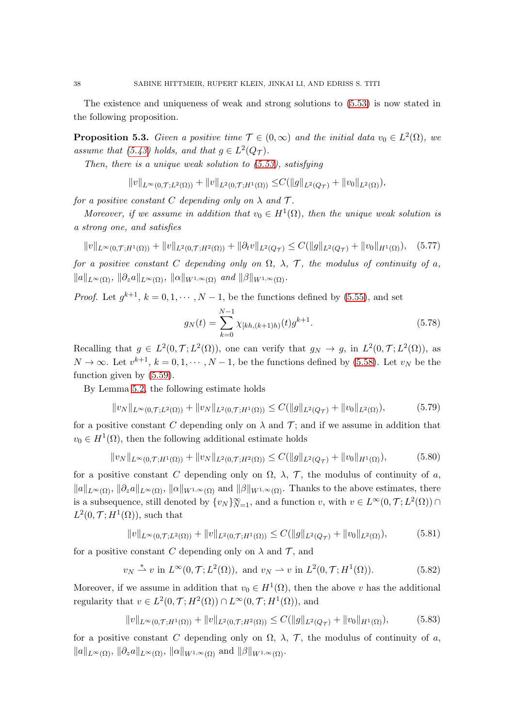The existence and uniqueness of weak and strong solutions to (5.53) is now stated in the following proposition.

**Proposition 5.3.** *Given a positive time $\mathcal{T} \in (0, \infty)$ and the initial data $v_0 \in L^2(\Omega)$, we assume that (5.43) holds, and that $g \in L^2(Q_\mathcal{T})$.*

*Then, there is a unique weak solution to (5.53), satisfying*

$$\|v\|_{L^\infty(0,\mathcal{T};L^2(\Omega))} + \|v\|_{L^2(0,\mathcal{T};H^1(\Omega))} \leq C(\|g\|_{L^2(Q_\mathcal{T})} + \|v_0\|_{L^2(\Omega)}),$$

*for a positive constant $C$ depending only on $\lambda$ and $\mathcal{T}$.*

*Moreover, if we assume in addition that $v_0 \in H^1(\Omega)$, then the unique weak solution is a strong one, and satisfies*

$$\|v\|_{L^\infty(0,\mathcal{T};H^1(\Omega))} + \|v\|_{L^2(0,\mathcal{T};H^2(\Omega))} + \|\partial_t v\|_{L^2(Q_\mathcal{T})} \leq C(\|g\|_{L^2(Q_\mathcal{T})} + \|v_0\|_{H^1(\Omega)}), \quad (5.77)$$

*for a positive constant $C$ depending only on $\Omega$, $\lambda$, $\mathcal{T}$, the modulus of continuity of $a$, $\|a\|_{L^\infty(\Omega)}$, $\|\partial_z a\|_{L^\infty(\Omega)}$, $\|\alpha\|_{W^{1,\infty}(\Omega)}$ and $\|\beta\|_{W^{1,\infty}(\Omega)}$.*

*Proof.* Let $g^{k+1}$, $k = 0, 1, \cdots, N-1$, be the functions defined by (5.55), and set

$$g_N(t) = \sum_{k=0}^{N-1} \chi_{[kh,(k+1)h)}(t) g^{k+1}. \quad (5.78)$$

Recalling that $g \in L^2(0, \mathcal{T}; L^2(\Omega))$, one can verify that $g_N \to g$, in $L^2(0, \mathcal{T}; L^2(\Omega))$, as $N \to \infty$. Let $v^{k+1}$, $k = 0, 1, \cdots, N-1$, be the functions defined by (5.58). Let $v_N$ be the function given by (5.59).

By Lemma 5.2, the following estimate holds

$$\|v_N\|_{L^\infty(0,\mathcal{T};L^2(\Omega))} + \|v_N\|_{L^2(0,\mathcal{T};H^1(\Omega))} \leq C(\|g\|_{L^2(Q_\mathcal{T})} + \|v_0\|_{L^2(\Omega)}), \quad (5.79)$$

for a positive constant $C$ depending only on $\lambda$ and $\mathcal{T}$; and if we assume in addition that $v_0 \in H^1(\Omega)$, then the following additional estimate holds

$$\|v_N\|_{L^\infty(0,\mathcal{T};H^1(\Omega))} + \|v_N\|_{L^2(0,\mathcal{T};H^2(\Omega))} \leq C(\|g\|_{L^2(Q_\mathcal{T})} + \|v_0\|_{H^1(\Omega)}), \quad (5.80)$$

for a positive constant $C$ depending only on $\Omega$, $\lambda$, $\mathcal{T}$, the modulus of continuity of $a$, $\|a\|_{L^\infty(\Omega)}$, $\|\partial_z a\|_{L^\infty(\Omega)}$, $\|\alpha\|_{W^{1,\infty}(\Omega)}$ and $\|\beta\|_{W^{1,\infty}(\Omega)}$. Thanks to the above estimates, there is a subsequence, still denoted by $\{v_N\}_{N=1}^\infty$, and a function $v$, with $v \in L^\infty(0, \mathcal{T}; L^2(\Omega)) \cap L^2(0, \mathcal{T}; H^1(\Omega))$, such that

$$\|v\|_{L^\infty(0,\mathcal{T};L^2(\Omega))} + \|v\|_{L^2(0,\mathcal{T};H^1(\Omega))} \leq C(\|g\|_{L^2(Q_\mathcal{T})} + \|v_0\|_{L^2(\Omega)}), \quad (5.81)$$

for a positive constant $C$ depending only on $\lambda$ and $\mathcal{T}$, and

$$v_N \overset{*}{\rightharpoonup} v \text{ in } L^\infty(0, \mathcal{T}; L^2(\Omega)), \text{ and } v_N \rightharpoonup v \text{ in } L^2(0, \mathcal{T}; H^1(\Omega)). \quad (5.82)$$

Moreover, if we assume in addition that $v_0 \in H^1(\Omega)$, then the above $v$ has the additional regularity that $v \in L^2(0, \mathcal{T}; H^2(\Omega)) \cap L^\infty(0, \mathcal{T}; H^1(\Omega))$, and

$$\|v\|_{L^\infty(0,\mathcal{T};H^1(\Omega))} + \|v\|_{L^2(0,\mathcal{T};H^2(\Omega))} \leq C(\|g\|_{L^2(Q_\mathcal{T})} + \|v_0\|_{H^1(\Omega)}), \quad (5.83)$$

for a positive constant $C$ depending only on $\Omega$, $\lambda$, $\mathcal{T}$, the modulus of continuity of $a$, $\|a\|_{L^\infty(\Omega)}$, $\|\partial_z a\|_{L^\infty(\Omega)}$, $\|\alpha\|_{W^{1,\infty}(\Omega)}$ and $\|\beta\|_{W^{1,\infty}(\Omega)}$.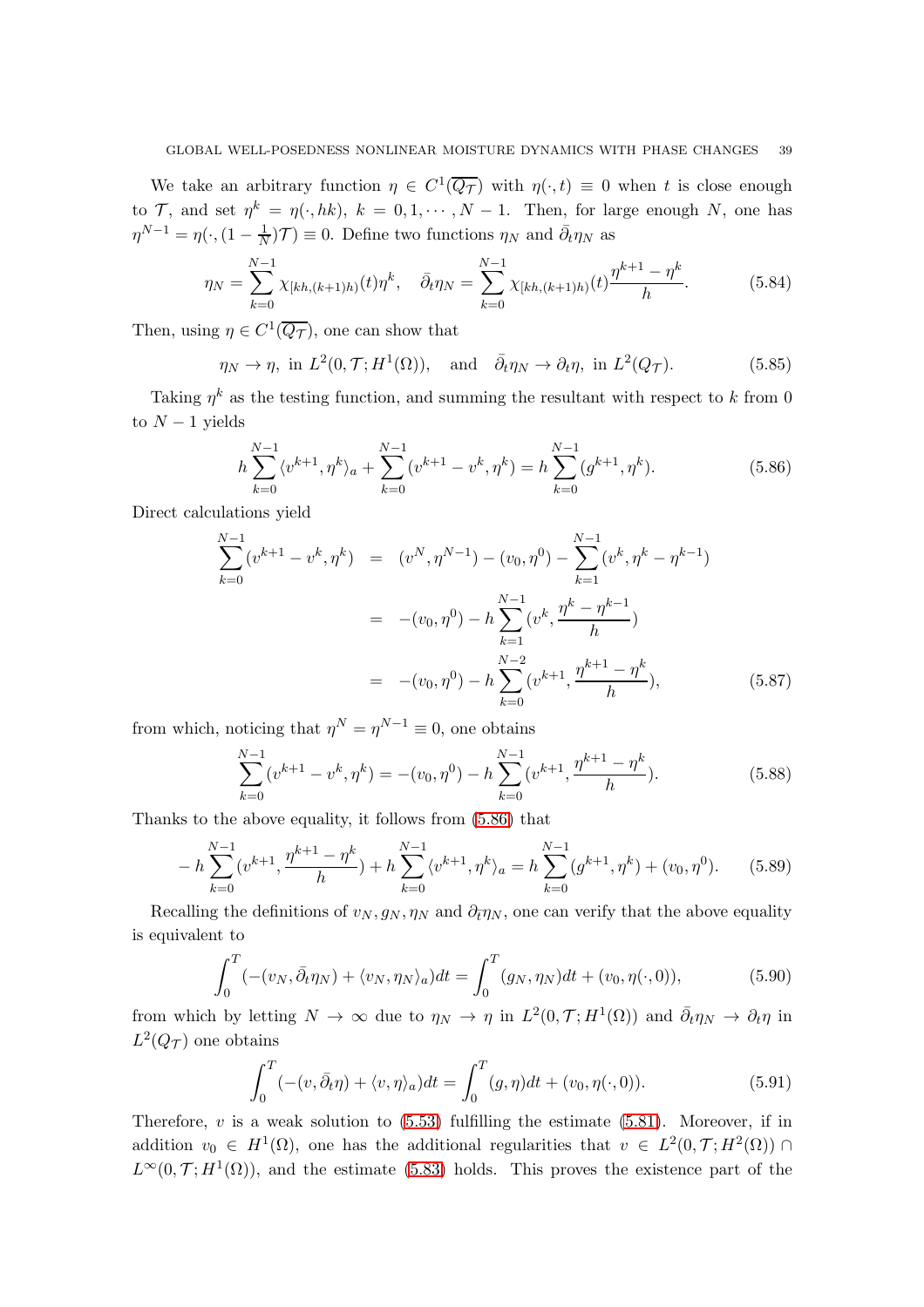We take an arbitrary function $\eta \in C^1(\overline{Q_\mathcal{T}})$ with $\eta(\cdot,t) \equiv 0$ when $t$ is close enough to $\mathcal{T}$, and set $\eta^k = \eta(\cdot, hk)$, $k = 0, 1, \cdots, N-1$. Then, for large enough $N$, one has $\eta^{N-1} = \eta(\cdot, (1-\frac{1}{N})\mathcal{T}) \equiv 0$. Define two functions $\eta_N$ and $\bar{\partial}_t\eta_N$ as

$$\eta_N = \sum_{k=0}^{N-1} \chi_{[kh,(k+1)h)}(t)\eta^k, \quad \bar{\partial}_t\eta_N = \sum_{k=0}^{N-1} \chi_{[kh,(k+1)h)}(t)\frac{\eta^{k+1}-\eta^k}{h}. \tag{5.84}$$

Then, using $\eta \in C^1(\overline{Q_\mathcal{T}})$, one can show that

$$\eta_N \to \eta, \text{ in } L^2(0,\mathcal{T}; H^1(\Omega)), \quad \text{and} \quad \bar{\partial}_t\eta_N \to \partial_t\eta, \text{ in } L^2(Q_\mathcal{T}). \tag{5.85}$$

Taking $\eta^k$ as the testing function, and summing the resultant with respect to $k$ from 0 to $N-1$ yields

$$h\sum_{k=0}^{N-1}\langle v^{k+1}, \eta^k\rangle_a + \sum_{k=0}^{N-1}(v^{k+1}-v^k, \eta^k) = h\sum_{k=0}^{N-1}(g^{k+1}, \eta^k). \tag{5.86}$$

Direct calculations yield

$$\begin{aligned}
\sum_{k=0}^{N-1}(v^{k+1}-v^k,\eta^k) &= (v^N, \eta^{N-1}) - (v_0, \eta^0) - \sum_{k=1}^{N-1}(v^k, \eta^k - \eta^{k-1}) \\
&= -(v_0,\eta^0) - h\sum_{k=1}^{N-1}(v^k, \frac{\eta^k-\eta^{k-1}}{h}) \\
&= -(v_0,\eta^0) - h\sum_{k=0}^{N-2}(v^{k+1}, \frac{\eta^{k+1}-\eta^k}{h}),
\end{aligned} \tag{5.87}$$

from which, noticing that $\eta^N = \eta^{N-1} \equiv 0$, one obtains

$$\sum_{k=0}^{N-1}(v^{k+1}-v^k,\eta^k) = -(v_0,\eta^0) - h\sum_{k=0}^{N-1}(v^{k+1}, \frac{\eta^{k+1}-\eta^k}{h}). \tag{5.88}$$

Thanks to the above equality, it follows from (5.86) that

$$-h\sum_{k=0}^{N-1}(v^{k+1}, \frac{\eta^{k+1}-\eta^k}{h}) + h\sum_{k=0}^{N-1}\langle v^{k+1}, \eta^k\rangle_a = h\sum_{k=0}^{N-1}(g^{k+1},\eta^k) + (v_0,\eta^0). \tag{5.89}$$

Recalling the definitions of $v_N, g_N, \eta_N$ and $\partial_{\bar{t}}\eta_N$, one can verify that the above equality is equivalent to

$$\int_0^T(-(v_N, \bar{\partial}_t\eta_N) + \langle v_N, \eta_N\rangle_a)dt = \int_0^T(g_N,\eta_N)dt + (v_0, \eta(\cdot,0)), \tag{5.90}$$

from which by letting $N \to \infty$ due to $\eta_N \to \eta$ in $L^2(0,\mathcal{T}; H^1(\Omega))$ and $\bar{\partial}_t\eta_N \to \partial_t\eta$ in $L^2(Q_\mathcal{T})$ one obtains

$$\int_0^T(-(v, \bar{\partial}_t\eta) + \langle v, \eta\rangle_a)dt = \int_0^T(g,\eta)dt + (v_0, \eta(\cdot,0)). \tag{5.91}$$

Therefore, $v$ is a weak solution to (5.53) fulfilling the estimate (5.81). Moreover, if in addition $v_0 \in H^1(\Omega)$, one has the additional regularities that $v \in L^2(0,\mathcal{T}; H^2(\Omega)) \cap L^\infty(0,\mathcal{T}; H^1(\Omega))$, and the estimate (5.83) holds. This proves the existence part of the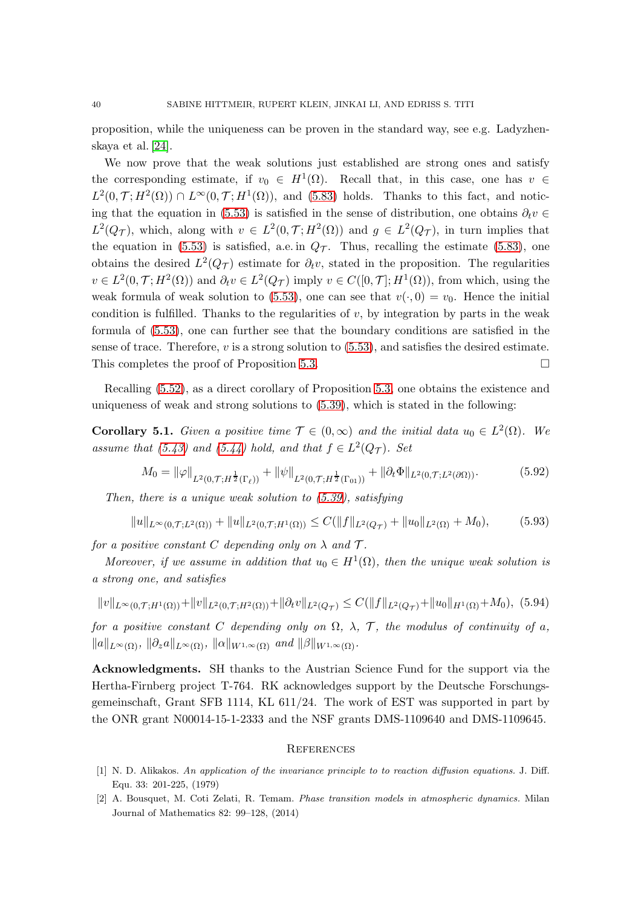proposition, while the uniqueness can be proven in the standard way, see e.g. Ladyzhenskaya et al. [24].

We now prove that the weak solutions just established are strong ones and satisfy the corresponding estimate, if $v_0 \in H^1(\Omega)$. Recall that, in this case, one has $v \in L^2(0,\mathcal{T};H^2(\Omega)) \cap L^\infty(0,\mathcal{T};H^1(\Omega))$, and (5.83) holds. Thanks to this fact, and noticing that the equation in (5.53) is satisfied in the sense of distribution, one obtains $\partial_t v \in L^2(Q_\mathcal{T})$, which, along with $v \in L^2(0,\mathcal{T};H^2(\Omega))$ and $g \in L^2(Q_\mathcal{T})$, in turn implies that the equation in (5.53) is satisfied, a.e. in $Q_\mathcal{T}$. Thus, recalling the estimate (5.83), one obtains the desired $L^2(Q_\mathcal{T})$ estimate for $\partial_t v$, stated in the proposition. The regularities $v \in L^2(0,\mathcal{T};H^2(\Omega))$ and $\partial_t v \in L^2(Q_\mathcal{T})$ imply $v \in C([0,\mathcal{T}];H^1(\Omega))$, from which, using the weak formula of weak solution to (5.53), one can see that $v(\cdot,0) = v_0$. Hence the initial condition is fulfilled. Thanks to the regularities of $v$, by integration by parts in the weak formula of (5.53), one can further see that the boundary conditions are satisfied in the sense of trace. Therefore, $v$ is a strong solution to (5.53), and satisfies the desired estimate. This completes the proof of Proposition 5.3. □

Recalling (5.52), as a direct corollary of Proposition 5.3, one obtains the existence and uniqueness of weak and strong solutions to (5.39), which is stated in the following:

**Corollary 5.1.** *Given a positive time $\mathcal{T} \in (0,\infty)$ and the initial data $u_0 \in L^2(\Omega)$. We assume that (5.43) and (5.44) hold, and that $f \in L^2(Q_\mathcal{T})$. Set*

$$M_0 = \|\varphi\|_{L^2(0,\mathcal{T};H^{\frac12}(\Gamma_\ell))} + \|\psi\|_{L^2(0,\mathcal{T};H^{\frac12}(\Gamma_{01}))} + \|\partial_t \Phi\|_{L^2(0,\mathcal{T};L^2(\partial\Omega))}. \tag{5.92}$$

*Then, there is a unique weak solution to (5.39), satisfying*

$$\|u\|_{L^\infty(0,\mathcal{T};L^2(\Omega))} + \|u\|_{L^2(0,\mathcal{T};H^1(\Omega))} \le C(\|f\|_{L^2(Q_\mathcal{T})} + \|u_0\|_{L^2(\Omega)} + M_0), \tag{5.93}$$

*for a positive constant $C$ depending only on $\lambda$ and $\mathcal{T}$.*

*Moreover, if we assume in addition that $u_0 \in H^1(\Omega)$, then the unique weak solution is a strong one, and satisfies*

$$\|v\|_{L^\infty(0,\mathcal{T};H^1(\Omega))} + \|v\|_{L^2(0,\mathcal{T};H^2(\Omega))} + \|\partial_t v\|_{L^2(Q_\mathcal{T})} \le C(\|f\|_{L^2(Q_\mathcal{T})} + \|u_0\|_{H^1(\Omega)} + M_0), \tag{5.94}$$

*for a positive constant $C$ depending only on $\Omega$, $\lambda$, $\mathcal{T}$, the modulus of continuity of $a$, $\|a\|_{L^\infty(\Omega)}$, $\|\partial_z a\|_{L^\infty(\Omega)}$, $\|\alpha\|_{W^{1,\infty}(\Omega)}$ and $\|\beta\|_{W^{1,\infty}(\Omega)}$.*

**Acknowledgments.** SH thanks to the Austrian Science Fund for the support via the Hertha-Firnberg project T-764. RK acknowledges support by the Deutsche Forschungsgemeinschaft, Grant SFB 1114, KL 611/24. The work of EST was supported in part by the ONR grant N00014-15-1-2333 and the NSF grants DMS-1109640 and DMS-1109645.

## References

[1] N. D. Alikakos. *An application of the invariance principle to to reaction diffusion equations.* J. Diff. Equ. 33: 201-225, (1979)

[2] A. Bousquet, M. Coti Zelati, R. Temam. *Phase transition models in atmospheric dynamics.* Milan Journal of Mathematics 82: 99–128, (2014)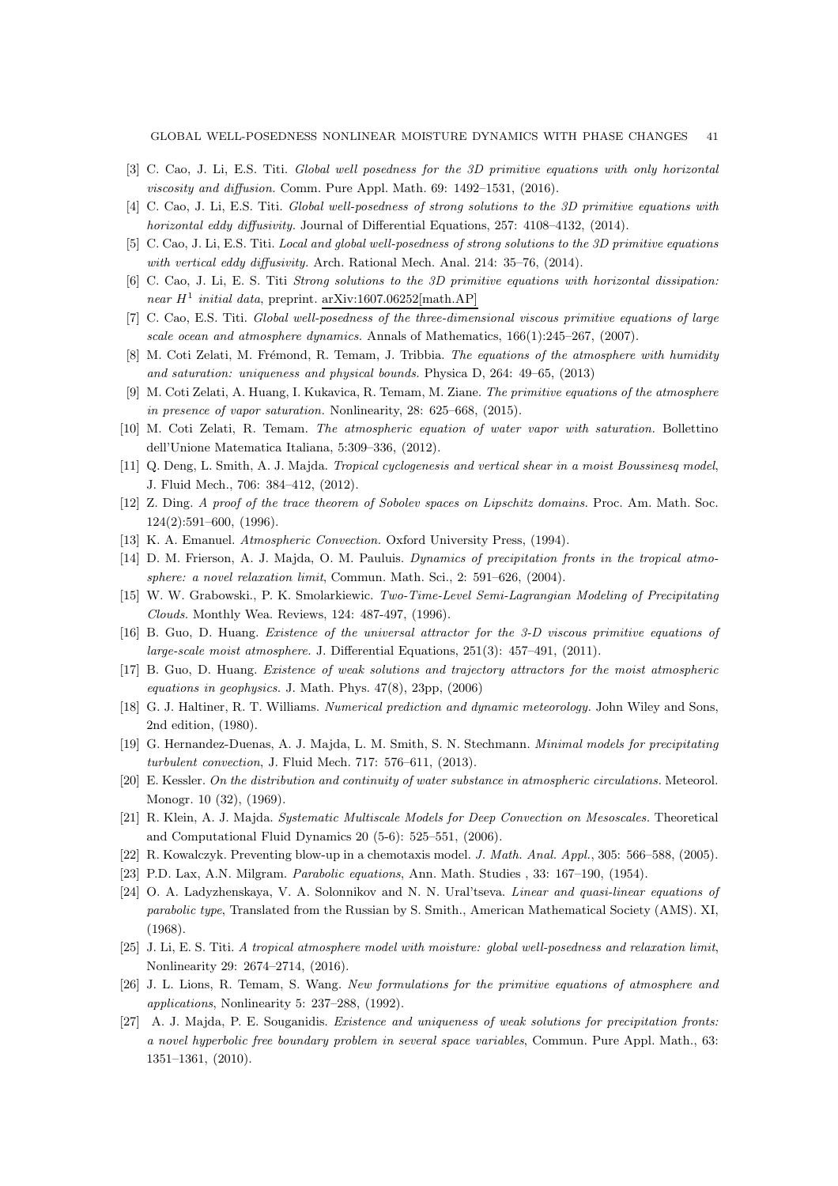[3] C. Cao, J. Li, E.S. Titi. *Global well posedness for the 3D primitive equations with only horizontal viscosity and diffusion*. Comm. Pure Appl. Math. 69: 1492–1531, (2016).

[4] C. Cao, J. Li, E.S. Titi. *Global well-posedness of strong solutions to the 3D primitive equations with horizontal eddy diffusivity*. Journal of Differential Equations, 257: 4108–4132, (2014).

[5] C. Cao, J. Li, E.S. Titi. *Local and global well-posedness of strong solutions to the 3D primitive equations with vertical eddy diffusivity*. Arch. Rational Mech. Anal. 214: 35–76, (2014).

[6] C. Cao, J. Li, E. S. Titi *Strong solutions to the 3D primitive equations with horizontal dissipation: near $H^1$ initial data*, preprint. arXiv:1607.06252[math.AP]

[7] C. Cao, E.S. Titi. *Global well-posedness of the three-dimensional viscous primitive equations of large scale ocean and atmosphere dynamics*. Annals of Mathematics, 166(1):245–267, (2007).

[8] M. Coti Zelati, M. Frémond, R. Temam, J. Tribbia. *The equations of the atmosphere with humidity and saturation: uniqueness and physical bounds*. Physica D, 264: 49–65, (2013)

[9] M. Coti Zelati, A. Huang, I. Kukavica, R. Temam, M. Ziane. *The primitive equations of the atmosphere in presence of vapor saturation*. Nonlinearity, 28: 625–668, (2015).

[10] M. Coti Zelati, R. Temam. *The atmospheric equation of water vapor with saturation*. Bollettino dell'Unione Matematica Italiana, 5:309–336, (2012).

[11] Q. Deng, L. Smith, A. J. Majda. *Tropical cyclogenesis and vertical shear in a moist Boussinesq model*, J. Fluid Mech., 706: 384–412, (2012).

[12] Z. Ding. *A proof of the trace theorem of Sobolev spaces on Lipschitz domains*. Proc. Am. Math. Soc. 124(2):591–600, (1996).

[13] K. A. Emanuel. *Atmospheric Convection*. Oxford University Press, (1994).

[14] D. M. Frierson, A. J. Majda, O. M. Pauluis. *Dynamics of precipitation fronts in the tropical atmosphere: a novel relaxation limit*, Commun. Math. Sci., 2: 591–626, (2004).

[15] W. W. Grabowski., P. K. Smolarkiewic. *Two-Time-Level Semi-Lagrangian Modeling of Precipitating Clouds*. Monthly Wea. Reviews, 124: 487-497, (1996).

[16] B. Guo, D. Huang. *Existence of the universal attractor for the 3-D viscous primitive equations of large-scale moist atmosphere*. J. Differential Equations, 251(3): 457–491, (2011).

[17] B. Guo, D. Huang. *Existence of weak solutions and trajectory attractors for the moist atmospheric equations in geophysics*. J. Math. Phys. 47(8), 23pp, (2006)

[18] G. J. Haltiner, R. T. Williams. *Numerical prediction and dynamic meteorology*. John Wiley and Sons, 2nd edition, (1980).

[19] G. Hernandez-Duenas, A. J. Majda, L. M. Smith, S. N. Stechmann. *Minimal models for precipitating turbulent convection*, J. Fluid Mech. 717: 576–611, (2013).

[20] E. Kessler. *On the distribution and continuity of water substance in atmospheric circulations*. Meteorol. Monogr. 10 (32), (1969).

[21] R. Klein, A. J. Majda. *Systematic Multiscale Models for Deep Convection on Mesoscales*. Theoretical and Computational Fluid Dynamics 20 (5-6): 525–551, (2006).

[22] R. Kowalczyk. Preventing blow-up in a chemotaxis model. *J. Math. Anal. Appl.*, 305: 566–588, (2005).

[23] P.D. Lax, A.N. Milgram. *Parabolic equations*, Ann. Math. Studies , 33: 167–190, (1954).

[24] O. A. Ladyzhenskaya, V. A. Solonnikov and N. N. Ural'tseva. *Linear and quasi-linear equations of parabolic type*, Translated from the Russian by S. Smith., American Mathematical Society (AMS). XI, (1968).

[25] J. Li, E. S. Titi. *A tropical atmosphere model with moisture: global well-posedness and relaxation limit*, Nonlinearity 29: 2674–2714, (2016).

[26] J. L. Lions, R. Temam, S. Wang. *New formulations for the primitive equations of atmosphere and applications*, Nonlinearity 5: 237–288, (1992).

[27] A. J. Majda, P. E. Souganidis. *Existence and uniqueness of weak solutions for precipitation fronts: a novel hyperbolic free boundary problem in several space variables*, Commun. Pure Appl. Math., 63: 1351–1361, (2010).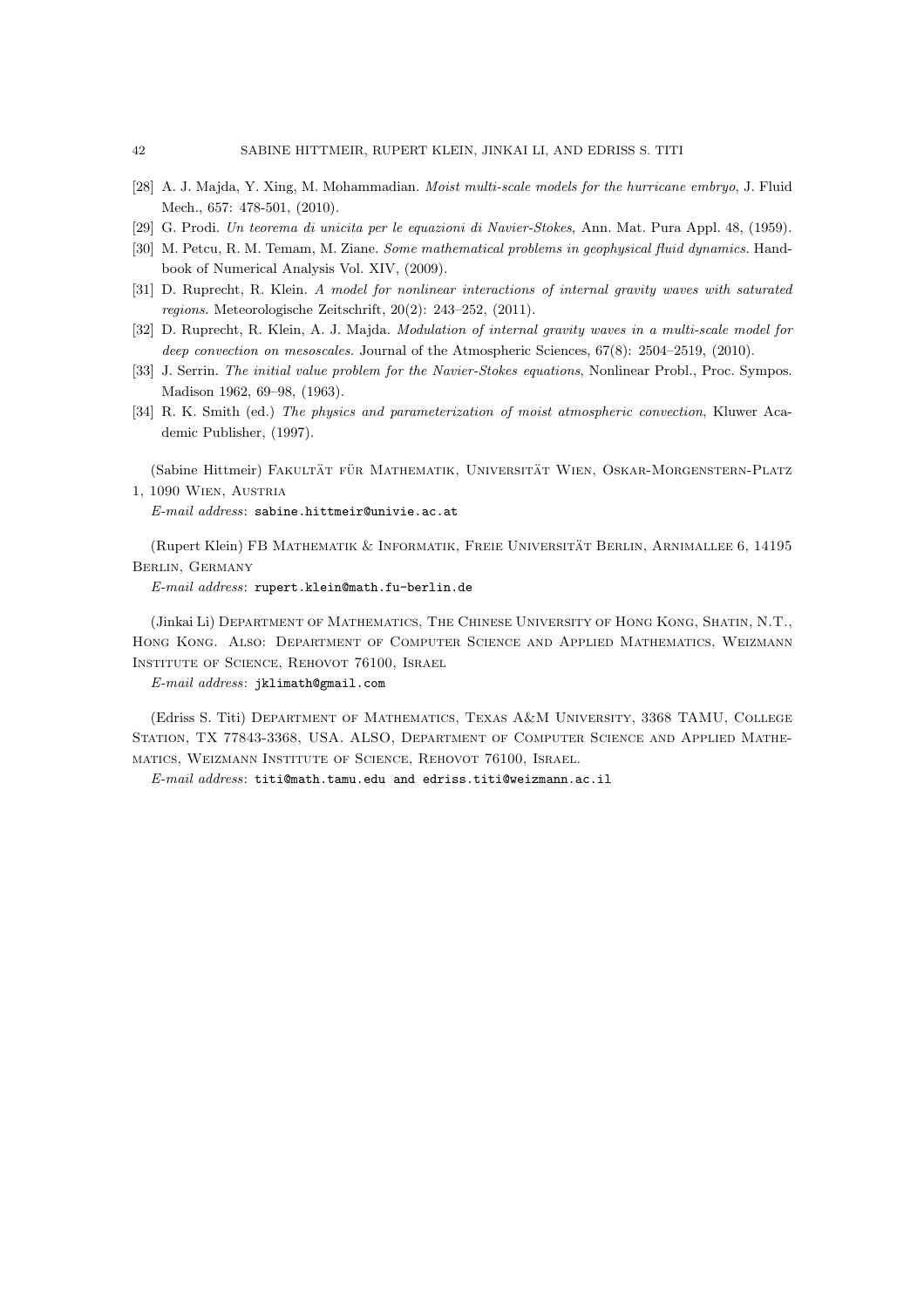[28] A. J. Majda, Y. Xing, M. Mohammadian. *Moist multi-scale models for the hurricane embryo*, J. Fluid Mech., 657: 478-501, (2010).

[29] G. Prodi. *Un teorema di unicita per le equazioni di Navier-Stokes*, Ann. Mat. Pura Appl. 48, (1959).

[30] M. Petcu, R. M. Temam, M. Ziane. *Some mathematical problems in geophysical fluid dynamics.* Handbook of Numerical Analysis Vol. XIV, (2009).

[31] D. Ruprecht, R. Klein. *A model for nonlinear interactions of internal gravity waves with saturated regions.* Meteorologische Zeitschrift, 20(2): 243–252, (2011).

[32] D. Ruprecht, R. Klein, A. J. Majda. *Modulation of internal gravity waves in a multi-scale model for deep convection on mesoscales.* Journal of the Atmospheric Sciences, 67(8): 2504–2519, (2010).

[33] J. Serrin. *The initial value problem for the Navier-Stokes equations*, Nonlinear Probl., Proc. Sympos. Madison 1962, 69–98, (1963).

[34] R. K. Smith (ed.) *The physics and parameterization of moist atmospheric convection*, Kluwer Academic Publisher, (1997).

(Sabine Hittmeir) Fakultät für Mathematik, Universität Wien, Oskar-Morgenstern-Platz 1, 1090 Wien, Austria

*E-mail address*: sabine.hittmeir@univie.ac.at

(Rupert Klein) FB Mathematik & Informatik, Freie Universität Berlin, Arnimallee 6, 14195 Berlin, Germany

*E-mail address*: rupert.klein@math.fu-berlin.de

(Jinkai Li) Department of Mathematics, The Chinese University of Hong Kong, Shatin, N.T., Hong Kong. Also: Department of Computer Science and Applied Mathematics, Weizmann Institute of Science, Rehovot 76100, Israel

*E-mail address*: jklimath@gmail.com

(Edriss S. Titi) Department of Mathematics, Texas A&M University, 3368 TAMU, College Station, TX 77843-3368, USA. ALSO, Department of Computer Science and Applied Mathematics, Weizmann Institute of Science, Rehovot 76100, Israel.

*E-mail address*: titi@math.tamu.edu and edriss.titi@weizmann.ac.il